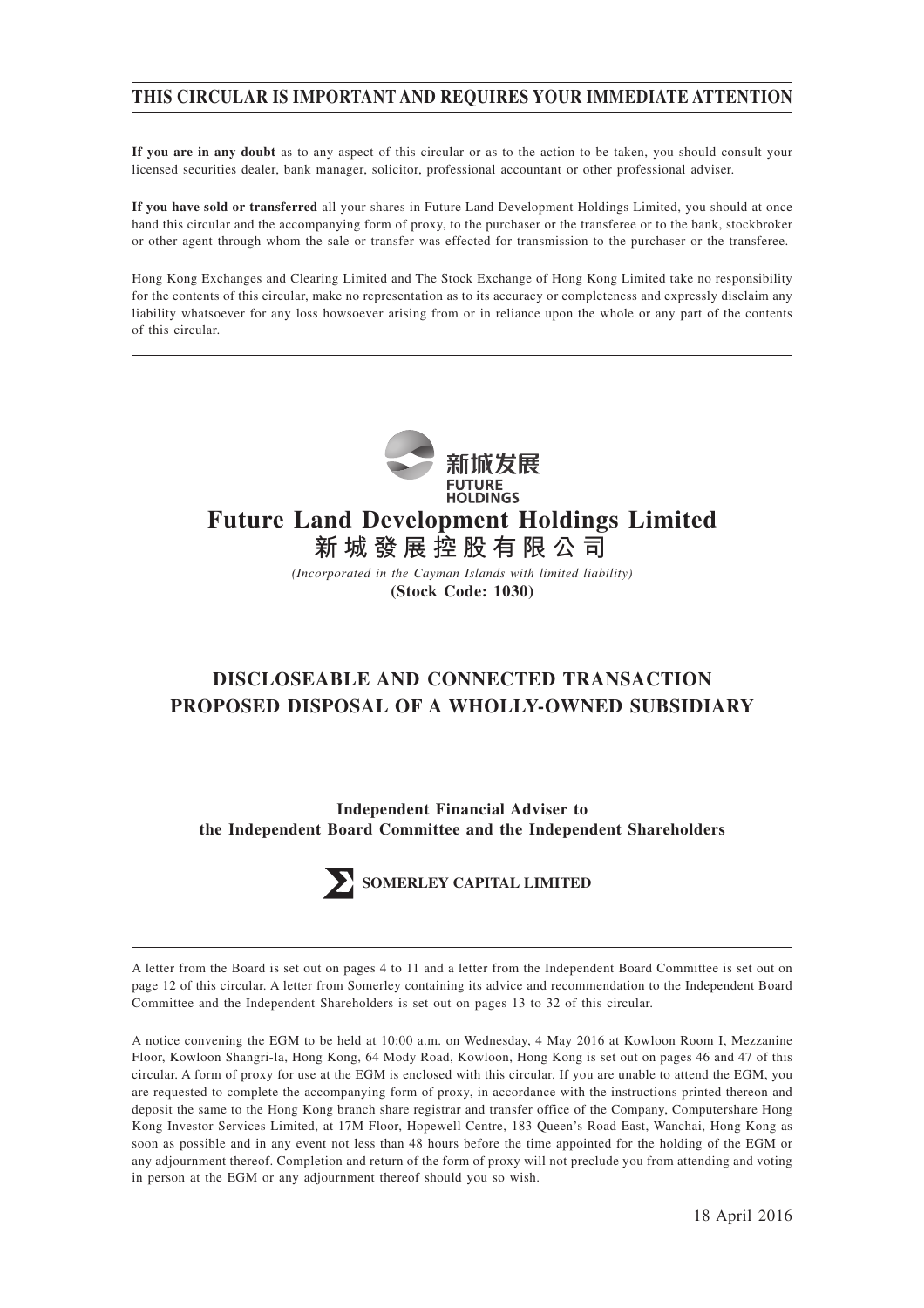# THIS CIRCULAR IS IMPORTANT AND REQUIRES YOUR IMMEDIATE ATTENTION

**If you are in any doubt** as to any aspect of this circular or as to the action to be taken, you should consult your licensed securities dealer, bank manager, solicitor, professional accountant or other professional adviser.

**If you have sold or transferred** all your shares in Future Land Development Holdings Limited, you should at once hand this circular and the accompanying form of proxy, to the purchaser or the transferee or to the bank, stockbroker or other agent through whom the sale or transfer was effected for transmission to the purchaser or the transferee.

Hong Kong Exchanges and Clearing Limited and The Stock Exchange of Hong Kong Limited take no responsibility for the contents of this circular, make no representation as to its accuracy or completeness and expressly disclaim any liability whatsoever for any loss howsoever arising from or in reliance upon the whole or any part of the contents of this circular.

新城发展
FUTURE HOLDINGS

# Future Land Development Holdings Limited
# 新城發展控股有限公司

*(Incorporated in the Cayman Islands with limited liability)*

**(Stock Code: 1030)**

## DISCLOSEABLE AND CONNECTED TRANSACTION
## PROPOSED DISPOSAL OF A WHOLLY-OWNED SUBSIDIARY

**Independent Financial Adviser to the Independent Board Committee and the Independent Shareholders**

**SOMERLEY CAPITAL LIMITED**

A letter from the Board is set out on pages 4 to 11 and a letter from the Independent Board Committee is set out on page 12 of this circular. A letter from Somerley containing its advice and recommendation to the Independent Board Committee and the Independent Shareholders is set out on pages 13 to 32 of this circular.

A notice convening the EGM to be held at 10:00 a.m. on Wednesday, 4 May 2016 at Kowloon Room I, Mezzanine Floor, Kowloon Shangri-la, Hong Kong, 64 Mody Road, Kowloon, Hong Kong is set out on pages 46 and 47 of this circular. A form of proxy for use at the EGM is enclosed with this circular. If you are unable to attend the EGM, you are requested to complete the accompanying form of proxy, in accordance with the instructions printed thereon and deposit the same to the Hong Kong branch share registrar and transfer office of the Company, Computershare Hong Kong Investor Services Limited, at 17M Floor, Hopewell Centre, 183 Queen's Road East, Wanchai, Hong Kong as soon as possible and in any event not less than 48 hours before the time appointed for the holding of the EGM or any adjournment thereof. Completion and return of the form of proxy will not preclude you from attending and voting in person at the EGM or any adjournment thereof should you so wish.

18 April 2016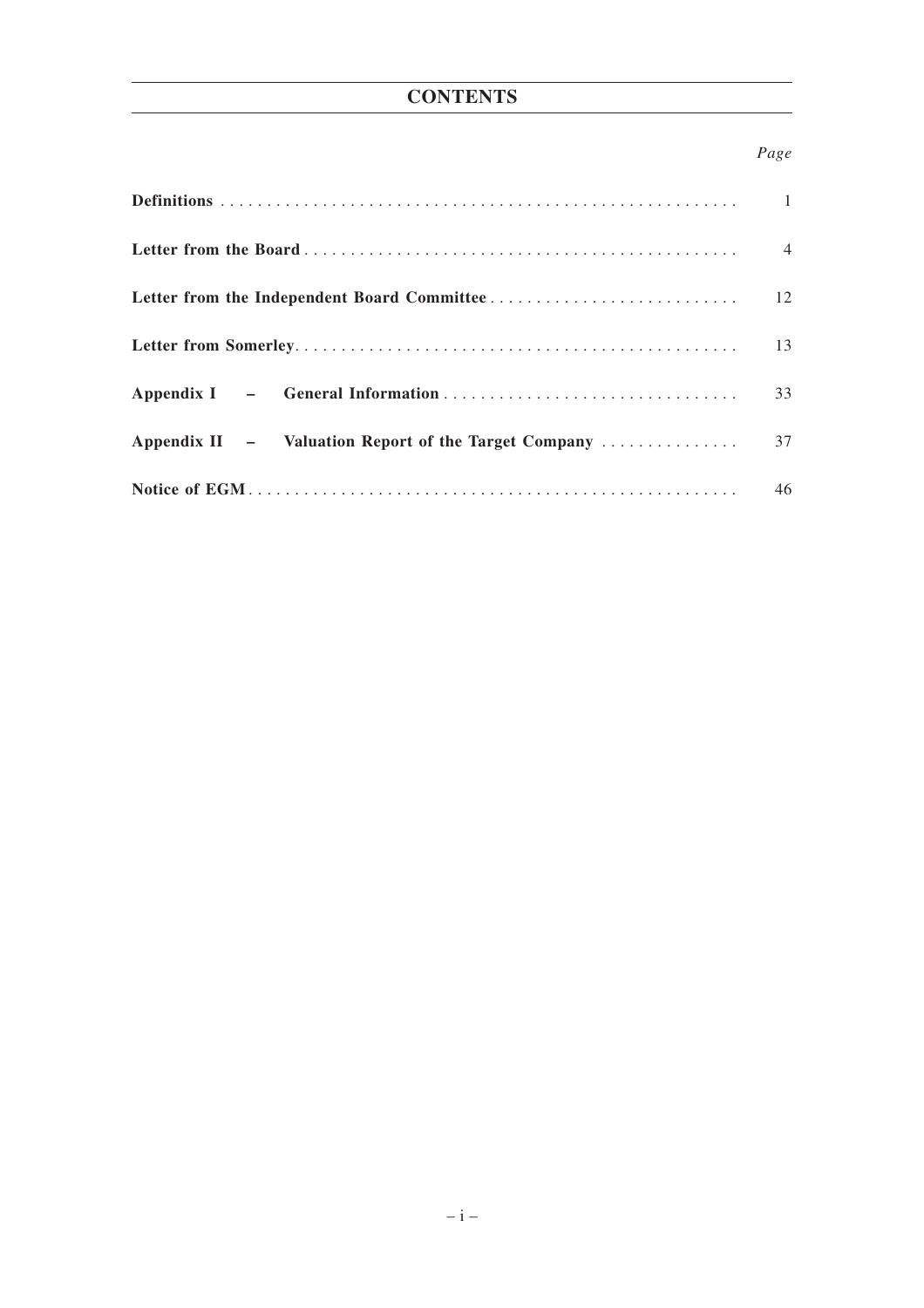# CONTENTS

| | *Page* |
|---|---|
| **Definitions** | 1 |
| **Letter from the Board** | 4 |
| **Letter from the Independent Board Committee** | 12 |
| **Letter from Somerley** | 13 |
| **Appendix I – General Information** | 33 |
| **Appendix II – Valuation Report of the Target Company** | 37 |
| **Notice of EGM** | 46 |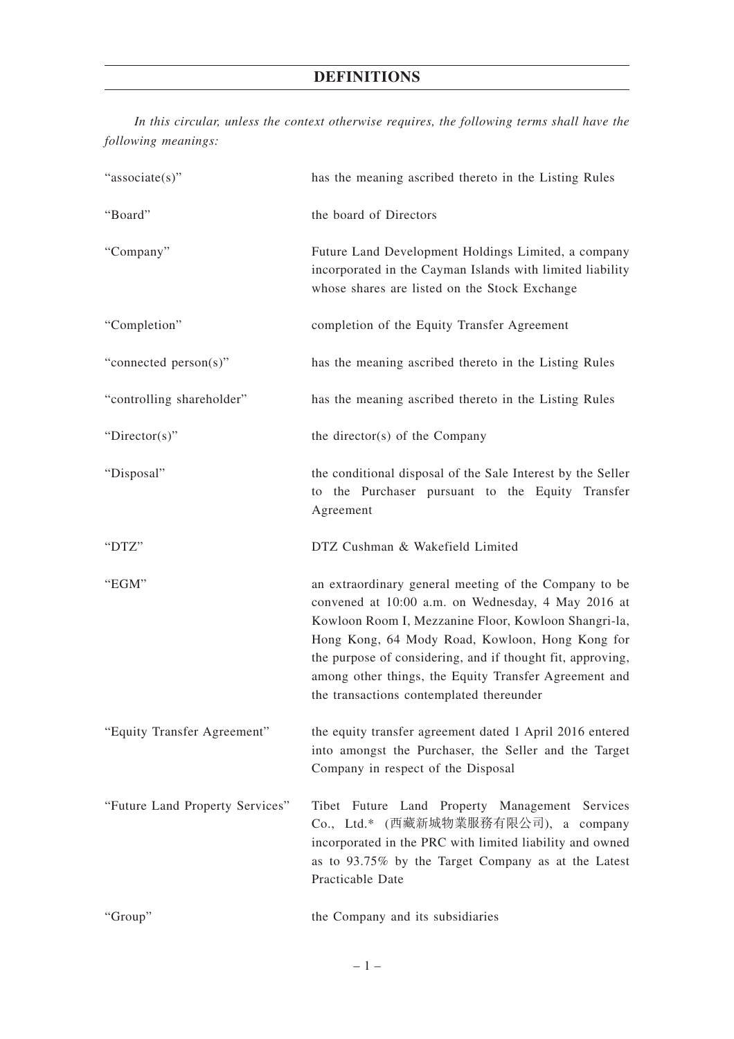# DEFINITIONS

*In this circular, unless the context otherwise requires, the following terms shall have the following meanings:*

| | |
|---|---|
| "associate(s)" | has the meaning ascribed thereto in the Listing Rules |
| "Board" | the board of Directors |
| "Company" | Future Land Development Holdings Limited, a company incorporated in the Cayman Islands with limited liability whose shares are listed on the Stock Exchange |
| "Completion" | completion of the Equity Transfer Agreement |
| "connected person(s)" | has the meaning ascribed thereto in the Listing Rules |
| "controlling shareholder" | has the meaning ascribed thereto in the Listing Rules |
| "Director(s)" | the director(s) of the Company |
| "Disposal" | the conditional disposal of the Sale Interest by the Seller to the Purchaser pursuant to the Equity Transfer Agreement |
| "DTZ" | DTZ Cushman & Wakefield Limited |
| "EGM" | an extraordinary general meeting of the Company to be convened at 10:00 a.m. on Wednesday, 4 May 2016 at Kowloon Room I, Mezzanine Floor, Kowloon Shangri-la, Hong Kong, 64 Mody Road, Kowloon, Hong Kong for the purpose of considering, and if thought fit, approving, among other things, the Equity Transfer Agreement and the transactions contemplated thereunder |
| "Equity Transfer Agreement" | the equity transfer agreement dated 1 April 2016 entered into amongst the Purchaser, the Seller and the Target Company in respect of the Disposal |
| "Future Land Property Services" | Tibet Future Land Property Management Services Co., Ltd.* (西藏新城物業服務有限公司), a company incorporated in the PRC with limited liability and owned as to 93.75% by the Target Company as at the Latest Practicable Date |
| "Group" | the Company and its subsidiaries |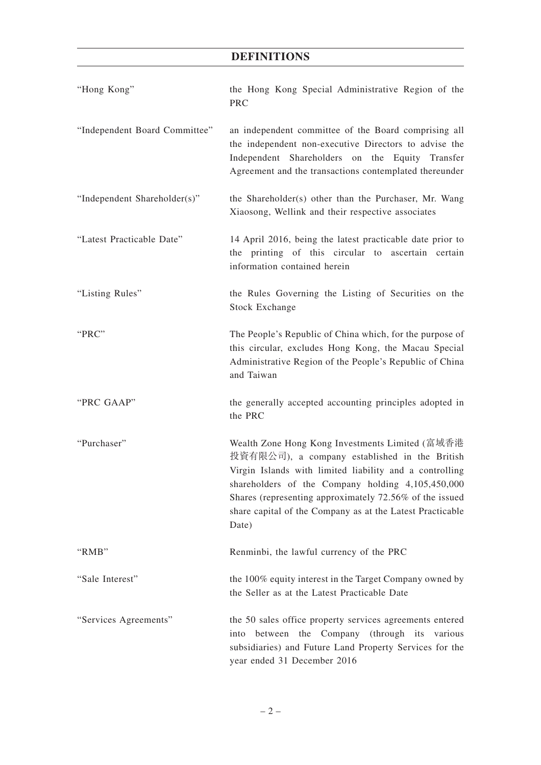# DEFINITIONS

| | |
|---|---|
| "Hong Kong" | the Hong Kong Special Administrative Region of the PRC |
| "Independent Board Committee" | an independent committee of the Board comprising all the independent non-executive Directors to advise the Independent Shareholders on the Equity Transfer Agreement and the transactions contemplated thereunder |
| "Independent Shareholder(s)" | the Shareholder(s) other than the Purchaser, Mr. Wang Xiaosong, Wellink and their respective associates |
| "Latest Practicable Date" | 14 April 2016, being the latest practicable date prior to the printing of this circular to ascertain certain information contained herein |
| "Listing Rules" | the Rules Governing the Listing of Securities on the Stock Exchange |
| "PRC" | The People's Republic of China which, for the purpose of this circular, excludes Hong Kong, the Macau Special Administrative Region of the People's Republic of China and Taiwan |
| "PRC GAAP" | the generally accepted accounting principles adopted in the PRC |
| "Purchaser" | Wealth Zone Hong Kong Investments Limited (富域香港投資有限公司), a company established in the British Virgin Islands with limited liability and a controlling shareholders of the Company holding 4,105,450,000 Shares (representing approximately 72.56% of the issued share capital of the Company as at the Latest Practicable Date) |
| "RMB" | Renminbi, the lawful currency of the PRC |
| "Sale Interest" | the 100% equity interest in the Target Company owned by the Seller as at the Latest Practicable Date |
| "Services Agreements" | the 50 sales office property services agreements entered into between the Company (through its various subsidiaries) and Future Land Property Services for the year ended 31 December 2016 |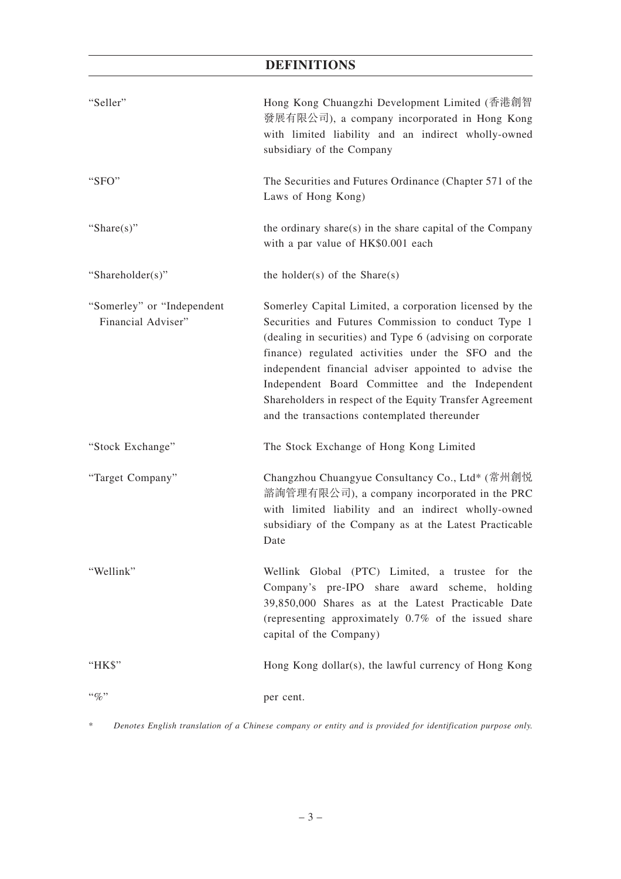## DEFINITIONS

| | |
|---|---|
| "Seller" | Hong Kong Chuangzhi Development Limited (香港創智發展有限公司), a company incorporated in Hong Kong with limited liability and an indirect wholly-owned subsidiary of the Company |
| "SFO" | The Securities and Futures Ordinance (Chapter 571 of the Laws of Hong Kong) |
| "Share(s)" | the ordinary share(s) in the share capital of the Company with a par value of HK$0.001 each |
| "Shareholder(s)" | the holder(s) of the Share(s) |
| "Somerley" or "Independent Financial Adviser" | Somerley Capital Limited, a corporation licensed by the Securities and Futures Commission to conduct Type 1 (dealing in securities) and Type 6 (advising on corporate finance) regulated activities under the SFO and the independent financial adviser appointed to advise the Independent Board Committee and the Independent Shareholders in respect of the Equity Transfer Agreement and the transactions contemplated thereunder |
| "Stock Exchange" | The Stock Exchange of Hong Kong Limited |
| "Target Company" | Changzhou Chuangyue Consultancy Co., Ltd* (常州創悅諮詢管理有限公司), a company incorporated in the PRC with limited liability and an indirect wholly-owned subsidiary of the Company as at the Latest Practicable Date |
| "Wellink" | Wellink Global (PTC) Limited, a trustee for the Company's pre-IPO share award scheme, holding 39,850,000 Shares as at the Latest Practicable Date (representing approximately 0.7% of the issued share capital of the Company) |
| "HK$" | Hong Kong dollar(s), the lawful currency of Hong Kong |
| "%" | per cent. |

\* *Denotes English translation of a Chinese company or entity and is provided for identification purpose only.*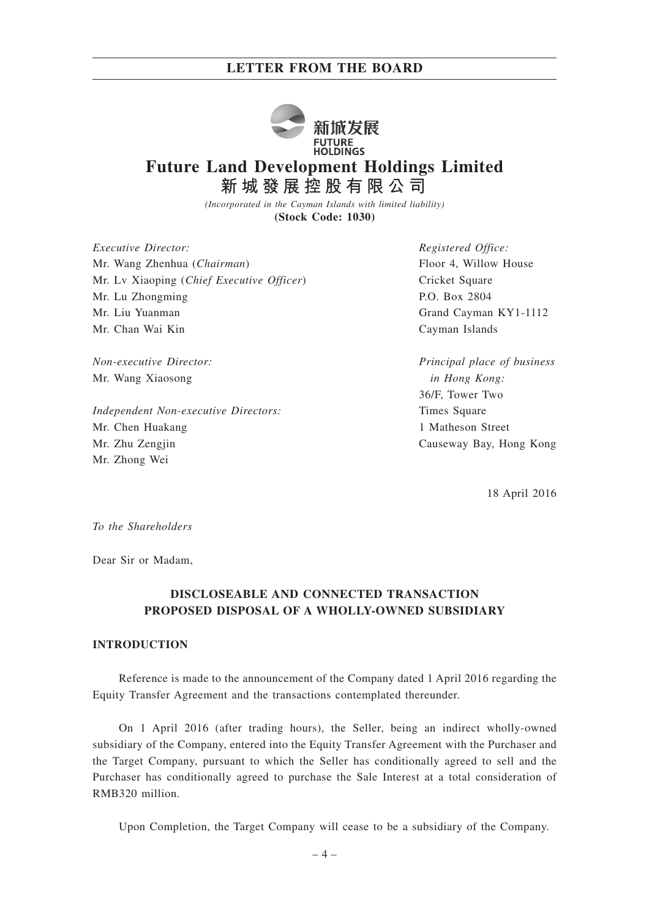**新城发展**
**FUTURE HOLDINGS**

# Future Land Development Holdings Limited
# 新 城 發 展 控 股 有 限 公 司

*(Incorporated in the Cayman Islands with limited liability)*
**(Stock Code: 1030)**

*Executive Director:*
Mr. Wang Zhenhua (*Chairman*)
Mr. Lv Xiaoping (*Chief Executive Officer*)
Mr. Lu Zhongming
Mr. Liu Yuanman
Mr. Chan Wai Kin

*Non-executive Director:*
Mr. Wang Xiaosong

*Independent Non-executive Directors:*
Mr. Chen Huakang
Mr. Zhu Zengjin
Mr. Zhong Wei

*Registered Office:*
Floor 4, Willow House
Cricket Square
P.O. Box 2804
Grand Cayman KY1-1112
Cayman Islands

*Principal place of business in Hong Kong:*
36/F, Tower Two
Times Square
1 Matheson Street
Causeway Bay, Hong Kong

18 April 2016

*To the Shareholders*

Dear Sir or Madam,

## DISCLOSEABLE AND CONNECTED TRANSACTION PROPOSED DISPOSAL OF A WHOLLY-OWNED SUBSIDIARY

### INTRODUCTION

Reference is made to the announcement of the Company dated 1 April 2016 regarding the Equity Transfer Agreement and the transactions contemplated thereunder.

On 1 April 2016 (after trading hours), the Seller, being an indirect wholly-owned subsidiary of the Company, entered into the Equity Transfer Agreement with the Purchaser and the Target Company, pursuant to which the Seller has conditionally agreed to sell and the Purchaser has conditionally agreed to purchase the Sale Interest at a total consideration of RMB320 million.

Upon Completion, the Target Company will cease to be a subsidiary of the Company.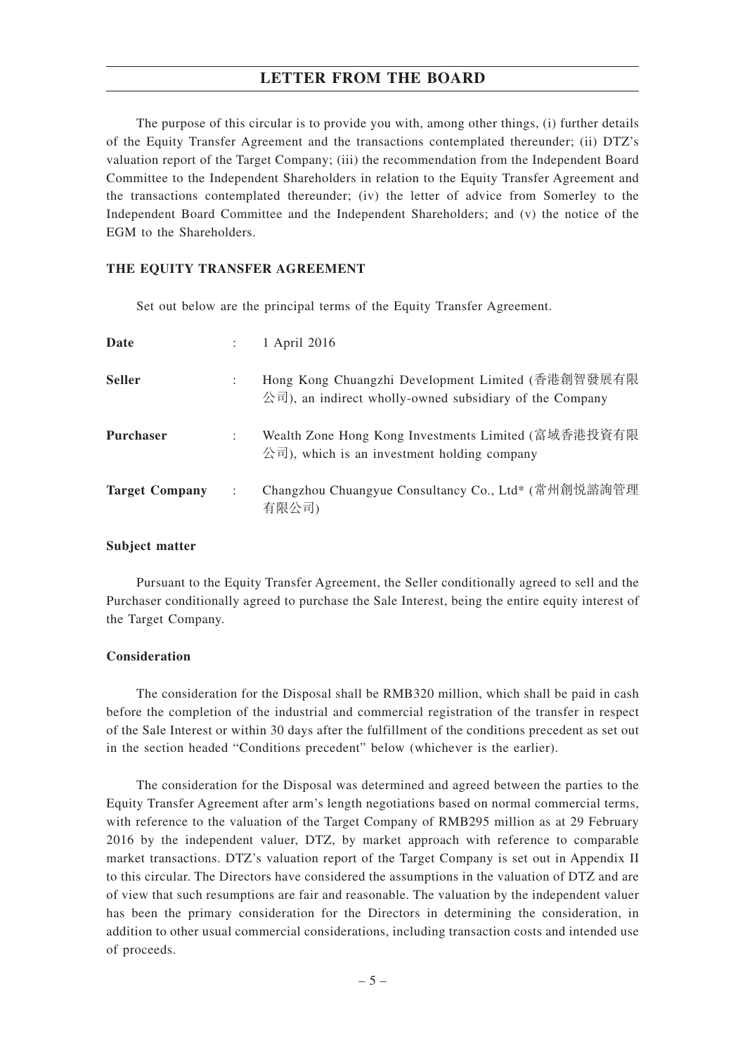The purpose of this circular is to provide you with, among other things, (i) further details of the Equity Transfer Agreement and the transactions contemplated thereunder; (ii) DTZ's valuation report of the Target Company; (iii) the recommendation from the Independent Board Committee to the Independent Shareholders in relation to the Equity Transfer Agreement and the transactions contemplated thereunder; (iv) the letter of advice from Somerley to the Independent Board Committee and the Independent Shareholders; and (v) the notice of the EGM to the Shareholders.

## THE EQUITY TRANSFER AGREEMENT

Set out below are the principal terms of the Equity Transfer Agreement.

| | | |
|---|---|---|
| **Date** | : | 1 April 2016 |
| **Seller** | : | Hong Kong Chuangzhi Development Limited (香港創智發展有限公司), an indirect wholly-owned subsidiary of the Company |
| **Purchaser** | : | Wealth Zone Hong Kong Investments Limited (富域香港投資有限公司), which is an investment holding company |
| **Target Company** | : | Changzhou Chuangyue Consultancy Co., Ltd* (常州創悦諮詢管理有限公司) |

### Subject matter

Pursuant to the Equity Transfer Agreement, the Seller conditionally agreed to sell and the Purchaser conditionally agreed to purchase the Sale Interest, being the entire equity interest of the Target Company.

### Consideration

The consideration for the Disposal shall be RMB320 million, which shall be paid in cash before the completion of the industrial and commercial registration of the transfer in respect of the Sale Interest or within 30 days after the fulfillment of the conditions precedent as set out in the section headed "Conditions precedent" below (whichever is the earlier).

The consideration for the Disposal was determined and agreed between the parties to the Equity Transfer Agreement after arm's length negotiations based on normal commercial terms, with reference to the valuation of the Target Company of RMB295 million as at 29 February 2016 by the independent valuer, DTZ, by market approach with reference to comparable market transactions. DTZ's valuation report of the Target Company is set out in Appendix II to this circular. The Directors have considered the assumptions in the valuation of DTZ and are of view that such resumptions are fair and reasonable. The valuation by the independent valuer has been the primary consideration for the Directors in determining the consideration, in addition to other usual commercial considerations, including transaction costs and intended use of proceeds.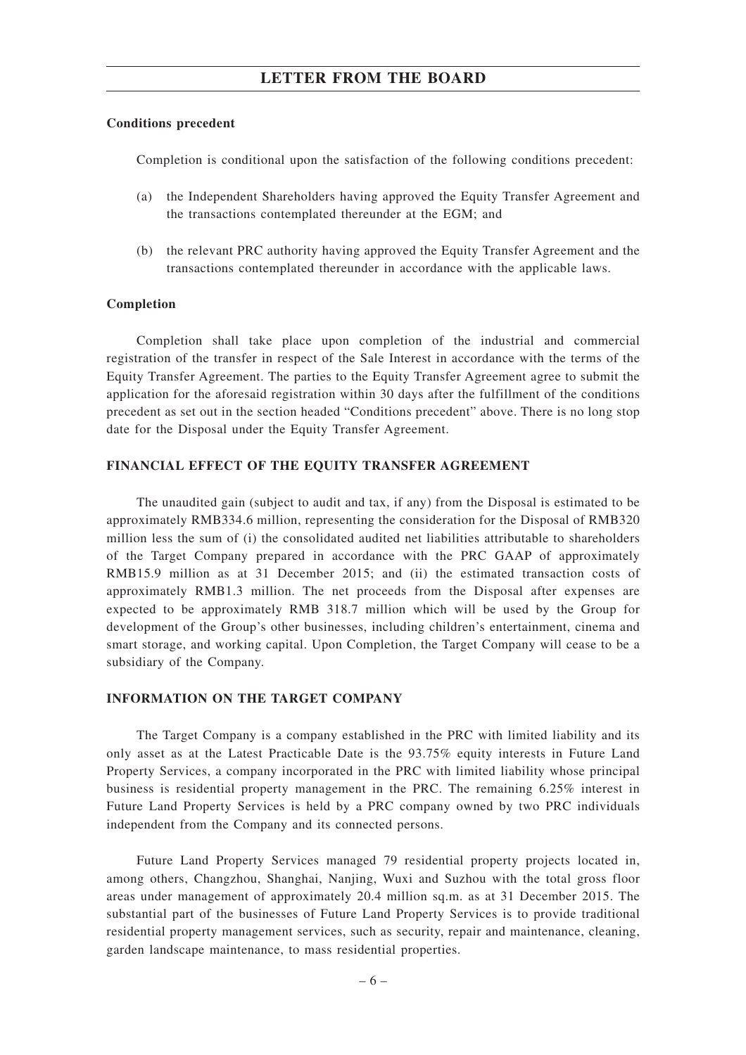**Conditions precedent**

Completion is conditional upon the satisfaction of the following conditions precedent:

(a) the Independent Shareholders having approved the Equity Transfer Agreement and the transactions contemplated thereunder at the EGM; and

(b) the relevant PRC authority having approved the Equity Transfer Agreement and the transactions contemplated thereunder in accordance with the applicable laws.

**Completion**

Completion shall take place upon completion of the industrial and commercial registration of the transfer in respect of the Sale Interest in accordance with the terms of the Equity Transfer Agreement. The parties to the Equity Transfer Agreement agree to submit the application for the aforesaid registration within 30 days after the fulfillment of the conditions precedent as set out in the section headed "Conditions precedent" above. There is no long stop date for the Disposal under the Equity Transfer Agreement.

**FINANCIAL EFFECT OF THE EQUITY TRANSFER AGREEMENT**

The unaudited gain (subject to audit and tax, if any) from the Disposal is estimated to be approximately RMB334.6 million, representing the consideration for the Disposal of RMB320 million less the sum of (i) the consolidated audited net liabilities attributable to shareholders of the Target Company prepared in accordance with the PRC GAAP of approximately RMB15.9 million as at 31 December 2015; and (ii) the estimated transaction costs of approximately RMB1.3 million. The net proceeds from the Disposal after expenses are expected to be approximately RMB 318.7 million which will be used by the Group for development of the Group's other businesses, including children's entertainment, cinema and smart storage, and working capital. Upon Completion, the Target Company will cease to be a subsidiary of the Company.

**INFORMATION ON THE TARGET COMPANY**

The Target Company is a company established in the PRC with limited liability and its only asset as at the Latest Practicable Date is the 93.75% equity interests in Future Land Property Services, a company incorporated in the PRC with limited liability whose principal business is residential property management in the PRC. The remaining 6.25% interest in Future Land Property Services is held by a PRC company owned by two PRC individuals independent from the Company and its connected persons.

Future Land Property Services managed 79 residential property projects located in, among others, Changzhou, Shanghai, Nanjing, Wuxi and Suzhou with the total gross floor areas under management of approximately 20.4 million sq.m. as at 31 December 2015. The substantial part of the businesses of Future Land Property Services is to provide traditional residential property management services, such as security, repair and maintenance, cleaning, garden landscape maintenance, to mass residential properties.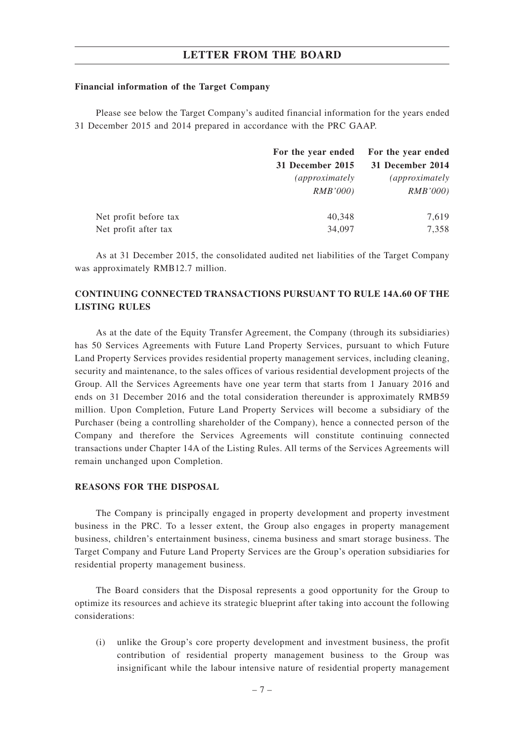**Financial information of the Target Company**

Please see below the Target Company's audited financial information for the years ended 31 December 2015 and 2014 prepared in accordance with the PRC GAAP.

| | For the year ended 31 December 2015 *(approximately RMB'000)* | For the year ended 31 December 2014 *(approximately RMB'000)* |
|---|---|---|
| Net profit before tax | 40,348 | 7,619 |
| Net profit after tax | 34,097 | 7,358 |

As at 31 December 2015, the consolidated audited net liabilities of the Target Company was approximately RMB12.7 million.

**CONTINUING CONNECTED TRANSACTIONS PURSUANT TO RULE 14A.60 OF THE LISTING RULES**

As at the date of the Equity Transfer Agreement, the Company (through its subsidiaries) has 50 Services Agreements with Future Land Property Services, pursuant to which Future Land Property Services provides residential property management services, including cleaning, security and maintenance, to the sales offices of various residential development projects of the Group. All the Services Agreements have one year term that starts from 1 January 2016 and ends on 31 December 2016 and the total consideration thereunder is approximately RMB59 million. Upon Completion, Future Land Property Services will become a subsidiary of the Purchaser (being a controlling shareholder of the Company), hence a connected person of the Company and therefore the Services Agreements will constitute continuing connected transactions under Chapter 14A of the Listing Rules. All terms of the Services Agreements will remain unchanged upon Completion.

**REASONS FOR THE DISPOSAL**

The Company is principally engaged in property development and property investment business in the PRC. To a lesser extent, the Group also engages in property management business, children's entertainment business, cinema business and smart storage business. The Target Company and Future Land Property Services are the Group's operation subsidiaries for residential property management business.

The Board considers that the Disposal represents a good opportunity for the Group to optimize its resources and achieve its strategic blueprint after taking into account the following considerations:

(i) unlike the Group's core property development and investment business, the profit contribution of residential property management business to the Group was insignificant while the labour intensive nature of residential property management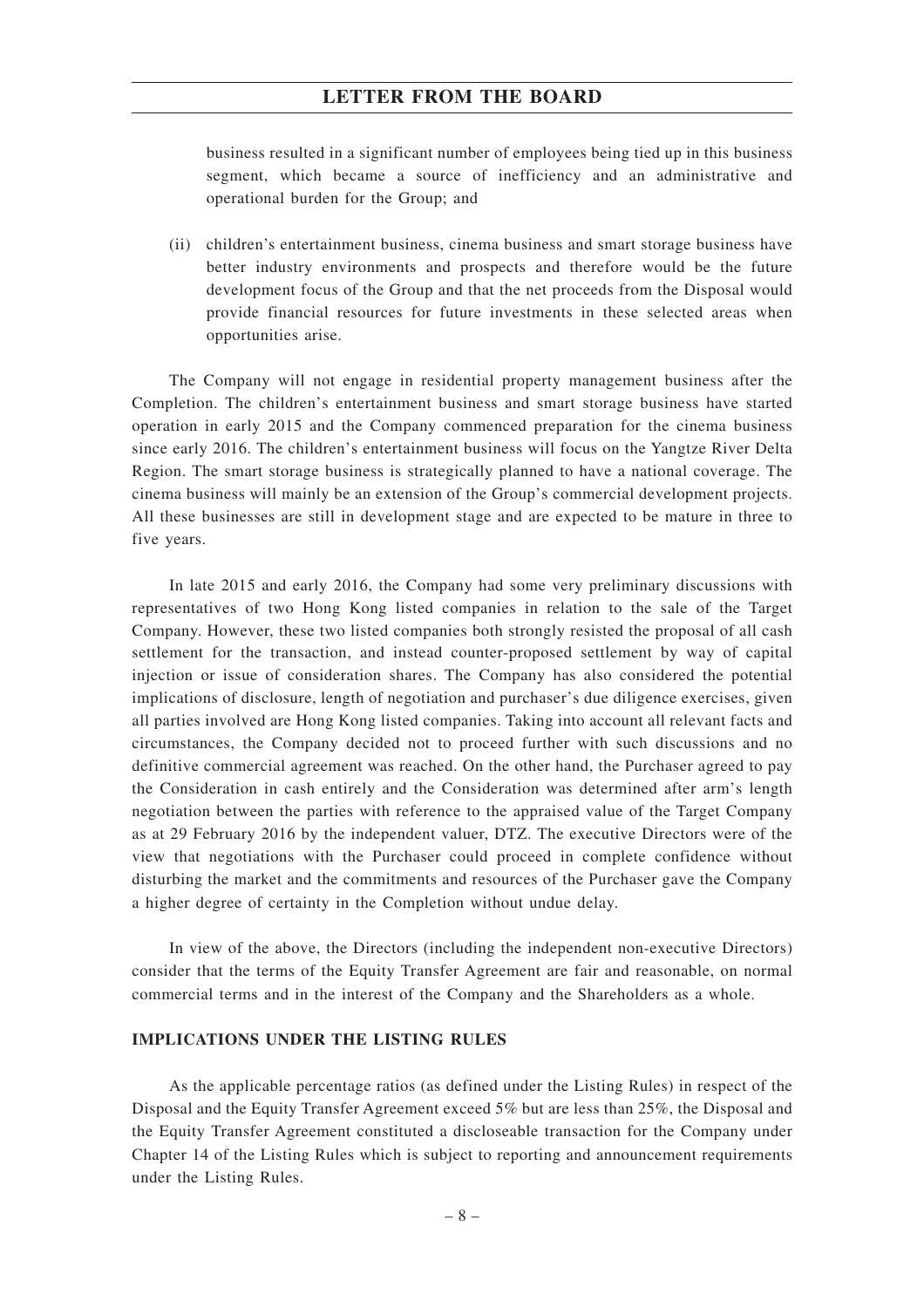business resulted in a significant number of employees being tied up in this business segment, which became a source of inefficiency and an administrative and operational burden for the Group; and

(ii) children's entertainment business, cinema business and smart storage business have better industry environments and prospects and therefore would be the future development focus of the Group and that the net proceeds from the Disposal would provide financial resources for future investments in these selected areas when opportunities arise.

The Company will not engage in residential property management business after the Completion. The children's entertainment business and smart storage business have started operation in early 2015 and the Company commenced preparation for the cinema business since early 2016. The children's entertainment business will focus on the Yangtze River Delta Region. The smart storage business is strategically planned to have a national coverage. The cinema business will mainly be an extension of the Group's commercial development projects. All these businesses are still in development stage and are expected to be mature in three to five years.

In late 2015 and early 2016, the Company had some very preliminary discussions with representatives of two Hong Kong listed companies in relation to the sale of the Target Company. However, these two listed companies both strongly resisted the proposal of all cash settlement for the transaction, and instead counter-proposed settlement by way of capital injection or issue of consideration shares. The Company has also considered the potential implications of disclosure, length of negotiation and purchaser's due diligence exercises, given all parties involved are Hong Kong listed companies. Taking into account all relevant facts and circumstances, the Company decided not to proceed further with such discussions and no definitive commercial agreement was reached. On the other hand, the Purchaser agreed to pay the Consideration in cash entirely and the Consideration was determined after arm's length negotiation between the parties with reference to the appraised value of the Target Company as at 29 February 2016 by the independent valuer, DTZ. The executive Directors were of the view that negotiations with the Purchaser could proceed in complete confidence without disturbing the market and the commitments and resources of the Purchaser gave the Company a higher degree of certainty in the Completion without undue delay.

In view of the above, the Directors (including the independent non-executive Directors) consider that the terms of the Equity Transfer Agreement are fair and reasonable, on normal commercial terms and in the interest of the Company and the Shareholders as a whole.

## IMPLICATIONS UNDER THE LISTING RULES

As the applicable percentage ratios (as defined under the Listing Rules) in respect of the Disposal and the Equity Transfer Agreement exceed 5% but are less than 25%, the Disposal and the Equity Transfer Agreement constituted a discloseable transaction for the Company under Chapter 14 of the Listing Rules which is subject to reporting and announcement requirements under the Listing Rules.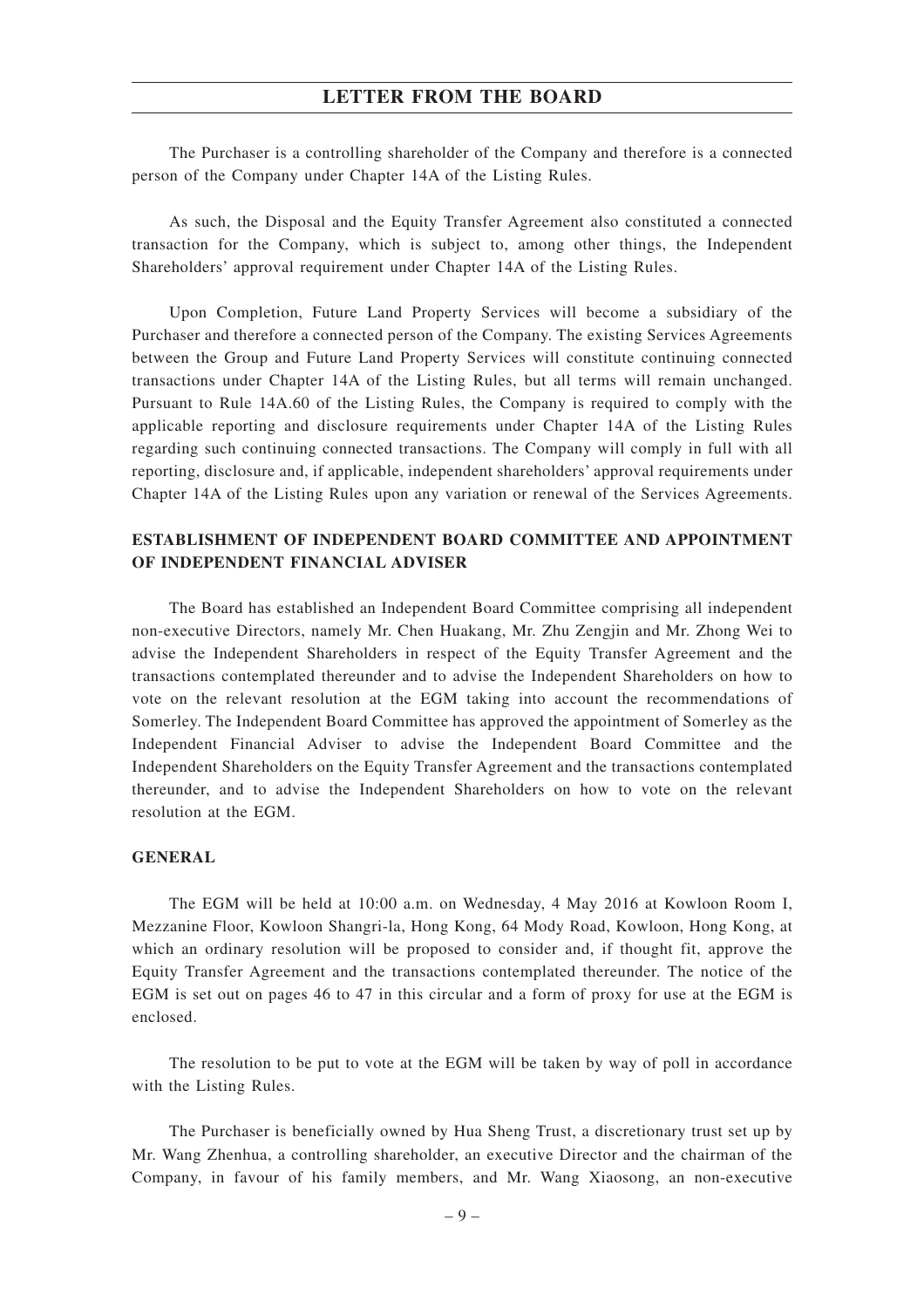The Purchaser is a controlling shareholder of the Company and therefore is a connected person of the Company under Chapter 14A of the Listing Rules.

As such, the Disposal and the Equity Transfer Agreement also constituted a connected transaction for the Company, which is subject to, among other things, the Independent Shareholders' approval requirement under Chapter 14A of the Listing Rules.

Upon Completion, Future Land Property Services will become a subsidiary of the Purchaser and therefore a connected person of the Company. The existing Services Agreements between the Group and Future Land Property Services will constitute continuing connected transactions under Chapter 14A of the Listing Rules, but all terms will remain unchanged. Pursuant to Rule 14A.60 of the Listing Rules, the Company is required to comply with the applicable reporting and disclosure requirements under Chapter 14A of the Listing Rules regarding such continuing connected transactions. The Company will comply in full with all reporting, disclosure and, if applicable, independent shareholders' approval requirements under Chapter 14A of the Listing Rules upon any variation or renewal of the Services Agreements.

## ESTABLISHMENT OF INDEPENDENT BOARD COMMITTEE AND APPOINTMENT OF INDEPENDENT FINANCIAL ADVISER

The Board has established an Independent Board Committee comprising all independent non-executive Directors, namely Mr. Chen Huakang, Mr. Zhu Zengjin and Mr. Zhong Wei to advise the Independent Shareholders in respect of the Equity Transfer Agreement and the transactions contemplated thereunder and to advise the Independent Shareholders on how to vote on the relevant resolution at the EGM taking into account the recommendations of Somerley. The Independent Board Committee has approved the appointment of Somerley as the Independent Financial Adviser to advise the Independent Board Committee and the Independent Shareholders on the Equity Transfer Agreement and the transactions contemplated thereunder, and to advise the Independent Shareholders on how to vote on the relevant resolution at the EGM.

## GENERAL

The EGM will be held at 10:00 a.m. on Wednesday, 4 May 2016 at Kowloon Room I, Mezzanine Floor, Kowloon Shangri-la, Hong Kong, 64 Mody Road, Kowloon, Hong Kong, at which an ordinary resolution will be proposed to consider and, if thought fit, approve the Equity Transfer Agreement and the transactions contemplated thereunder. The notice of the EGM is set out on pages 46 to 47 in this circular and a form of proxy for use at the EGM is enclosed.

The resolution to be put to vote at the EGM will be taken by way of poll in accordance with the Listing Rules.

The Purchaser is beneficially owned by Hua Sheng Trust, a discretionary trust set up by Mr. Wang Zhenhua, a controlling shareholder, an executive Director and the chairman of the Company, in favour of his family members, and Mr. Wang Xiaosong, an non-executive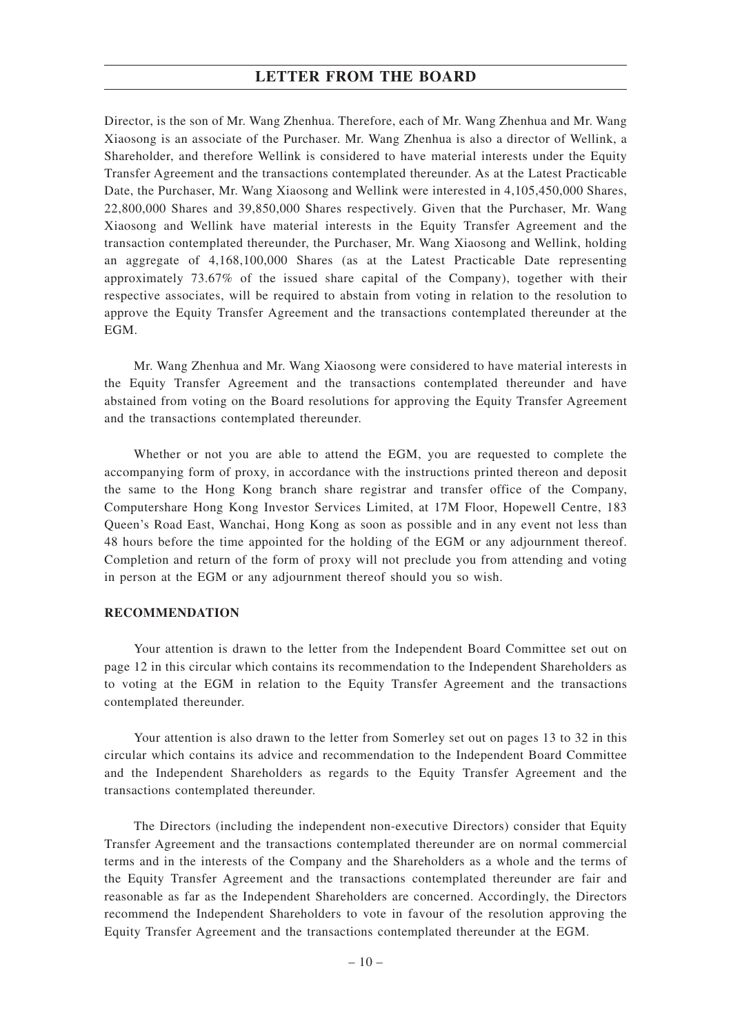Director, is the son of Mr. Wang Zhenhua. Therefore, each of Mr. Wang Zhenhua and Mr. Wang Xiaosong is an associate of the Purchaser. Mr. Wang Zhenhua is also a director of Wellink, a Shareholder, and therefore Wellink is considered to have material interests under the Equity Transfer Agreement and the transactions contemplated thereunder. As at the Latest Practicable Date, the Purchaser, Mr. Wang Xiaosong and Wellink were interested in 4,105,450,000 Shares, 22,800,000 Shares and 39,850,000 Shares respectively. Given that the Purchaser, Mr. Wang Xiaosong and Wellink have material interests in the Equity Transfer Agreement and the transaction contemplated thereunder, the Purchaser, Mr. Wang Xiaosong and Wellink, holding an aggregate of 4,168,100,000 Shares (as at the Latest Practicable Date representing approximately 73.67% of the issued share capital of the Company), together with their respective associates, will be required to abstain from voting in relation to the resolution to approve the Equity Transfer Agreement and the transactions contemplated thereunder at the EGM.

Mr. Wang Zhenhua and Mr. Wang Xiaosong were considered to have material interests in the Equity Transfer Agreement and the transactions contemplated thereunder and have abstained from voting on the Board resolutions for approving the Equity Transfer Agreement and the transactions contemplated thereunder.

Whether or not you are able to attend the EGM, you are requested to complete the accompanying form of proxy, in accordance with the instructions printed thereon and deposit the same to the Hong Kong branch share registrar and transfer office of the Company, Computershare Hong Kong Investor Services Limited, at 17M Floor, Hopewell Centre, 183 Queen's Road East, Wanchai, Hong Kong as soon as possible and in any event not less than 48 hours before the time appointed for the holding of the EGM or any adjournment thereof. Completion and return of the form of proxy will not preclude you from attending and voting in person at the EGM or any adjournment thereof should you so wish.

**RECOMMENDATION**

Your attention is drawn to the letter from the Independent Board Committee set out on page 12 in this circular which contains its recommendation to the Independent Shareholders as to voting at the EGM in relation to the Equity Transfer Agreement and the transactions contemplated thereunder.

Your attention is also drawn to the letter from Somerley set out on pages 13 to 32 in this circular which contains its advice and recommendation to the Independent Board Committee and the Independent Shareholders as regards to the Equity Transfer Agreement and the transactions contemplated thereunder.

The Directors (including the independent non-executive Directors) consider that Equity Transfer Agreement and the transactions contemplated thereunder are on normal commercial terms and in the interests of the Company and the Shareholders as a whole and the terms of the Equity Transfer Agreement and the transactions contemplated thereunder are fair and reasonable as far as the Independent Shareholders are concerned. Accordingly, the Directors recommend the Independent Shareholders to vote in favour of the resolution approving the Equity Transfer Agreement and the transactions contemplated thereunder at the EGM.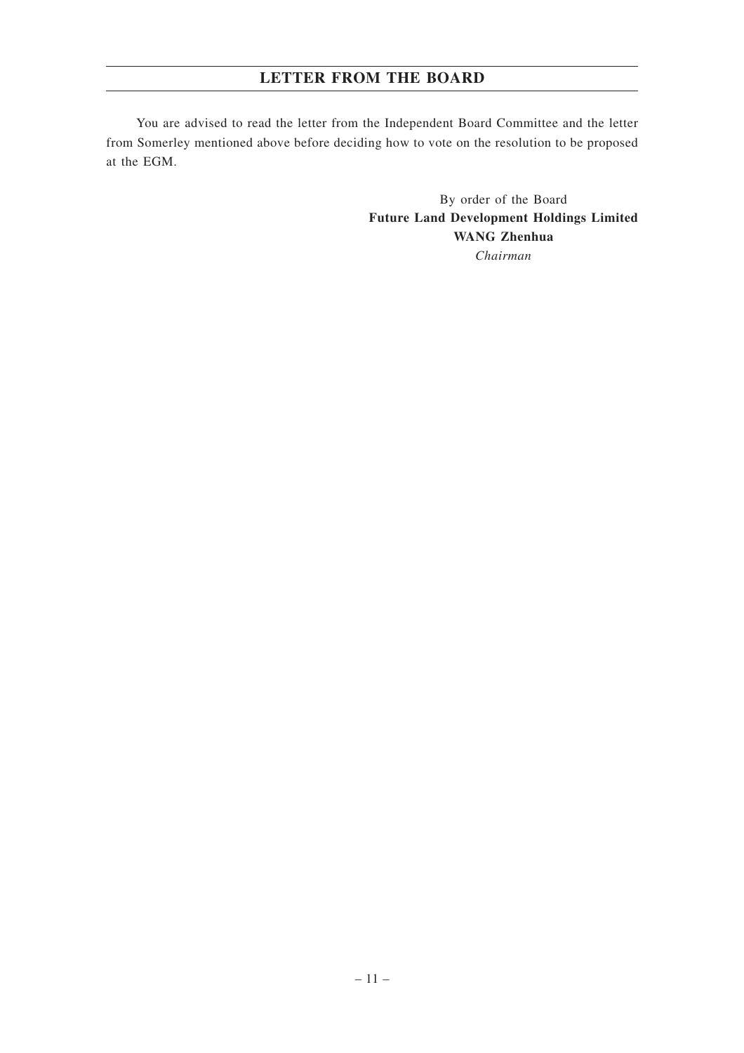You are advised to read the letter from the Independent Board Committee and the letter from Somerley mentioned above before deciding how to vote on the resolution to be proposed at the EGM.

By order of the Board
**Future Land Development Holdings Limited**
**WANG Zhenhua**
*Chairman*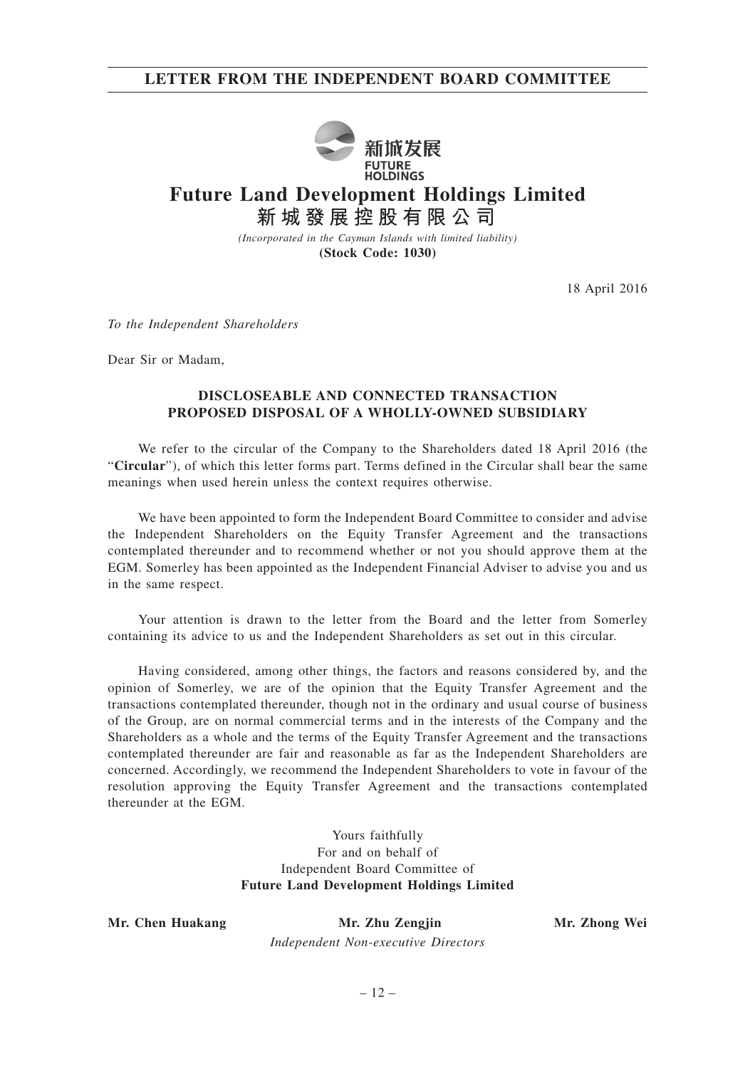# LETTER FROM THE INDEPENDENT BOARD COMMITTEE

新城发展
FUTURE HOLDINGS

## Future Land Development Holdings Limited
## 新城發展控股有限公司

*(Incorporated in the Cayman Islands with limited liability)*
**(Stock Code: 1030)**

18 April 2016

*To the Independent Shareholders*

Dear Sir or Madam,

**DISCLOSEABLE AND CONNECTED TRANSACTION**
**PROPOSED DISPOSAL OF A WHOLLY-OWNED SUBSIDIARY**

We refer to the circular of the Company to the Shareholders dated 18 April 2016 (the "**Circular**"), of which this letter forms part. Terms defined in the Circular shall bear the same meanings when used herein unless the context requires otherwise.

We have been appointed to form the Independent Board Committee to consider and advise the Independent Shareholders on the Equity Transfer Agreement and the transactions contemplated thereunder and to recommend whether or not you should approve them at the EGM. Somerley has been appointed as the Independent Financial Adviser to advise you and us in the same respect.

Your attention is drawn to the letter from the Board and the letter from Somerley containing its advice to us and the Independent Shareholders as set out in this circular.

Having considered, among other things, the factors and reasons considered by, and the opinion of Somerley, we are of the opinion that the Equity Transfer Agreement and the transactions contemplated thereunder, though not in the ordinary and usual course of business of the Group, are on normal commercial terms and in the interests of the Company and the Shareholders as a whole and the terms of the Equity Transfer Agreement and the transactions contemplated thereunder are fair and reasonable as far as the Independent Shareholders are concerned. Accordingly, we recommend the Independent Shareholders to vote in favour of the resolution approving the Equity Transfer Agreement and the transactions contemplated thereunder at the EGM.

Yours faithfully
For and on behalf of
Independent Board Committee of
**Future Land Development Holdings Limited**

**Mr. Chen Huakang** &nbsp;&nbsp;&nbsp; **Mr. Zhu Zengjin** &nbsp;&nbsp;&nbsp; **Mr. Zhong Wei**
*Independent Non-executive Directors*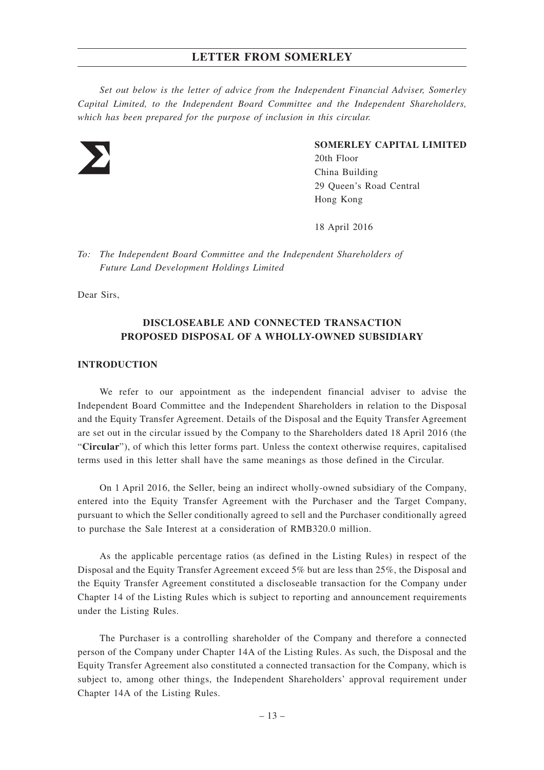## LETTER FROM SOMERLEY

*Set out below is the letter of advice from the Independent Financial Adviser, Somerley Capital Limited, to the Independent Board Committee and the Independent Shareholders, which has been prepared for the purpose of inclusion in this circular.*

**SOMERLEY CAPITAL LIMITED**
20th Floor
China Building
29 Queen's Road Central
Hong Kong

18 April 2016

*To: The Independent Board Committee and the Independent Shareholders of Future Land Development Holdings Limited*

Dear Sirs,

### DISCLOSEABLE AND CONNECTED TRANSACTION PROPOSED DISPOSAL OF A WHOLLY-OWNED SUBSIDIARY

#### INTRODUCTION

We refer to our appointment as the independent financial adviser to advise the Independent Board Committee and the Independent Shareholders in relation to the Disposal and the Equity Transfer Agreement. Details of the Disposal and the Equity Transfer Agreement are set out in the circular issued by the Company to the Shareholders dated 18 April 2016 (the "**Circular**"), of which this letter forms part. Unless the context otherwise requires, capitalised terms used in this letter shall have the same meanings as those defined in the Circular.

On 1 April 2016, the Seller, being an indirect wholly-owned subsidiary of the Company, entered into the Equity Transfer Agreement with the Purchaser and the Target Company, pursuant to which the Seller conditionally agreed to sell and the Purchaser conditionally agreed to purchase the Sale Interest at a consideration of RMB320.0 million.

As the applicable percentage ratios (as defined in the Listing Rules) in respect of the Disposal and the Equity Transfer Agreement exceed 5% but are less than 25%, the Disposal and the Equity Transfer Agreement constituted a discloseable transaction for the Company under Chapter 14 of the Listing Rules which is subject to reporting and announcement requirements under the Listing Rules.

The Purchaser is a controlling shareholder of the Company and therefore a connected person of the Company under Chapter 14A of the Listing Rules. As such, the Disposal and the Equity Transfer Agreement also constituted a connected transaction for the Company, which is subject to, among other things, the Independent Shareholders' approval requirement under Chapter 14A of the Listing Rules.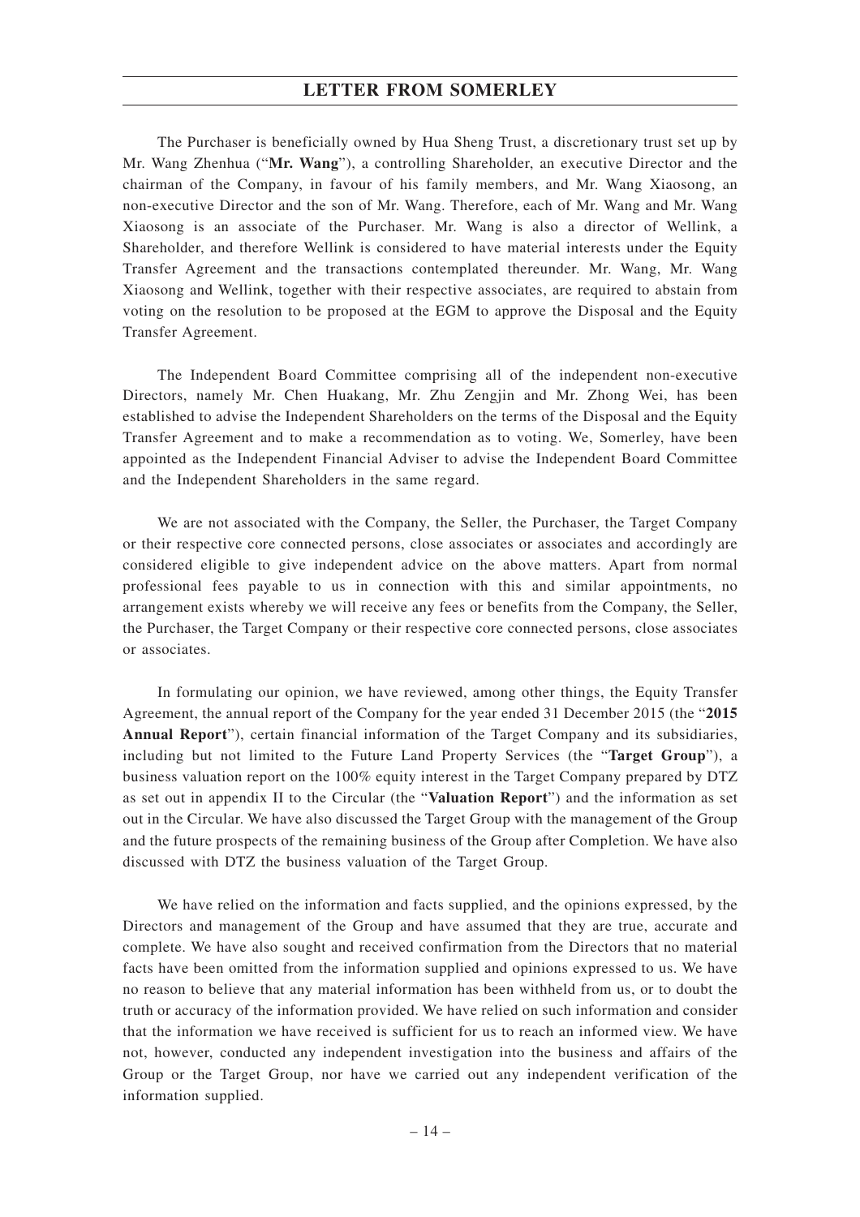The Purchaser is beneficially owned by Hua Sheng Trust, a discretionary trust set up by Mr. Wang Zhenhua ("**Mr. Wang**"), a controlling Shareholder, an executive Director and the chairman of the Company, in favour of his family members, and Mr. Wang Xiaosong, an non-executive Director and the son of Mr. Wang. Therefore, each of Mr. Wang and Mr. Wang Xiaosong is an associate of the Purchaser. Mr. Wang is also a director of Wellink, a Shareholder, and therefore Wellink is considered to have material interests under the Equity Transfer Agreement and the transactions contemplated thereunder. Mr. Wang, Mr. Wang Xiaosong and Wellink, together with their respective associates, are required to abstain from voting on the resolution to be proposed at the EGM to approve the Disposal and the Equity Transfer Agreement.

The Independent Board Committee comprising all of the independent non-executive Directors, namely Mr. Chen Huakang, Mr. Zhu Zengjin and Mr. Zhong Wei, has been established to advise the Independent Shareholders on the terms of the Disposal and the Equity Transfer Agreement and to make a recommendation as to voting. We, Somerley, have been appointed as the Independent Financial Adviser to advise the Independent Board Committee and the Independent Shareholders in the same regard.

We are not associated with the Company, the Seller, the Purchaser, the Target Company or their respective core connected persons, close associates or associates and accordingly are considered eligible to give independent advice on the above matters. Apart from normal professional fees payable to us in connection with this and similar appointments, no arrangement exists whereby we will receive any fees or benefits from the Company, the Seller, the Purchaser, the Target Company or their respective core connected persons, close associates or associates.

In formulating our opinion, we have reviewed, among other things, the Equity Transfer Agreement, the annual report of the Company for the year ended 31 December 2015 (the "**2015 Annual Report**"), certain financial information of the Target Company and its subsidiaries, including but not limited to the Future Land Property Services (the "**Target Group**"), a business valuation report on the 100% equity interest in the Target Company prepared by DTZ as set out in appendix II to the Circular (the "**Valuation Report**") and the information as set out in the Circular. We have also discussed the Target Group with the management of the Group and the future prospects of the remaining business of the Group after Completion. We have also discussed with DTZ the business valuation of the Target Group.

We have relied on the information and facts supplied, and the opinions expressed, by the Directors and management of the Group and have assumed that they are true, accurate and complete. We have also sought and received confirmation from the Directors that no material facts have been omitted from the information supplied and opinions expressed to us. We have no reason to believe that any material information has been withheld from us, or to doubt the truth or accuracy of the information provided. We have relied on such information and consider that the information we have received is sufficient for us to reach an informed view. We have not, however, conducted any independent investigation into the business and affairs of the Group or the Target Group, nor have we carried out any independent verification of the information supplied.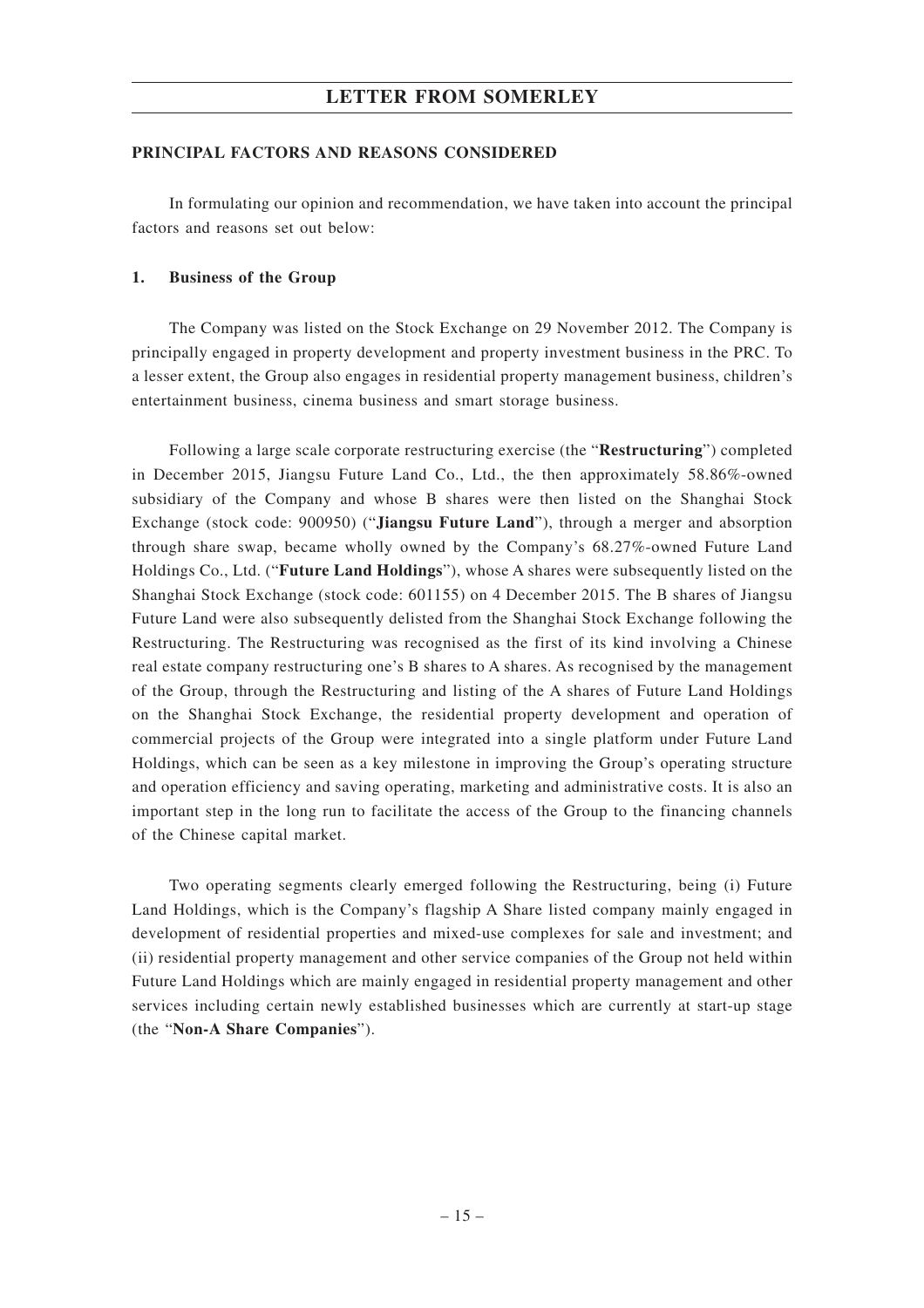## PRINCIPAL FACTORS AND REASONS CONSIDERED

In formulating our opinion and recommendation, we have taken into account the principal factors and reasons set out below:

### 1. Business of the Group

The Company was listed on the Stock Exchange on 29 November 2012. The Company is principally engaged in property development and property investment business in the PRC. To a lesser extent, the Group also engages in residential property management business, children's entertainment business, cinema business and smart storage business.

Following a large scale corporate restructuring exercise (the "**Restructuring**") completed in December 2015, Jiangsu Future Land Co., Ltd., the then approximately 58.86%-owned subsidiary of the Company and whose B shares were then listed on the Shanghai Stock Exchange (stock code: 900950) ("**Jiangsu Future Land**"), through a merger and absorption through share swap, became wholly owned by the Company's 68.27%-owned Future Land Holdings Co., Ltd. ("**Future Land Holdings**"), whose A shares were subsequently listed on the Shanghai Stock Exchange (stock code: 601155) on 4 December 2015. The B shares of Jiangsu Future Land were also subsequently delisted from the Shanghai Stock Exchange following the Restructuring. The Restructuring was recognised as the first of its kind involving a Chinese real estate company restructuring one's B shares to A shares. As recognised by the management of the Group, through the Restructuring and listing of the A shares of Future Land Holdings on the Shanghai Stock Exchange, the residential property development and operation of commercial projects of the Group were integrated into a single platform under Future Land Holdings, which can be seen as a key milestone in improving the Group's operating structure and operation efficiency and saving operating, marketing and administrative costs. It is also an important step in the long run to facilitate the access of the Group to the financing channels of the Chinese capital market.

Two operating segments clearly emerged following the Restructuring, being (i) Future Land Holdings, which is the Company's flagship A Share listed company mainly engaged in development of residential properties and mixed-use complexes for sale and investment; and (ii) residential property management and other service companies of the Group not held within Future Land Holdings which are mainly engaged in residential property management and other services including certain newly established businesses which are currently at start-up stage (the "**Non-A Share Companies**").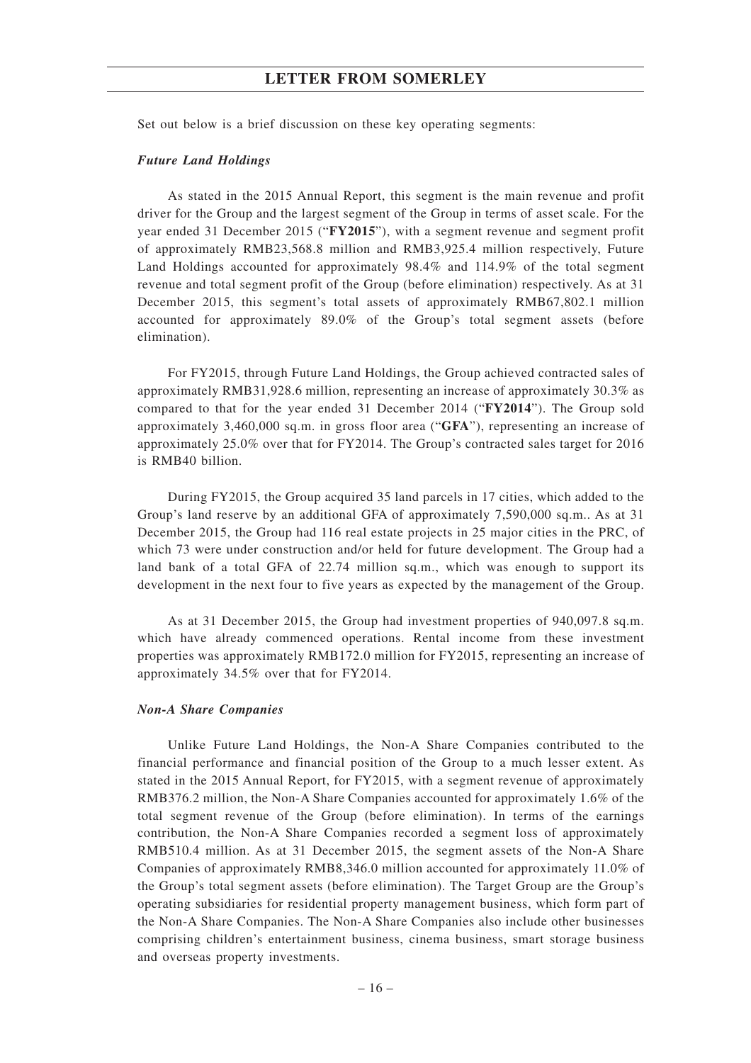Set out below is a brief discussion on these key operating segments:

***Future Land Holdings***

As stated in the 2015 Annual Report, this segment is the main revenue and profit driver for the Group and the largest segment of the Group in terms of asset scale. For the year ended 31 December 2015 ("**FY2015**"), with a segment revenue and segment profit of approximately RMB23,568.8 million and RMB3,925.4 million respectively, Future Land Holdings accounted for approximately 98.4% and 114.9% of the total segment revenue and total segment profit of the Group (before elimination) respectively. As at 31 December 2015, this segment's total assets of approximately RMB67,802.1 million accounted for approximately 89.0% of the Group's total segment assets (before elimination).

For FY2015, through Future Land Holdings, the Group achieved contracted sales of approximately RMB31,928.6 million, representing an increase of approximately 30.3% as compared to that for the year ended 31 December 2014 ("**FY2014**"). The Group sold approximately 3,460,000 sq.m. in gross floor area ("**GFA**"), representing an increase of approximately 25.0% over that for FY2014. The Group's contracted sales target for 2016 is RMB40 billion.

During FY2015, the Group acquired 35 land parcels in 17 cities, which added to the Group's land reserve by an additional GFA of approximately 7,590,000 sq.m.. As at 31 December 2015, the Group had 116 real estate projects in 25 major cities in the PRC, of which 73 were under construction and/or held for future development. The Group had a land bank of a total GFA of 22.74 million sq.m., which was enough to support its development in the next four to five years as expected by the management of the Group.

As at 31 December 2015, the Group had investment properties of 940,097.8 sq.m. which have already commenced operations. Rental income from these investment properties was approximately RMB172.0 million for FY2015, representing an increase of approximately 34.5% over that for FY2014.

***Non-A Share Companies***

Unlike Future Land Holdings, the Non-A Share Companies contributed to the financial performance and financial position of the Group to a much lesser extent. As stated in the 2015 Annual Report, for FY2015, with a segment revenue of approximately RMB376.2 million, the Non-A Share Companies accounted for approximately 1.6% of the total segment revenue of the Group (before elimination). In terms of the earnings contribution, the Non-A Share Companies recorded a segment loss of approximately RMB510.4 million. As at 31 December 2015, the segment assets of the Non-A Share Companies of approximately RMB8,346.0 million accounted for approximately 11.0% of the Group's total segment assets (before elimination). The Target Group are the Group's operating subsidiaries for residential property management business, which form part of the Non-A Share Companies. The Non-A Share Companies also include other businesses comprising children's entertainment business, cinema business, smart storage business and overseas property investments.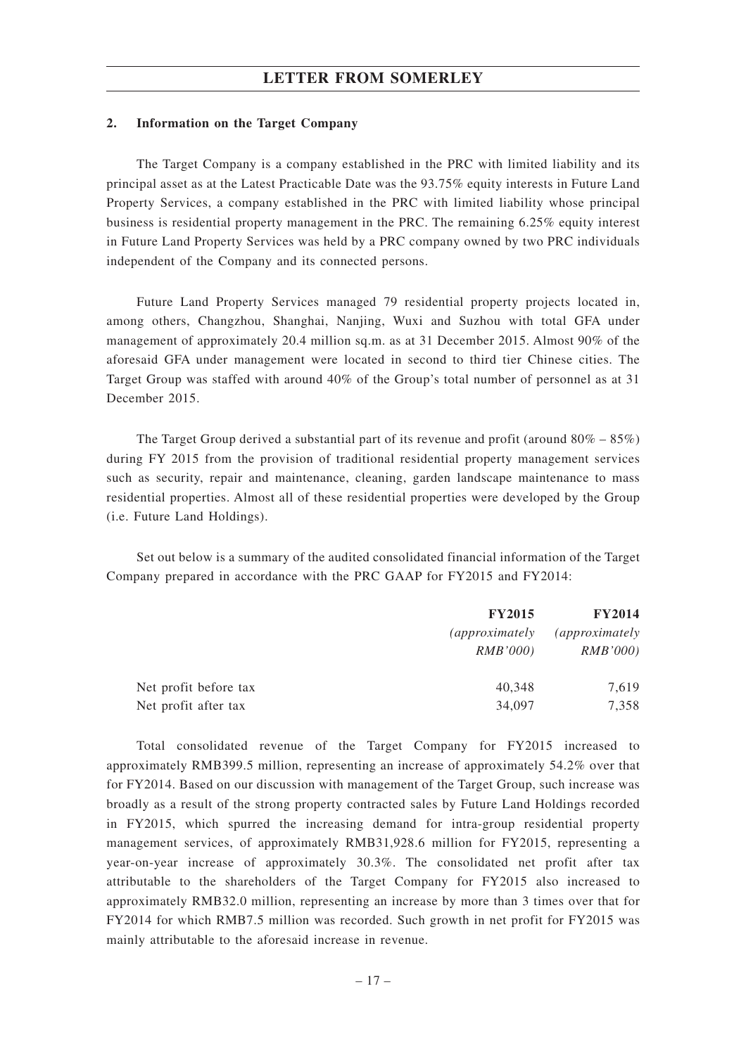## 2. Information on the Target Company

The Target Company is a company established in the PRC with limited liability and its principal asset as at the Latest Practicable Date was the 93.75% equity interests in Future Land Property Services, a company established in the PRC with limited liability whose principal business is residential property management in the PRC. The remaining 6.25% equity interest in Future Land Property Services was held by a PRC company owned by two PRC individuals independent of the Company and its connected persons.

Future Land Property Services managed 79 residential property projects located in, among others, Changzhou, Shanghai, Nanjing, Wuxi and Suzhou with total GFA under management of approximately 20.4 million sq.m. as at 31 December 2015. Almost 90% of the aforesaid GFA under management were located in second to third tier Chinese cities. The Target Group was staffed with around 40% of the Group's total number of personnel as at 31 December 2015.

The Target Group derived a substantial part of its revenue and profit (around 80% – 85%) during FY 2015 from the provision of traditional residential property management services such as security, repair and maintenance, cleaning, garden landscape maintenance to mass residential properties. Almost all of these residential properties were developed by the Group (i.e. Future Land Holdings).

Set out below is a summary of the audited consolidated financial information of the Target Company prepared in accordance with the PRC GAAP for FY2015 and FY2014:

| | **FY2015** | **FY2014** |
|---|---|---|
| | *(approximately RMB'000)* | *(approximately RMB'000)* |
| Net profit before tax | 40,348 | 7,619 |
| Net profit after tax | 34,097 | 7,358 |

Total consolidated revenue of the Target Company for FY2015 increased to approximately RMB399.5 million, representing an increase of approximately 54.2% over that for FY2014. Based on our discussion with management of the Target Group, such increase was broadly as a result of the strong property contracted sales by Future Land Holdings recorded in FY2015, which spurred the increasing demand for intra-group residential property management services, of approximately RMB31,928.6 million for FY2015, representing a year-on-year increase of approximately 30.3%. The consolidated net profit after tax attributable to the shareholders of the Target Company for FY2015 also increased to approximately RMB32.0 million, representing an increase by more than 3 times over that for FY2014 for which RMB7.5 million was recorded. Such growth in net profit for FY2015 was mainly attributable to the aforesaid increase in revenue.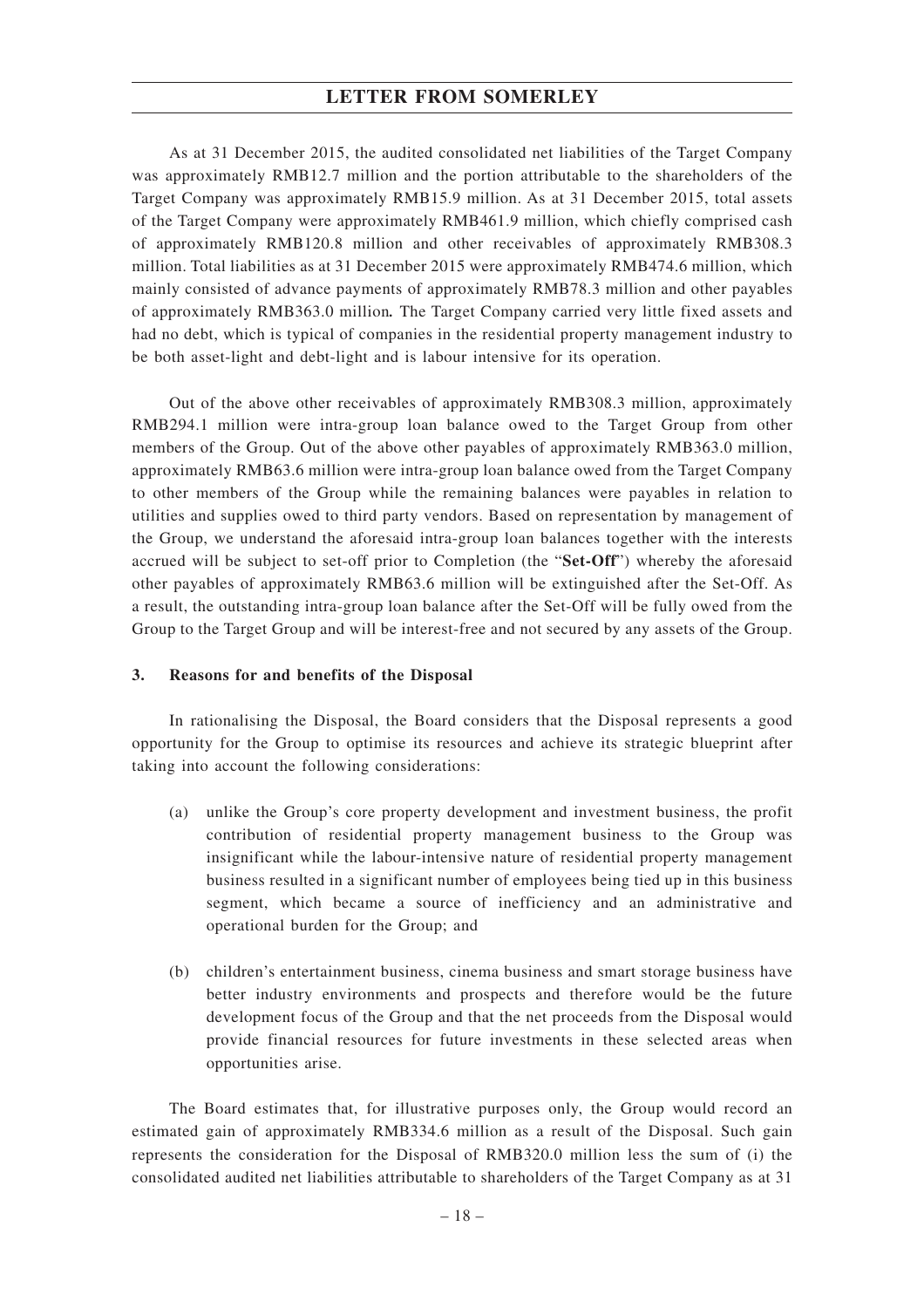As at 31 December 2015, the audited consolidated net liabilities of the Target Company was approximately RMB12.7 million and the portion attributable to the shareholders of the Target Company was approximately RMB15.9 million. As at 31 December 2015, total assets of the Target Company were approximately RMB461.9 million, which chiefly comprised cash of approximately RMB120.8 million and other receivables of approximately RMB308.3 million. Total liabilities as at 31 December 2015 were approximately RMB474.6 million, which mainly consisted of advance payments of approximately RMB78.3 million and other payables of approximately RMB363.0 million**.** The Target Company carried very little fixed assets and had no debt, which is typical of companies in the residential property management industry to be both asset-light and debt-light and is labour intensive for its operation.

Out of the above other receivables of approximately RMB308.3 million, approximately RMB294.1 million were intra-group loan balance owed to the Target Group from other members of the Group. Out of the above other payables of approximately RMB363.0 million, approximately RMB63.6 million were intra-group loan balance owed from the Target Company to other members of the Group while the remaining balances were payables in relation to utilities and supplies owed to third party vendors. Based on representation by management of the Group, we understand the aforesaid intra-group loan balances together with the interests accrued will be subject to set-off prior to Completion (the "**Set-Off**") whereby the aforesaid other payables of approximately RMB63.6 million will be extinguished after the Set-Off. As a result, the outstanding intra-group loan balance after the Set-Off will be fully owed from the Group to the Target Group and will be interest-free and not secured by any assets of the Group.

### 3. Reasons for and benefits of the Disposal

In rationalising the Disposal, the Board considers that the Disposal represents a good opportunity for the Group to optimise its resources and achieve its strategic blueprint after taking into account the following considerations:

(a) unlike the Group's core property development and investment business, the profit contribution of residential property management business to the Group was insignificant while the labour-intensive nature of residential property management business resulted in a significant number of employees being tied up in this business segment, which became a source of inefficiency and an administrative and operational burden for the Group; and

(b) children's entertainment business, cinema business and smart storage business have better industry environments and prospects and therefore would be the future development focus of the Group and that the net proceeds from the Disposal would provide financial resources for future investments in these selected areas when opportunities arise.

The Board estimates that, for illustrative purposes only, the Group would record an estimated gain of approximately RMB334.6 million as a result of the Disposal. Such gain represents the consideration for the Disposal of RMB320.0 million less the sum of (i) the consolidated audited net liabilities attributable to shareholders of the Target Company as at 31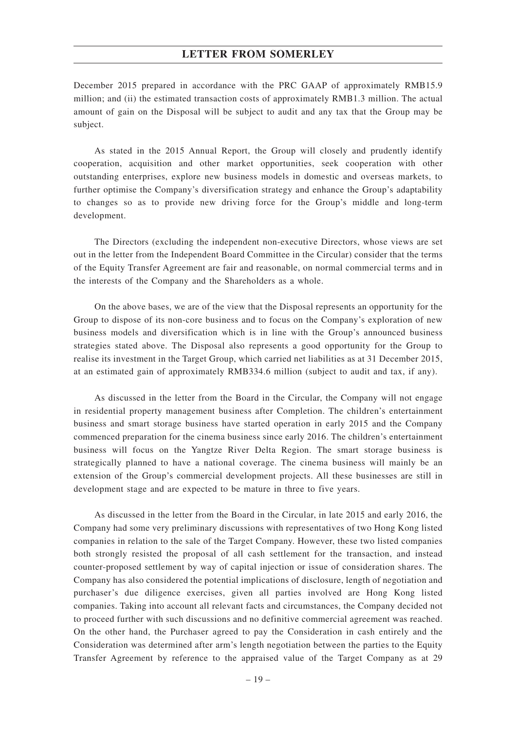December 2015 prepared in accordance with the PRC GAAP of approximately RMB15.9 million; and (ii) the estimated transaction costs of approximately RMB1.3 million. The actual amount of gain on the Disposal will be subject to audit and any tax that the Group may be subject.

As stated in the 2015 Annual Report, the Group will closely and prudently identify cooperation, acquisition and other market opportunities, seek cooperation with other outstanding enterprises, explore new business models in domestic and overseas markets, to further optimise the Company's diversification strategy and enhance the Group's adaptability to changes so as to provide new driving force for the Group's middle and long-term development.

The Directors (excluding the independent non-executive Directors, whose views are set out in the letter from the Independent Board Committee in the Circular) consider that the terms of the Equity Transfer Agreement are fair and reasonable, on normal commercial terms and in the interests of the Company and the Shareholders as a whole.

On the above bases, we are of the view that the Disposal represents an opportunity for the Group to dispose of its non-core business and to focus on the Company's exploration of new business models and diversification which is in line with the Group's announced business strategies stated above. The Disposal also represents a good opportunity for the Group to realise its investment in the Target Group, which carried net liabilities as at 31 December 2015, at an estimated gain of approximately RMB334.6 million (subject to audit and tax, if any).

As discussed in the letter from the Board in the Circular, the Company will not engage in residential property management business after Completion. The children's entertainment business and smart storage business have started operation in early 2015 and the Company commenced preparation for the cinema business since early 2016. The children's entertainment business will focus on the Yangtze River Delta Region. The smart storage business is strategically planned to have a national coverage. The cinema business will mainly be an extension of the Group's commercial development projects. All these businesses are still in development stage and are expected to be mature in three to five years.

As discussed in the letter from the Board in the Circular, in late 2015 and early 2016, the Company had some very preliminary discussions with representatives of two Hong Kong listed companies in relation to the sale of the Target Company. However, these two listed companies both strongly resisted the proposal of all cash settlement for the transaction, and instead counter-proposed settlement by way of capital injection or issue of consideration shares. The Company has also considered the potential implications of disclosure, length of negotiation and purchaser's due diligence exercises, given all parties involved are Hong Kong listed companies. Taking into account all relevant facts and circumstances, the Company decided not to proceed further with such discussions and no definitive commercial agreement was reached. On the other hand, the Purchaser agreed to pay the Consideration in cash entirely and the Consideration was determined after arm's length negotiation between the parties to the Equity Transfer Agreement by reference to the appraised value of the Target Company as at 29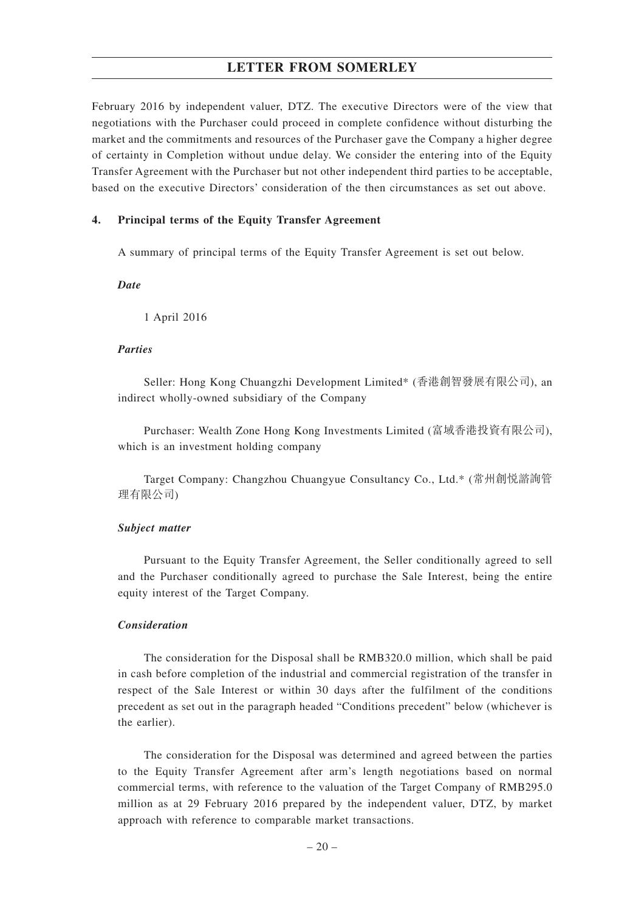February 2016 by independent valuer, DTZ. The executive Directors were of the view that negotiations with the Purchaser could proceed in complete confidence without disturbing the market and the commitments and resources of the Purchaser gave the Company a higher degree of certainty in Completion without undue delay. We consider the entering into of the Equity Transfer Agreement with the Purchaser but not other independent third parties to be acceptable, based on the executive Directors' consideration of the then circumstances as set out above.

**4. Principal terms of the Equity Transfer Agreement**

A summary of principal terms of the Equity Transfer Agreement is set out below.

***Date***

1 April 2016

***Parties***

Seller: Hong Kong Chuangzhi Development Limited* (香港創智發展有限公司), an indirect wholly-owned subsidiary of the Company

Purchaser: Wealth Zone Hong Kong Investments Limited (富域香港投資有限公司), which is an investment holding company

Target Company: Changzhou Chuangyue Consultancy Co., Ltd.* (常州創悦諮詢管理有限公司)

***Subject matter***

Pursuant to the Equity Transfer Agreement, the Seller conditionally agreed to sell and the Purchaser conditionally agreed to purchase the Sale Interest, being the entire equity interest of the Target Company.

***Consideration***

The consideration for the Disposal shall be RMB320.0 million, which shall be paid in cash before completion of the industrial and commercial registration of the transfer in respect of the Sale Interest or within 30 days after the fulfilment of the conditions precedent as set out in the paragraph headed "Conditions precedent" below (whichever is the earlier).

The consideration for the Disposal was determined and agreed between the parties to the Equity Transfer Agreement after arm's length negotiations based on normal commercial terms, with reference to the valuation of the Target Company of RMB295.0 million as at 29 February 2016 prepared by the independent valuer, DTZ, by market approach with reference to comparable market transactions.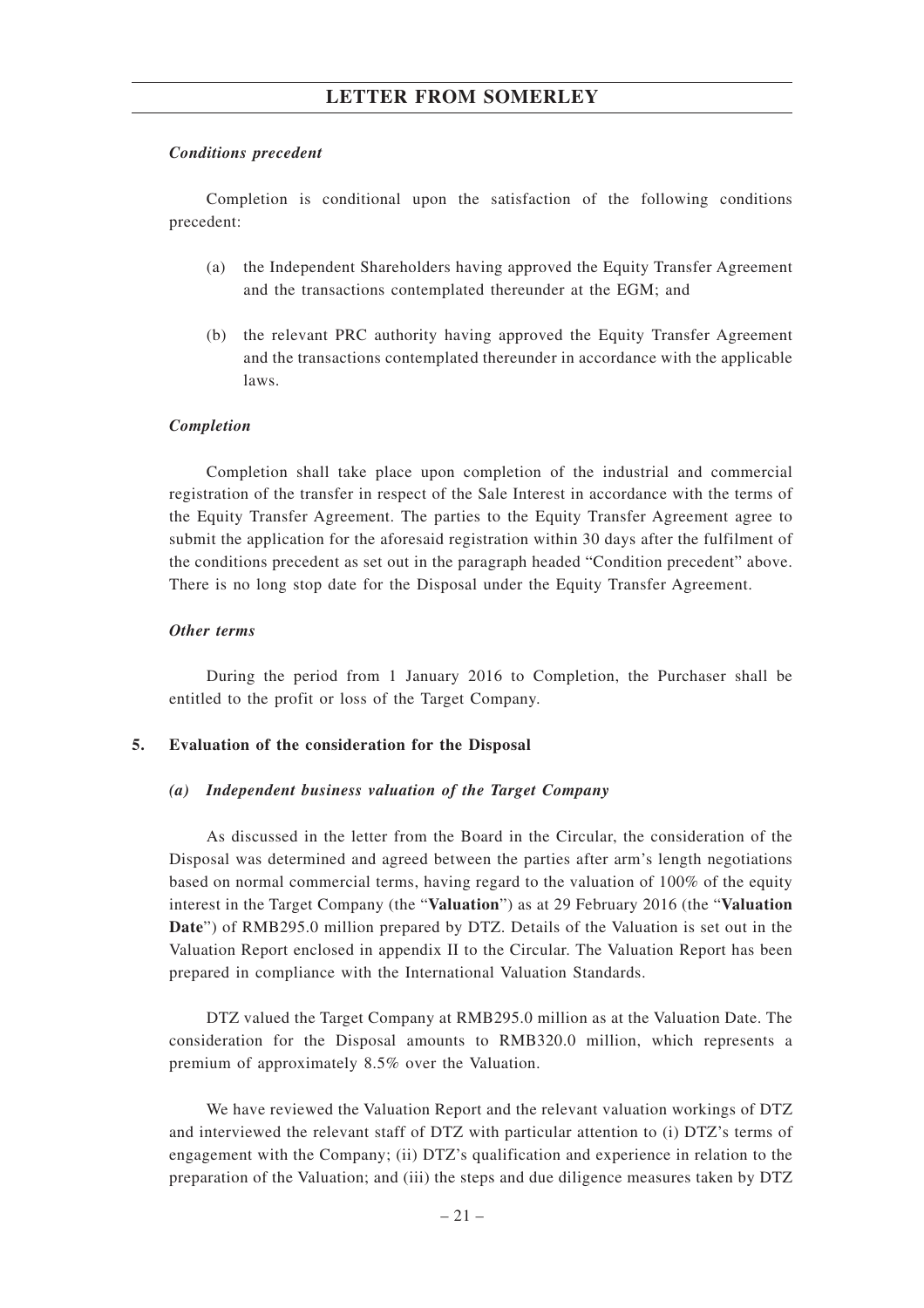***Conditions precedent***

Completion is conditional upon the satisfaction of the following conditions precedent:

(a) the Independent Shareholders having approved the Equity Transfer Agreement and the transactions contemplated thereunder at the EGM; and

(b) the relevant PRC authority having approved the Equity Transfer Agreement and the transactions contemplated thereunder in accordance with the applicable laws.

***Completion***

Completion shall take place upon completion of the industrial and commercial registration of the transfer in respect of the Sale Interest in accordance with the terms of the Equity Transfer Agreement. The parties to the Equity Transfer Agreement agree to submit the application for the aforesaid registration within 30 days after the fulfilment of the conditions precedent as set out in the paragraph headed "Condition precedent" above. There is no long stop date for the Disposal under the Equity Transfer Agreement.

***Other terms***

During the period from 1 January 2016 to Completion, the Purchaser shall be entitled to the profit or loss of the Target Company.

**5. Evaluation of the consideration for the Disposal**

***(a) Independent business valuation of the Target Company***

As discussed in the letter from the Board in the Circular, the consideration of the Disposal was determined and agreed between the parties after arm's length negotiations based on normal commercial terms, having regard to the valuation of 100% of the equity interest in the Target Company (the "**Valuation**") as at 29 February 2016 (the "**Valuation Date**") of RMB295.0 million prepared by DTZ. Details of the Valuation is set out in the Valuation Report enclosed in appendix II to the Circular. The Valuation Report has been prepared in compliance with the International Valuation Standards.

DTZ valued the Target Company at RMB295.0 million as at the Valuation Date. The consideration for the Disposal amounts to RMB320.0 million, which represents a premium of approximately 8.5% over the Valuation.

We have reviewed the Valuation Report and the relevant valuation workings of DTZ and interviewed the relevant staff of DTZ with particular attention to (i) DTZ's terms of engagement with the Company; (ii) DTZ's qualification and experience in relation to the preparation of the Valuation; and (iii) the steps and due diligence measures taken by DTZ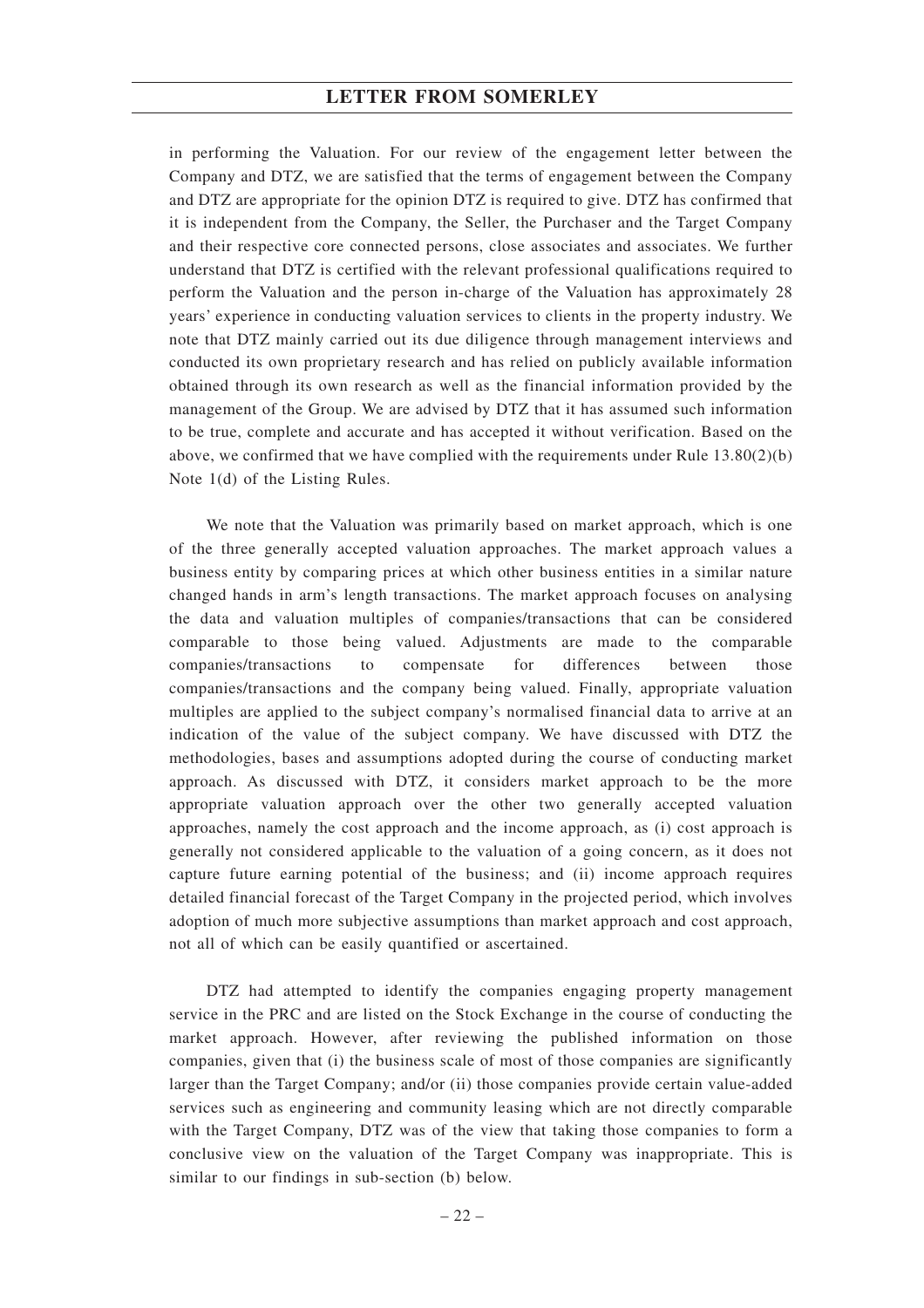in performing the Valuation. For our review of the engagement letter between the Company and DTZ, we are satisfied that the terms of engagement between the Company and DTZ are appropriate for the opinion DTZ is required to give. DTZ has confirmed that it is independent from the Company, the Seller, the Purchaser and the Target Company and their respective core connected persons, close associates and associates. We further understand that DTZ is certified with the relevant professional qualifications required to perform the Valuation and the person in-charge of the Valuation has approximately 28 years' experience in conducting valuation services to clients in the property industry. We note that DTZ mainly carried out its due diligence through management interviews and conducted its own proprietary research and has relied on publicly available information obtained through its own research as well as the financial information provided by the management of the Group. We are advised by DTZ that it has assumed such information to be true, complete and accurate and has accepted it without verification. Based on the above, we confirmed that we have complied with the requirements under Rule 13.80(2)(b) Note 1(d) of the Listing Rules.

We note that the Valuation was primarily based on market approach, which is one of the three generally accepted valuation approaches. The market approach values a business entity by comparing prices at which other business entities in a similar nature changed hands in arm's length transactions. The market approach focuses on analysing the data and valuation multiples of companies/transactions that can be considered comparable to those being valued. Adjustments are made to the comparable companies/transactions to compensate for differences between those companies/transactions and the company being valued. Finally, appropriate valuation multiples are applied to the subject company's normalised financial data to arrive at an indication of the value of the subject company. We have discussed with DTZ the methodologies, bases and assumptions adopted during the course of conducting market approach. As discussed with DTZ, it considers market approach to be the more appropriate valuation approach over the other two generally accepted valuation approaches, namely the cost approach and the income approach, as (i) cost approach is generally not considered applicable to the valuation of a going concern, as it does not capture future earning potential of the business; and (ii) income approach requires detailed financial forecast of the Target Company in the projected period, which involves adoption of much more subjective assumptions than market approach and cost approach, not all of which can be easily quantified or ascertained.

DTZ had attempted to identify the companies engaging property management service in the PRC and are listed on the Stock Exchange in the course of conducting the market approach. However, after reviewing the published information on those companies, given that (i) the business scale of most of those companies are significantly larger than the Target Company; and/or (ii) those companies provide certain value-added services such as engineering and community leasing which are not directly comparable with the Target Company, DTZ was of the view that taking those companies to form a conclusive view on the valuation of the Target Company was inappropriate. This is similar to our findings in sub-section (b) below.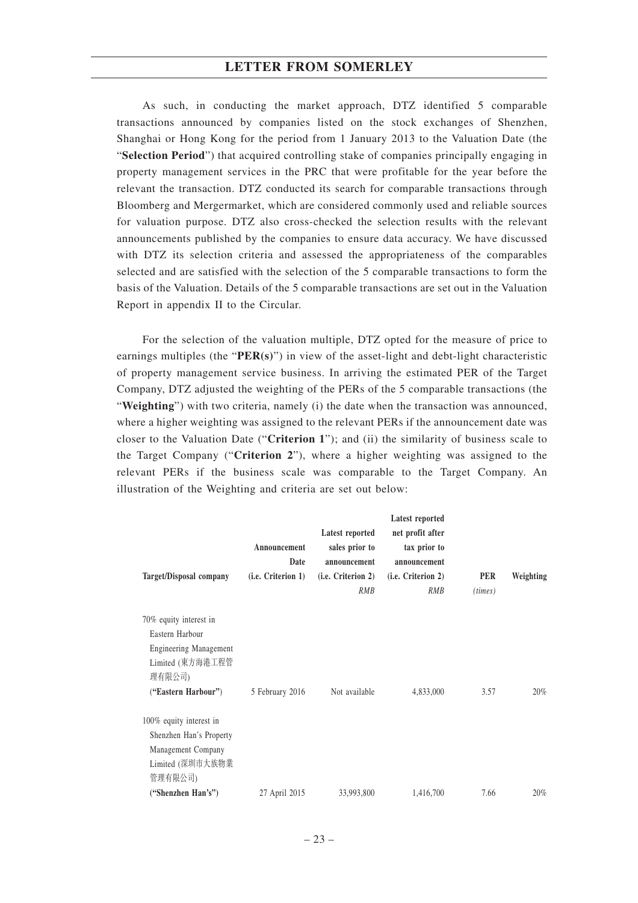As such, in conducting the market approach, DTZ identified 5 comparable transactions announced by companies listed on the stock exchanges of Shenzhen, Shanghai or Hong Kong for the period from 1 January 2013 to the Valuation Date (the "**Selection Period**") that acquired controlling stake of companies principally engaging in property management services in the PRC that were profitable for the year before the relevant the transaction. DTZ conducted its search for comparable transactions through Bloomberg and Mergermarket, which are considered commonly used and reliable sources for valuation purpose. DTZ also cross-checked the selection results with the relevant announcements published by the companies to ensure data accuracy. We have discussed with DTZ its selection criteria and assessed the appropriateness of the comparables selected and are satisfied with the selection of the 5 comparable transactions to form the basis of the Valuation. Details of the 5 comparable transactions are set out in the Valuation Report in appendix II to the Circular.

For the selection of the valuation multiple, DTZ opted for the measure of price to earnings multiples (the "**PER(s)**") in view of the asset-light and debt-light characteristic of property management service business. In arriving the estimated PER of the Target Company, DTZ adjusted the weighting of the PERs of the 5 comparable transactions (the "**Weighting**") with two criteria, namely (i) the date when the transaction was announced, where a higher weighting was assigned to the relevant PERs if the announcement date was closer to the Valuation Date ("**Criterion 1**"); and (ii) the similarity of business scale to the Target Company ("**Criterion 2**"), where a higher weighting was assigned to the relevant PERs if the business scale was comparable to the Target Company. An illustration of the Weighting and criteria are set out below:

| Target/Disposal company | Announcement Date (i.e. Criterion 1) | Latest reported sales prior to announcement (i.e. Criterion 2) | Latest reported net profit after tax prior to announcement (i.e. Criterion 2) | PER | Weighting |
|---|---|---|---|---|---|
| | | *RMB* | *RMB* | *(times)* | |
| 70% equity interest in Eastern Harbour Engineering Management Limited (東方海港工程管理有限公司) (**"Eastern Harbour"**) | 5 February 2016 | Not available | 4,833,000 | 3.57 | 20% |
| 100% equity interest in Shenzhen Han's Property Management Company Limited (深圳市大族物業管理有限公司) (**"Shenzhen Han's"**) | 27 April 2015 | 33,993,800 | 1,416,700 | 7.66 | 20% |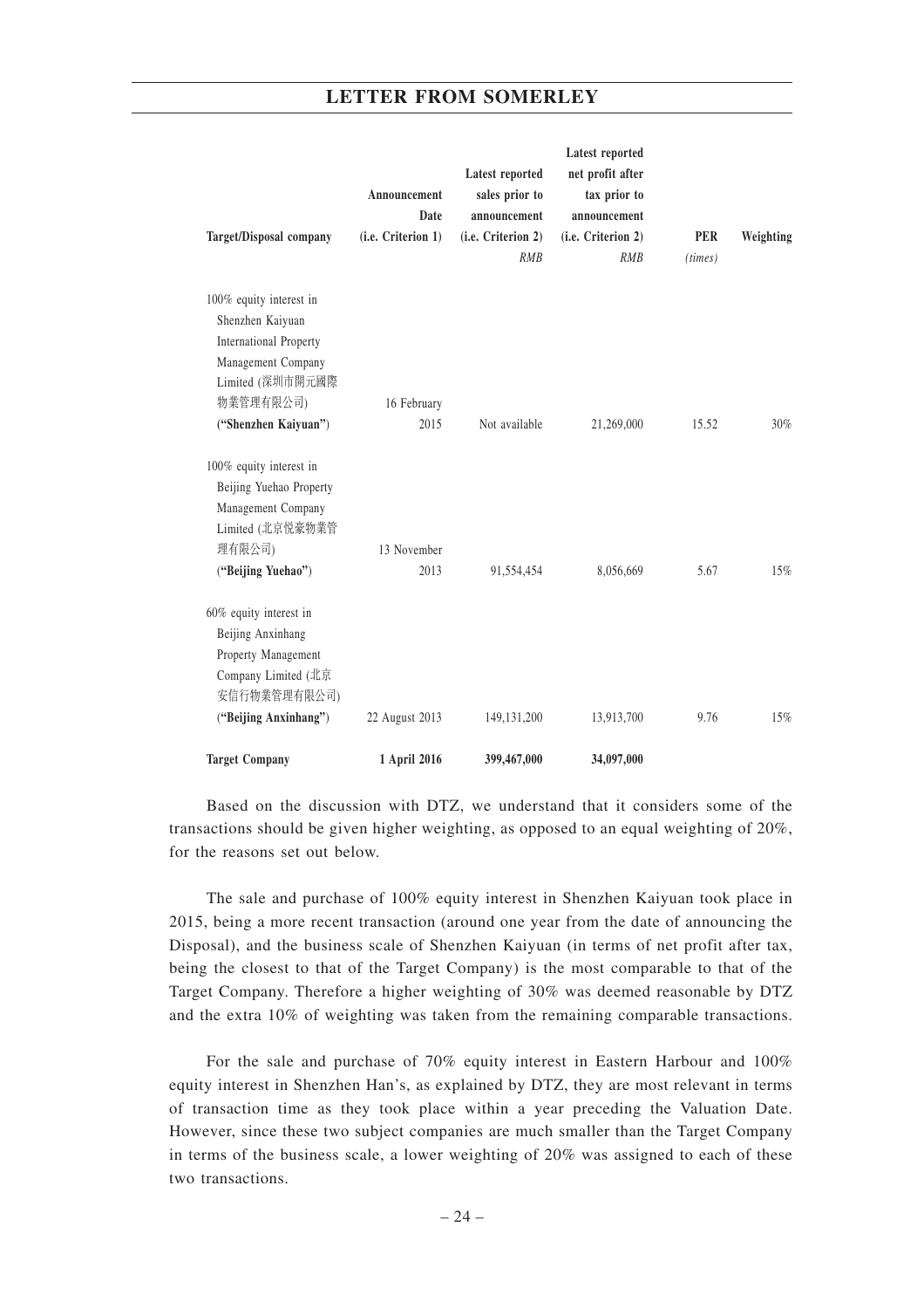| Target/Disposal company | Announcement Date (i.e. Criterion 1) | Latest reported sales prior to announcement (i.e. Criterion 2) *RMB* | Latest reported net profit after tax prior to announcement (i.e. Criterion 2) *RMB* | PER *(times)* | Weighting |
|---|---|---|---|---|---|
| 100% equity interest in Shenzhen Kaiyuan International Property Management Company Limited (深圳市開元國際物業管理有限公司) **("Shenzhen Kaiyuan")** | 16 February 2015 | Not available | 21,269,000 | 15.52 | 30% |
| 100% equity interest in Beijing Yuehao Property Management Company Limited (北京悅豪物業管理有限公司) **("Beijing Yuehao")** | 13 November 2013 | 91,554,454 | 8,056,669 | 5.67 | 15% |
| 60% equity interest in Beijing Anxinhang Property Management Company Limited (北京安信行物業管理有限公司) **("Beijing Anxinhang")** | 22 August 2013 | 149,131,200 | 13,913,700 | 9.76 | 15% |
| **Target Company** | **1 April 2016** | **399,467,000** | **34,097,000** | | |

Based on the discussion with DTZ, we understand that it considers some of the transactions should be given higher weighting, as opposed to an equal weighting of 20%, for the reasons set out below.

The sale and purchase of 100% equity interest in Shenzhen Kaiyuan took place in 2015, being a more recent transaction (around one year from the date of announcing the Disposal), and the business scale of Shenzhen Kaiyuan (in terms of net profit after tax, being the closest to that of the Target Company) is the most comparable to that of the Target Company. Therefore a higher weighting of 30% was deemed reasonable by DTZ and the extra 10% of weighting was taken from the remaining comparable transactions.

For the sale and purchase of 70% equity interest in Eastern Harbour and 100% equity interest in Shenzhen Han's, as explained by DTZ, they are most relevant in terms of transaction time as they took place within a year preceding the Valuation Date. However, since these two subject companies are much smaller than the Target Company in terms of the business scale, a lower weighting of 20% was assigned to each of these two transactions.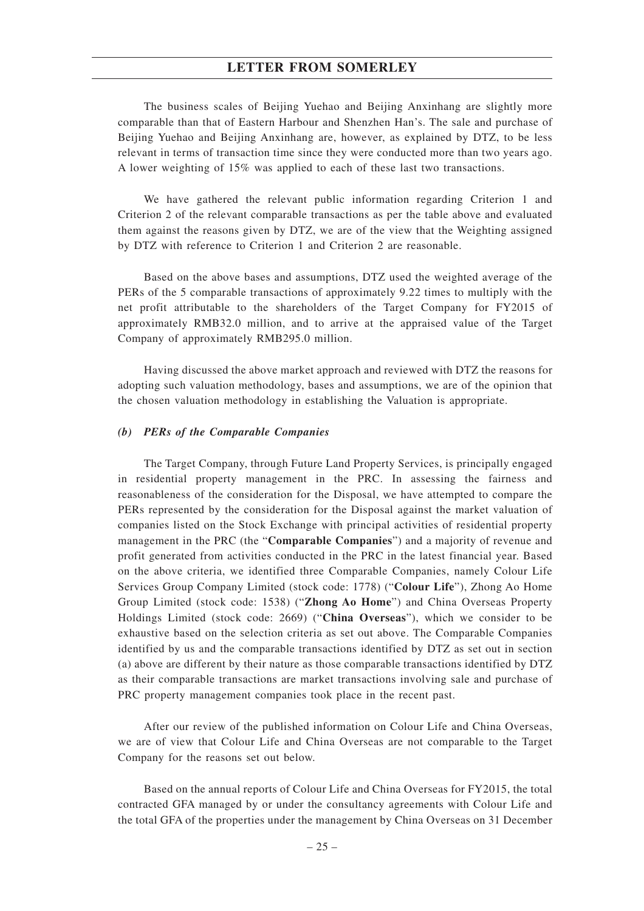The business scales of Beijing Yuehao and Beijing Anxinhang are slightly more comparable than that of Eastern Harbour and Shenzhen Han's. The sale and purchase of Beijing Yuehao and Beijing Anxinhang are, however, as explained by DTZ, to be less relevant in terms of transaction time since they were conducted more than two years ago. A lower weighting of 15% was applied to each of these last two transactions.

We have gathered the relevant public information regarding Criterion 1 and Criterion 2 of the relevant comparable transactions as per the table above and evaluated them against the reasons given by DTZ, we are of the view that the Weighting assigned by DTZ with reference to Criterion 1 and Criterion 2 are reasonable.

Based on the above bases and assumptions, DTZ used the weighted average of the PERs of the 5 comparable transactions of approximately 9.22 times to multiply with the net profit attributable to the shareholders of the Target Company for FY2015 of approximately RMB32.0 million, and to arrive at the appraised value of the Target Company of approximately RMB295.0 million.

Having discussed the above market approach and reviewed with DTZ the reasons for adopting such valuation methodology, bases and assumptions, we are of the opinion that the chosen valuation methodology in establishing the Valuation is appropriate.

### *(b) PERs of the Comparable Companies*

The Target Company, through Future Land Property Services, is principally engaged in residential property management in the PRC. In assessing the fairness and reasonableness of the consideration for the Disposal, we have attempted to compare the PERs represented by the consideration for the Disposal against the market valuation of companies listed on the Stock Exchange with principal activities of residential property management in the PRC (the "**Comparable Companies**") and a majority of revenue and profit generated from activities conducted in the PRC in the latest financial year. Based on the above criteria, we identified three Comparable Companies, namely Colour Life Services Group Company Limited (stock code: 1778) ("**Colour Life**"), Zhong Ao Home Group Limited (stock code: 1538) ("**Zhong Ao Home**") and China Overseas Property Holdings Limited (stock code: 2669) ("**China Overseas**"), which we consider to be exhaustive based on the selection criteria as set out above. The Comparable Companies identified by us and the comparable transactions identified by DTZ as set out in section (a) above are different by their nature as those comparable transactions identified by DTZ as their comparable transactions are market transactions involving sale and purchase of PRC property management companies took place in the recent past.

After our review of the published information on Colour Life and China Overseas, we are of view that Colour Life and China Overseas are not comparable to the Target Company for the reasons set out below.

Based on the annual reports of Colour Life and China Overseas for FY2015, the total contracted GFA managed by or under the consultancy agreements with Colour Life and the total GFA of the properties under the management by China Overseas on 31 December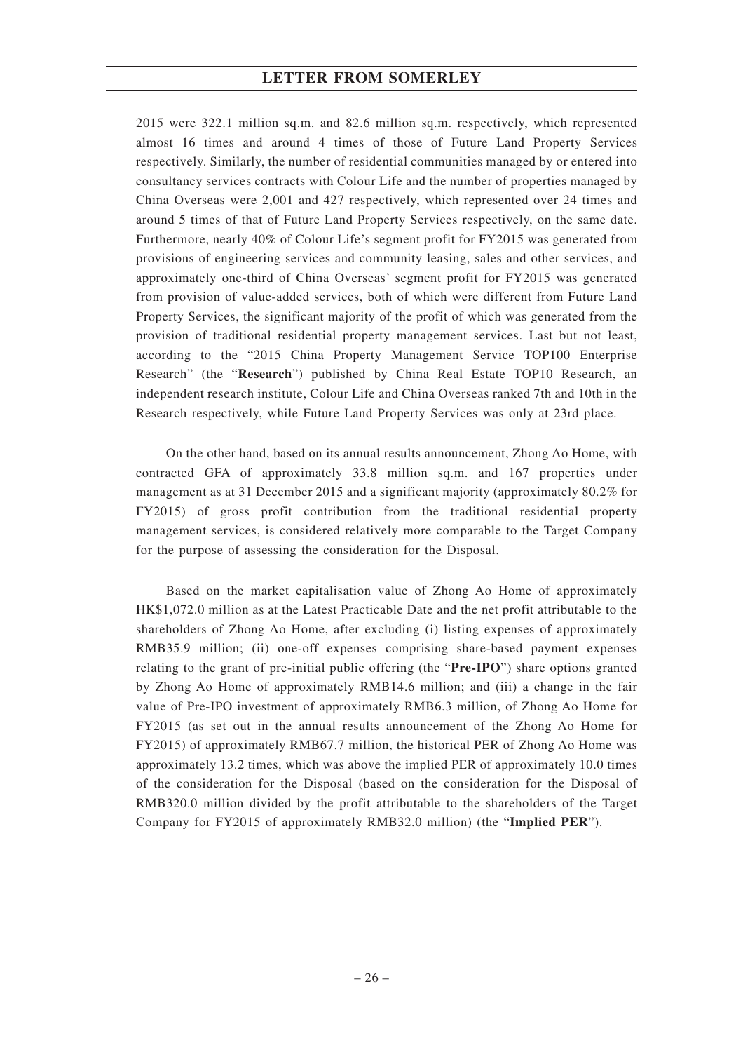2015 were 322.1 million sq.m. and 82.6 million sq.m. respectively, which represented almost 16 times and around 4 times of those of Future Land Property Services respectively. Similarly, the number of residential communities managed by or entered into consultancy services contracts with Colour Life and the number of properties managed by China Overseas were 2,001 and 427 respectively, which represented over 24 times and around 5 times of that of Future Land Property Services respectively, on the same date. Furthermore, nearly 40% of Colour Life's segment profit for FY2015 was generated from provisions of engineering services and community leasing, sales and other services, and approximately one-third of China Overseas' segment profit for FY2015 was generated from provision of value-added services, both of which were different from Future Land Property Services, the significant majority of the profit of which was generated from the provision of traditional residential property management services. Last but not least, according to the "2015 China Property Management Service TOP100 Enterprise Research" (the "**Research**") published by China Real Estate TOP10 Research, an independent research institute, Colour Life and China Overseas ranked 7th and 10th in the Research respectively, while Future Land Property Services was only at 23rd place.

On the other hand, based on its annual results announcement, Zhong Ao Home, with contracted GFA of approximately 33.8 million sq.m. and 167 properties under management as at 31 December 2015 and a significant majority (approximately 80.2% for FY2015) of gross profit contribution from the traditional residential property management services, is considered relatively more comparable to the Target Company for the purpose of assessing the consideration for the Disposal.

Based on the market capitalisation value of Zhong Ao Home of approximately HK$1,072.0 million as at the Latest Practicable Date and the net profit attributable to the shareholders of Zhong Ao Home, after excluding (i) listing expenses of approximately RMB35.9 million; (ii) one-off expenses comprising share-based payment expenses relating to the grant of pre-initial public offering (the "**Pre-IPO**") share options granted by Zhong Ao Home of approximately RMB14.6 million; and (iii) a change in the fair value of Pre-IPO investment of approximately RMB6.3 million, of Zhong Ao Home for FY2015 (as set out in the annual results announcement of the Zhong Ao Home for FY2015) of approximately RMB67.7 million, the historical PER of Zhong Ao Home was approximately 13.2 times, which was above the implied PER of approximately 10.0 times of the consideration for the Disposal (based on the consideration for the Disposal of RMB320.0 million divided by the profit attributable to the shareholders of the Target Company for FY2015 of approximately RMB32.0 million) (the "**Implied PER**").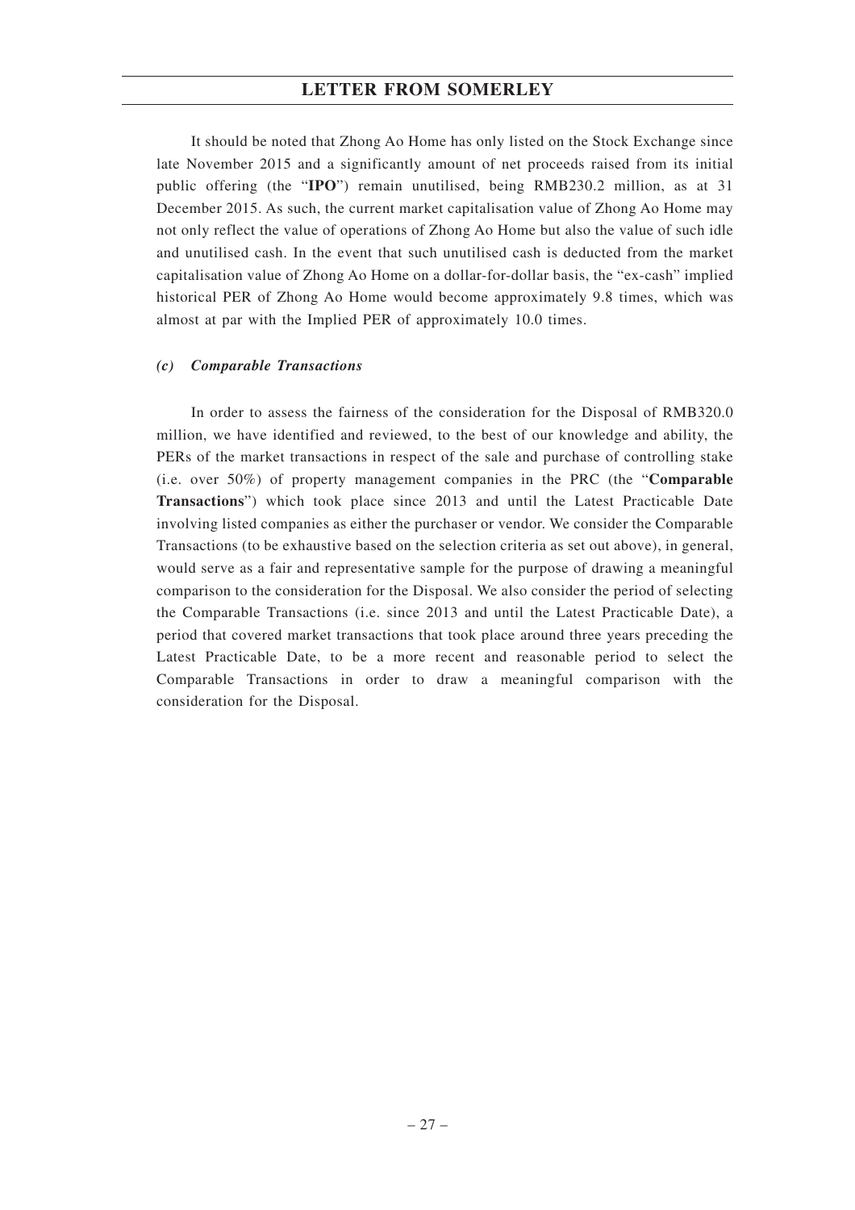It should be noted that Zhong Ao Home has only listed on the Stock Exchange since late November 2015 and a significantly amount of net proceeds raised from its initial public offering (the "**IPO**") remain unutilised, being RMB230.2 million, as at 31 December 2015. As such, the current market capitalisation value of Zhong Ao Home may not only reflect the value of operations of Zhong Ao Home but also the value of such idle and unutilised cash. In the event that such unutilised cash is deducted from the market capitalisation value of Zhong Ao Home on a dollar-for-dollar basis, the "ex-cash" implied historical PER of Zhong Ao Home would become approximately 9.8 times, which was almost at par with the Implied PER of approximately 10.0 times.

### *(c) Comparable Transactions*

In order to assess the fairness of the consideration for the Disposal of RMB320.0 million, we have identified and reviewed, to the best of our knowledge and ability, the PERs of the market transactions in respect of the sale and purchase of controlling stake (i.e. over 50%) of property management companies in the PRC (the "**Comparable Transactions**") which took place since 2013 and until the Latest Practicable Date involving listed companies as either the purchaser or vendor. We consider the Comparable Transactions (to be exhaustive based on the selection criteria as set out above), in general, would serve as a fair and representative sample for the purpose of drawing a meaningful comparison to the consideration for the Disposal. We also consider the period of selecting the Comparable Transactions (i.e. since 2013 and until the Latest Practicable Date), a period that covered market transactions that took place around three years preceding the Latest Practicable Date, to be a more recent and reasonable period to select the Comparable Transactions in order to draw a meaningful comparison with the consideration for the Disposal.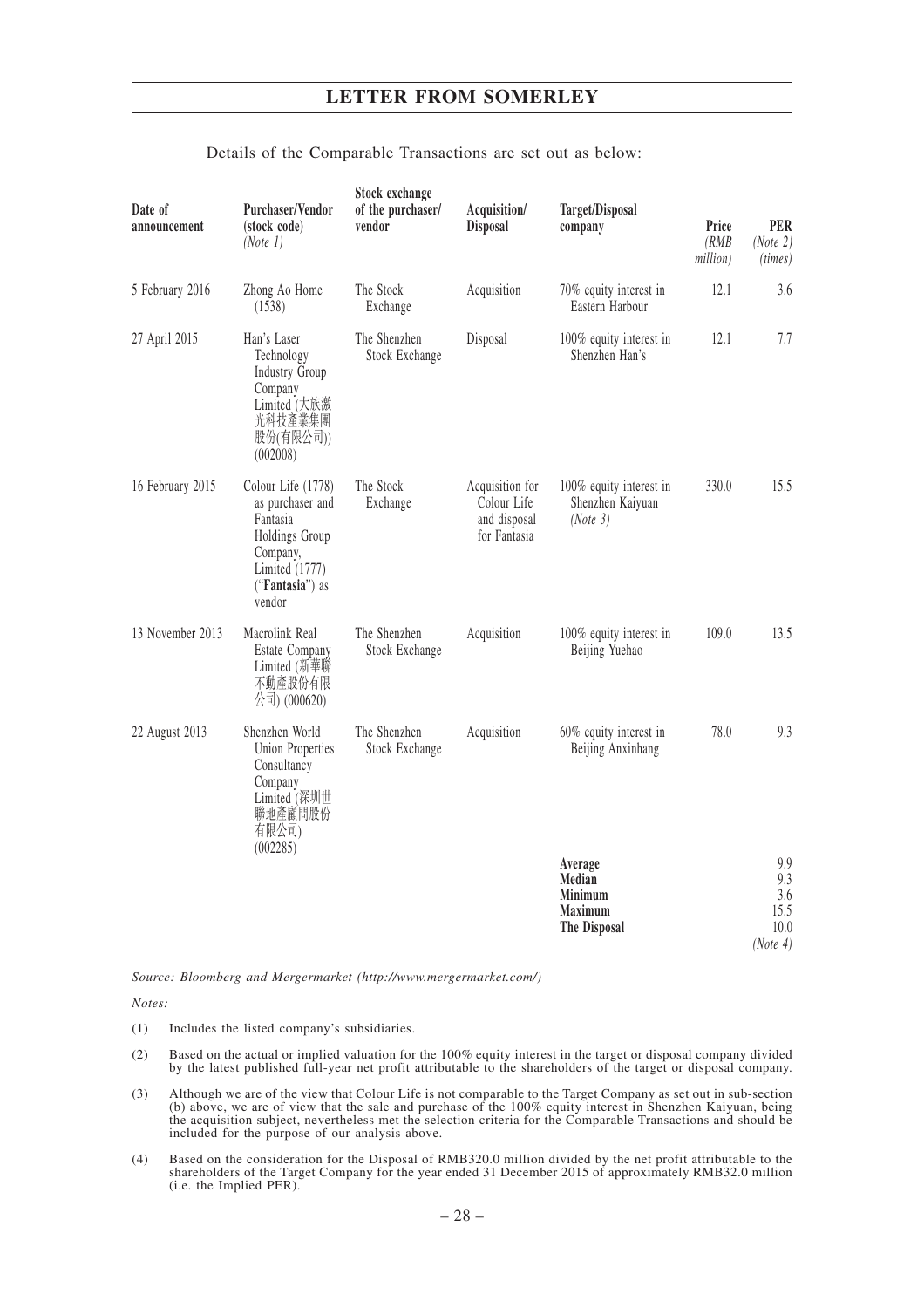Details of the Comparable Transactions are set out as below:

| Date of announcement | Purchaser/Vendor (stock code) *(Note 1)* | Stock exchange of the purchaser/ vendor | Acquisition/ Disposal | Target/Disposal company | Price *(RMB million)* | PER *(Note 2)* *(times)* |
|---|---|---|---|---|---|---|
| 5 February 2016 | Zhong Ao Home (1538) | The Stock Exchange | Acquisition | 70% equity interest in Eastern Harbour | 12.1 | 3.6 |
| 27 April 2015 | Han's Laser Technology Industry Group Company Limited (大族激光科技產業集團股份(有限公司)) (002008) | The Shenzhen Stock Exchange | Disposal | 100% equity interest in Shenzhen Han's | 12.1 | 7.7 |
| 16 February 2015 | Colour Life (1778) as purchaser and Fantasia Holdings Group Company, Limited (1777) ("**Fantasia**") as vendor | The Stock Exchange | Acquisition for Colour Life and disposal for Fantasia | 100% equity interest in Shenzhen Kaiyuan *(Note 3)* | 330.0 | 15.5 |
| 13 November 2013 | Macrolink Real Estate Company Limited (新華聯不動產股份有限公司) (000620) | The Shenzhen Stock Exchange | Acquisition | 100% equity interest in Beijing Yuehao | 109.0 | 13.5 |
| 22 August 2013 | Shenzhen World Union Properties Consultancy Company Limited (深圳世聯地產顧問股份有限公司) (002285) | The Shenzhen Stock Exchange | Acquisition | 60% equity interest in Beijing Anxinhang | 78.0 | 9.3 |
| | | | | **Average** | | 9.9 |
| | | | | **Median** | | 9.3 |
| | | | | **Minimum** | | 3.6 |
| | | | | **Maximum** | | 15.5 |
| | | | | **The Disposal** | | 10.0 *(Note 4)* |

*Source: Bloomberg and Mergermarket (http://www.mergermarket.com/)*

*Notes:*

(1) Includes the listed company's subsidiaries.

(2) Based on the actual or implied valuation for the 100% equity interest in the target or disposal company divided by the latest published full-year net profit attributable to the shareholders of the target or disposal company.

(3) Although we are of the view that Colour Life is not comparable to the Target Company as set out in sub-section (b) above, we are of view that the sale and purchase of the 100% equity interest in Shenzhen Kaiyuan, being the acquisition subject, nevertheless met the selection criteria for the Comparable Transactions and should be included for the purpose of our analysis above.

(4) Based on the consideration for the Disposal of RMB320.0 million divided by the net profit attributable to the shareholders of the Target Company for the year ended 31 December 2015 of approximately RMB32.0 million (i.e. the Implied PER).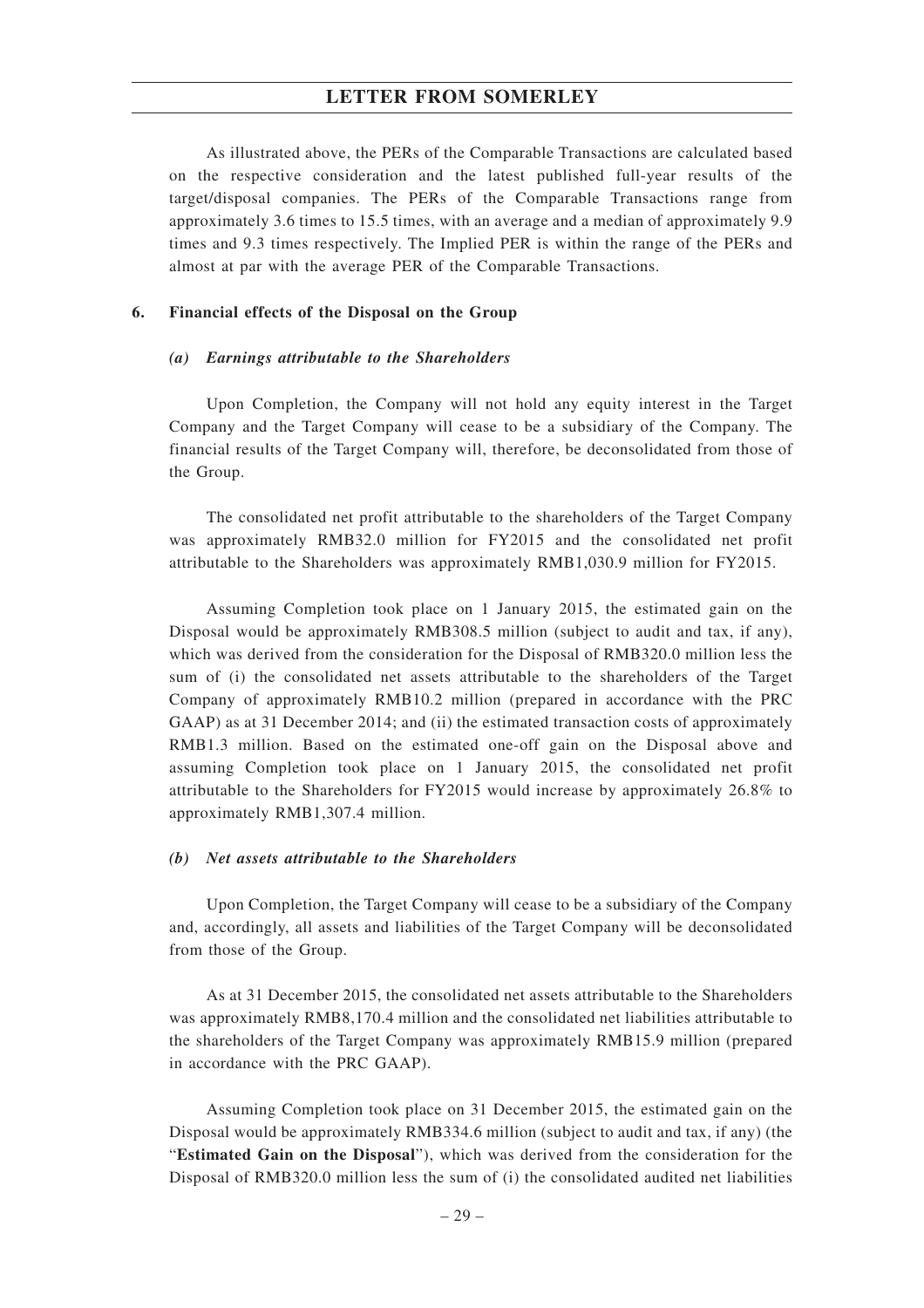As illustrated above, the PERs of the Comparable Transactions are calculated based on the respective consideration and the latest published full-year results of the target/disposal companies. The PERs of the Comparable Transactions range from approximately 3.6 times to 15.5 times, with an average and a median of approximately 9.9 times and 9.3 times respectively. The Implied PER is within the range of the PERs and almost at par with the average PER of the Comparable Transactions.

### 6. Financial effects of the Disposal on the Group

#### *(a) Earnings attributable to the Shareholders*

Upon Completion, the Company will not hold any equity interest in the Target Company and the Target Company will cease to be a subsidiary of the Company. The financial results of the Target Company will, therefore, be deconsolidated from those of the Group.

The consolidated net profit attributable to the shareholders of the Target Company was approximately RMB32.0 million for FY2015 and the consolidated net profit attributable to the Shareholders was approximately RMB1,030.9 million for FY2015.

Assuming Completion took place on 1 January 2015, the estimated gain on the Disposal would be approximately RMB308.5 million (subject to audit and tax, if any), which was derived from the consideration for the Disposal of RMB320.0 million less the sum of (i) the consolidated net assets attributable to the shareholders of the Target Company of approximately RMB10.2 million (prepared in accordance with the PRC GAAP) as at 31 December 2014; and (ii) the estimated transaction costs of approximately RMB1.3 million. Based on the estimated one-off gain on the Disposal above and assuming Completion took place on 1 January 2015, the consolidated net profit attributable to the Shareholders for FY2015 would increase by approximately 26.8% to approximately RMB1,307.4 million.

#### *(b) Net assets attributable to the Shareholders*

Upon Completion, the Target Company will cease to be a subsidiary of the Company and, accordingly, all assets and liabilities of the Target Company will be deconsolidated from those of the Group.

As at 31 December 2015, the consolidated net assets attributable to the Shareholders was approximately RMB8,170.4 million and the consolidated net liabilities attributable to the shareholders of the Target Company was approximately RMB15.9 million (prepared in accordance with the PRC GAAP).

Assuming Completion took place on 31 December 2015, the estimated gain on the Disposal would be approximately RMB334.6 million (subject to audit and tax, if any) (the "**Estimated Gain on the Disposal**"), which was derived from the consideration for the Disposal of RMB320.0 million less the sum of (i) the consolidated audited net liabilities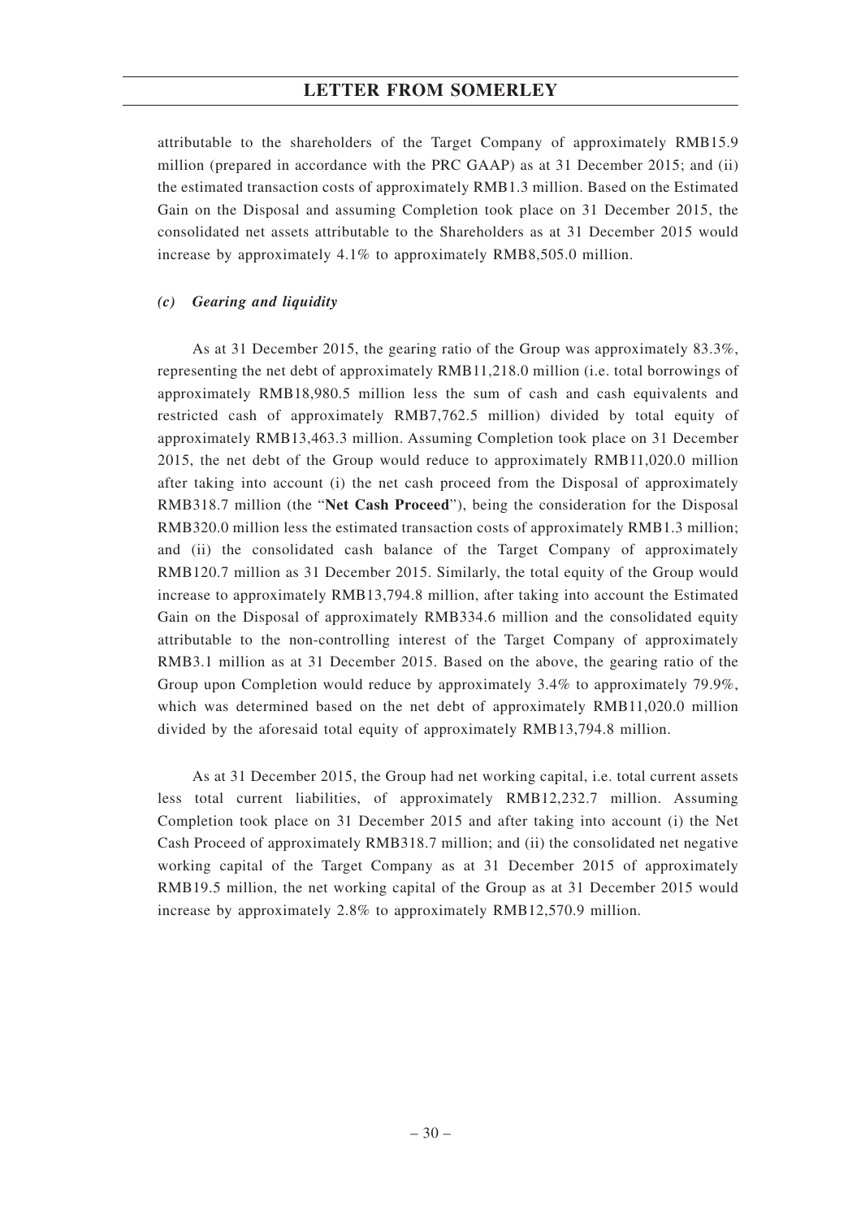attributable to the shareholders of the Target Company of approximately RMB15.9 million (prepared in accordance with the PRC GAAP) as at 31 December 2015; and (ii) the estimated transaction costs of approximately RMB1.3 million. Based on the Estimated Gain on the Disposal and assuming Completion took place on 31 December 2015, the consolidated net assets attributable to the Shareholders as at 31 December 2015 would increase by approximately 4.1% to approximately RMB8,505.0 million.

*(c) Gearing and liquidity*

As at 31 December 2015, the gearing ratio of the Group was approximately 83.3%, representing the net debt of approximately RMB11,218.0 million (i.e. total borrowings of approximately RMB18,980.5 million less the sum of cash and cash equivalents and restricted cash of approximately RMB7,762.5 million) divided by total equity of approximately RMB13,463.3 million. Assuming Completion took place on 31 December 2015, the net debt of the Group would reduce to approximately RMB11,020.0 million after taking into account (i) the net cash proceed from the Disposal of approximately RMB318.7 million (the "**Net Cash Proceed**"), being the consideration for the Disposal RMB320.0 million less the estimated transaction costs of approximately RMB1.3 million; and (ii) the consolidated cash balance of the Target Company of approximately RMB120.7 million as 31 December 2015. Similarly, the total equity of the Group would increase to approximately RMB13,794.8 million, after taking into account the Estimated Gain on the Disposal of approximately RMB334.6 million and the consolidated equity attributable to the non-controlling interest of the Target Company of approximately RMB3.1 million as at 31 December 2015. Based on the above, the gearing ratio of the Group upon Completion would reduce by approximately 3.4% to approximately 79.9%, which was determined based on the net debt of approximately RMB11,020.0 million divided by the aforesaid total equity of approximately RMB13,794.8 million.

As at 31 December 2015, the Group had net working capital, i.e. total current assets less total current liabilities, of approximately RMB12,232.7 million. Assuming Completion took place on 31 December 2015 and after taking into account (i) the Net Cash Proceed of approximately RMB318.7 million; and (ii) the consolidated net negative working capital of the Target Company as at 31 December 2015 of approximately RMB19.5 million, the net working capital of the Group as at 31 December 2015 would increase by approximately 2.8% to approximately RMB12,570.9 million.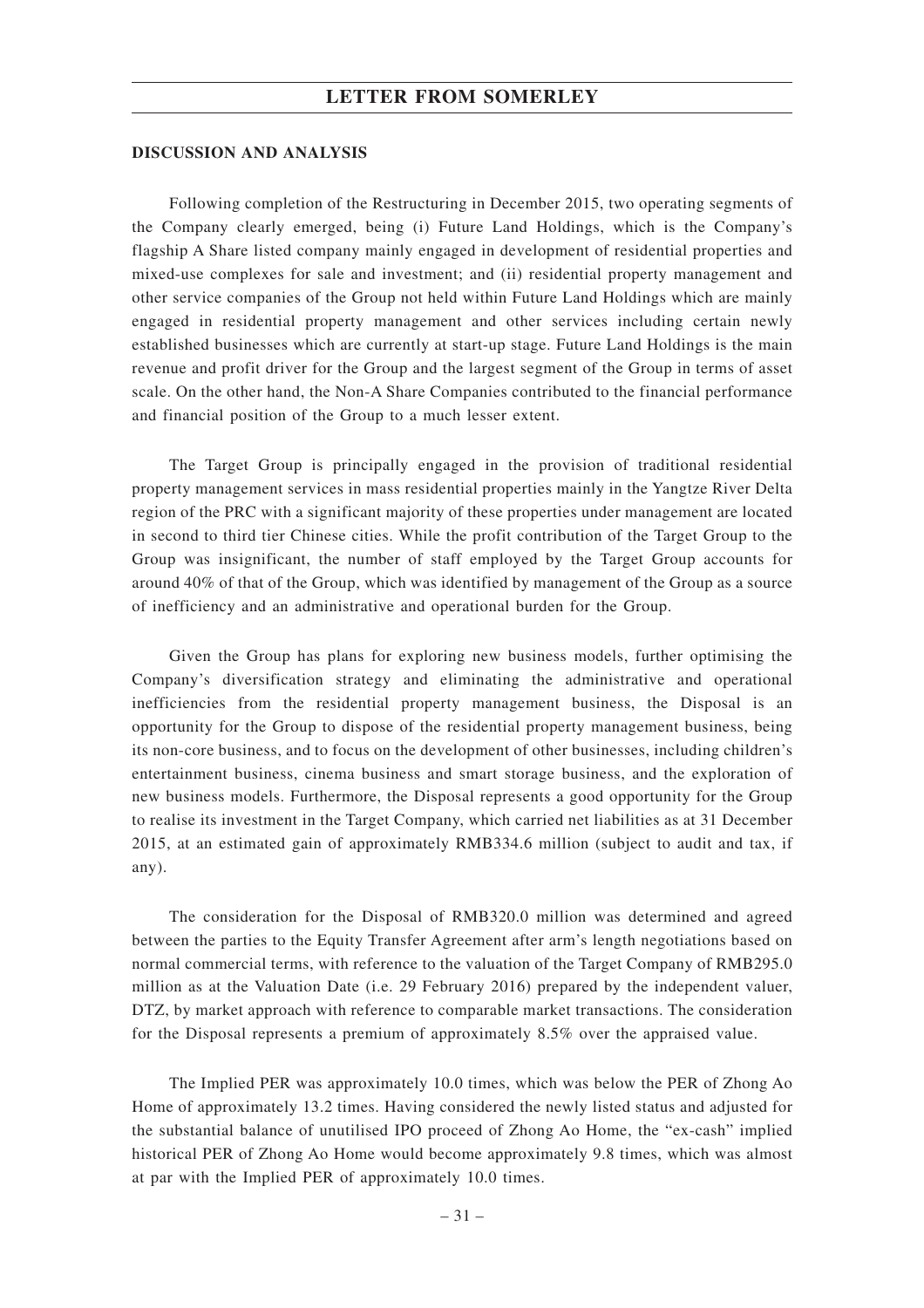**DISCUSSION AND ANALYSIS**

Following completion of the Restructuring in December 2015, two operating segments of the Company clearly emerged, being (i) Future Land Holdings, which is the Company's flagship A Share listed company mainly engaged in development of residential properties and mixed-use complexes for sale and investment; and (ii) residential property management and other service companies of the Group not held within Future Land Holdings which are mainly engaged in residential property management and other services including certain newly established businesses which are currently at start-up stage. Future Land Holdings is the main revenue and profit driver for the Group and the largest segment of the Group in terms of asset scale. On the other hand, the Non-A Share Companies contributed to the financial performance and financial position of the Group to a much lesser extent.

The Target Group is principally engaged in the provision of traditional residential property management services in mass residential properties mainly in the Yangtze River Delta region of the PRC with a significant majority of these properties under management are located in second to third tier Chinese cities. While the profit contribution of the Target Group to the Group was insignificant, the number of staff employed by the Target Group accounts for around 40% of that of the Group, which was identified by management of the Group as a source of inefficiency and an administrative and operational burden for the Group.

Given the Group has plans for exploring new business models, further optimising the Company's diversification strategy and eliminating the administrative and operational inefficiencies from the residential property management business, the Disposal is an opportunity for the Group to dispose of the residential property management business, being its non-core business, and to focus on the development of other businesses, including children's entertainment business, cinema business and smart storage business, and the exploration of new business models. Furthermore, the Disposal represents a good opportunity for the Group to realise its investment in the Target Company, which carried net liabilities as at 31 December 2015, at an estimated gain of approximately RMB334.6 million (subject to audit and tax, if any).

The consideration for the Disposal of RMB320.0 million was determined and agreed between the parties to the Equity Transfer Agreement after arm's length negotiations based on normal commercial terms, with reference to the valuation of the Target Company of RMB295.0 million as at the Valuation Date (i.e. 29 February 2016) prepared by the independent valuer, DTZ, by market approach with reference to comparable market transactions. The consideration for the Disposal represents a premium of approximately 8.5% over the appraised value.

The Implied PER was approximately 10.0 times, which was below the PER of Zhong Ao Home of approximately 13.2 times. Having considered the newly listed status and adjusted for the substantial balance of unutilised IPO proceed of Zhong Ao Home, the "ex-cash" implied historical PER of Zhong Ao Home would become approximately 9.8 times, which was almost at par with the Implied PER of approximately 10.0 times.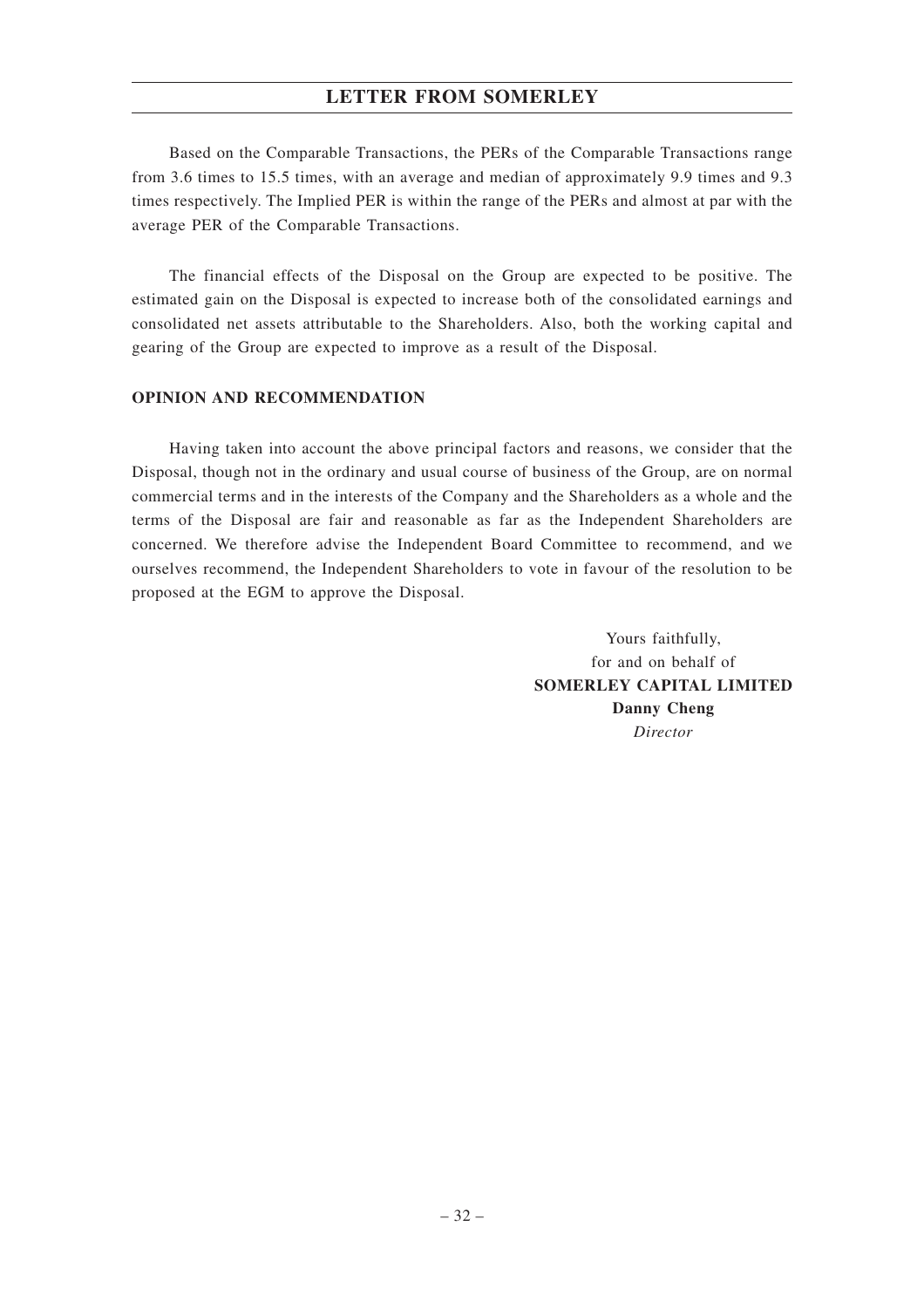Based on the Comparable Transactions, the PERs of the Comparable Transactions range from 3.6 times to 15.5 times, with an average and median of approximately 9.9 times and 9.3 times respectively. The Implied PER is within the range of the PERs and almost at par with the average PER of the Comparable Transactions.

The financial effects of the Disposal on the Group are expected to be positive. The estimated gain on the Disposal is expected to increase both of the consolidated earnings and consolidated net assets attributable to the Shareholders. Also, both the working capital and gearing of the Group are expected to improve as a result of the Disposal.

**OPINION AND RECOMMENDATION**

Having taken into account the above principal factors and reasons, we consider that the Disposal, though not in the ordinary and usual course of business of the Group, are on normal commercial terms and in the interests of the Company and the Shareholders as a whole and the terms of the Disposal are fair and reasonable as far as the Independent Shareholders are concerned. We therefore advise the Independent Board Committee to recommend, and we ourselves recommend, the Independent Shareholders to vote in favour of the resolution to be proposed at the EGM to approve the Disposal.

Yours faithfully,
for and on behalf of
**SOMERLEY CAPITAL LIMITED**
**Danny Cheng**
*Director*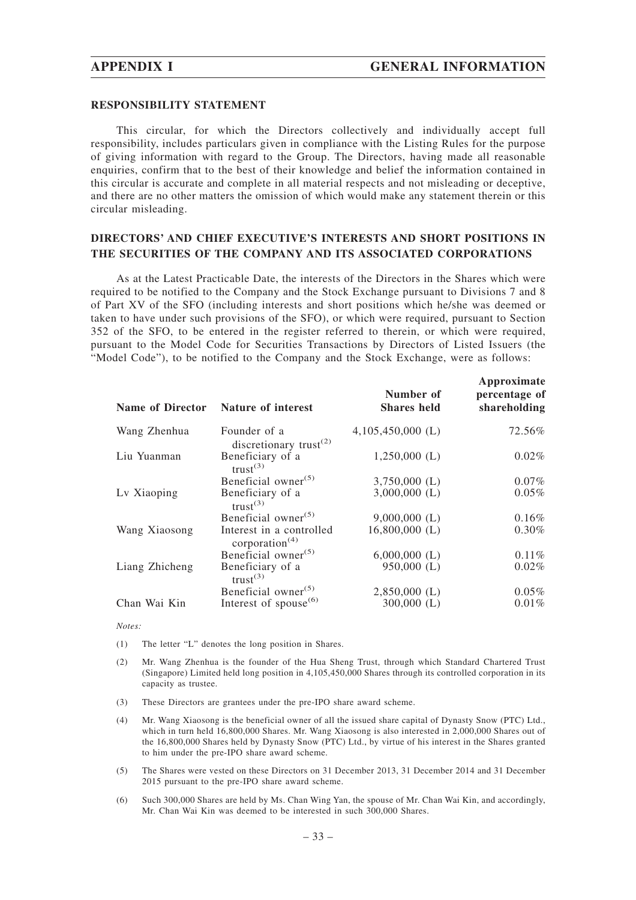## RESPONSIBILITY STATEMENT

This circular, for which the Directors collectively and individually accept full responsibility, includes particulars given in compliance with the Listing Rules for the purpose of giving information with regard to the Group. The Directors, having made all reasonable enquiries, confirm that to the best of their knowledge and belief the information contained in this circular is accurate and complete in all material respects and not misleading or deceptive, and there are no other matters the omission of which would make any statement therein or this circular misleading.

## DIRECTORS' AND CHIEF EXECUTIVE'S INTERESTS AND SHORT POSITIONS IN THE SECURITIES OF THE COMPANY AND ITS ASSOCIATED CORPORATIONS

As at the Latest Practicable Date, the interests of the Directors in the Shares which were required to be notified to the Company and the Stock Exchange pursuant to Divisions 7 and 8 of Part XV of the SFO (including interests and short positions which he/she was deemed or taken to have under such provisions of the SFO), or which were required, pursuant to Section 352 of the SFO, to be entered in the register referred to therein, or which were required, pursuant to the Model Code for Securities Transactions by Directors of Listed Issuers (the "Model Code"), to be notified to the Company and the Stock Exchange, were as follows:

| Name of Director | Nature of interest | Number of Shares held | Approximate percentage of shareholding |
|---|---|---|---|
| Wang Zhenhua | Founder of a discretionary trust[2] | 4,105,450,000 (L) | 72.56% |
| Liu Yuanman | Beneficiary of a trust[3] | 1,250,000 (L) | 0.02% |
| | Beneficial owner[5] | 3,750,000 (L) | 0.07% |
| Lv Xiaoping | Beneficiary of a trust[3] | 3,000,000 (L) | 0.05% |
| | Beneficial owner[5] | 9,000,000 (L) | 0.16% |
| Wang Xiaosong | Interest in a controlled corporation[4] | 16,800,000 (L) | 0.30% |
| | Beneficial owner[5] | 6,000,000 (L) | 0.11% |
| Liang Zhicheng | Beneficiary of a trust[3] | 950,000 (L) | 0.02% |
| | Beneficial owner[5] | 2,850,000 (L) | 0.05% |
| Chan Wai Kin | Interest of spouse[6] | 300,000 (L) | 0.01% |

*Notes:*

(1) The letter "L" denotes the long position in Shares.

(2) Mr. Wang Zhenhua is the founder of the Hua Sheng Trust, through which Standard Chartered Trust (Singapore) Limited held long position in 4,105,450,000 Shares through its controlled corporation in its capacity as trustee.

(3) These Directors are grantees under the pre-IPO share award scheme.

(4) Mr. Wang Xiaosong is the beneficial owner of all the issued share capital of Dynasty Snow (PTC) Ltd., which in turn held 16,800,000 Shares. Mr. Wang Xiaosong is also interested in 2,000,000 Shares out of the 16,800,000 Shares held by Dynasty Snow (PTC) Ltd., by virtue of his interest in the Shares granted to him under the pre-IPO share award scheme.

(5) The Shares were vested on these Directors on 31 December 2013, 31 December 2014 and 31 December 2015 pursuant to the pre-IPO share award scheme.

(6) Such 300,000 Shares are held by Ms. Chan Wing Yan, the spouse of Mr. Chan Wai Kin, and accordingly, Mr. Chan Wai Kin was deemed to be interested in such 300,000 Shares.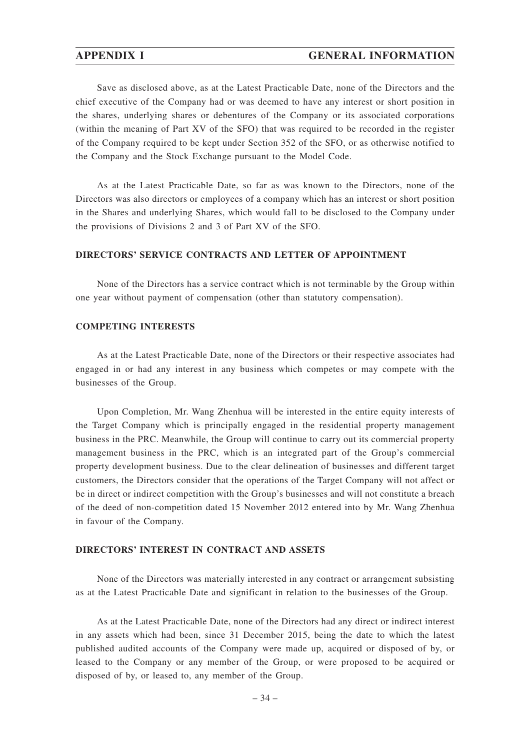Save as disclosed above, as at the Latest Practicable Date, none of the Directors and the chief executive of the Company had or was deemed to have any interest or short position in the shares, underlying shares or debentures of the Company or its associated corporations (within the meaning of Part XV of the SFO) that was required to be recorded in the register of the Company required to be kept under Section 352 of the SFO, or as otherwise notified to the Company and the Stock Exchange pursuant to the Model Code.

As at the Latest Practicable Date, so far as was known to the Directors, none of the Directors was also directors or employees of a company which has an interest or short position in the Shares and underlying Shares, which would fall to be disclosed to the Company under the provisions of Divisions 2 and 3 of Part XV of the SFO.

## DIRECTORS' SERVICE CONTRACTS AND LETTER OF APPOINTMENT

None of the Directors has a service contract which is not terminable by the Group within one year without payment of compensation (other than statutory compensation).

## COMPETING INTERESTS

As at the Latest Practicable Date, none of the Directors or their respective associates had engaged in or had any interest in any business which competes or may compete with the businesses of the Group.

Upon Completion, Mr. Wang Zhenhua will be interested in the entire equity interests of the Target Company which is principally engaged in the residential property management business in the PRC. Meanwhile, the Group will continue to carry out its commercial property management business in the PRC, which is an integrated part of the Group's commercial property development business. Due to the clear delineation of businesses and different target customers, the Directors consider that the operations of the Target Company will not affect or be in direct or indirect competition with the Group's businesses and will not constitute a breach of the deed of non-competition dated 15 November 2012 entered into by Mr. Wang Zhenhua in favour of the Company.

## DIRECTORS' INTEREST IN CONTRACT AND ASSETS

None of the Directors was materially interested in any contract or arrangement subsisting as at the Latest Practicable Date and significant in relation to the businesses of the Group.

As at the Latest Practicable Date, none of the Directors had any direct or indirect interest in any assets which had been, since 31 December 2015, being the date to which the latest published audited accounts of the Company were made up, acquired or disposed of by, or leased to the Company or any member of the Group, or were proposed to be acquired or disposed of by, or leased to, any member of the Group.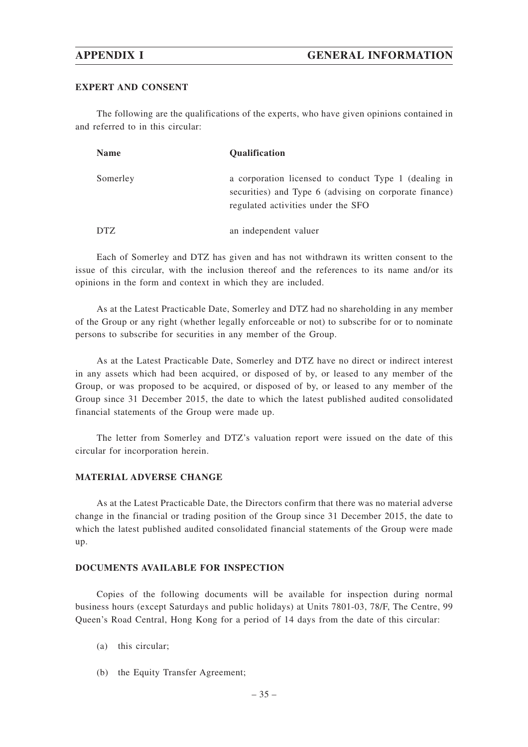### EXPERT AND CONSENT

The following are the qualifications of the experts, who have given opinions contained in and referred to in this circular:

| Name | Qualification |
|---|---|
| Somerley | a corporation licensed to conduct Type 1 (dealing in securities) and Type 6 (advising on corporate finance) regulated activities under the SFO |
| DTZ | an independent valuer |

Each of Somerley and DTZ has given and has not withdrawn its written consent to the issue of this circular, with the inclusion thereof and the references to its name and/or its opinions in the form and context in which they are included.

As at the Latest Practicable Date, Somerley and DTZ had no shareholding in any member of the Group or any right (whether legally enforceable or not) to subscribe for or to nominate persons to subscribe for securities in any member of the Group.

As at the Latest Practicable Date, Somerley and DTZ have no direct or indirect interest in any assets which had been acquired, or disposed of by, or leased to any member of the Group, or was proposed to be acquired, or disposed of by, or leased to any member of the Group since 31 December 2015, the date to which the latest published audited consolidated financial statements of the Group were made up.

The letter from Somerley and DTZ's valuation report were issued on the date of this circular for incorporation herein.

### MATERIAL ADVERSE CHANGE

As at the Latest Practicable Date, the Directors confirm that there was no material adverse change in the financial or trading position of the Group since 31 December 2015, the date to which the latest published audited consolidated financial statements of the Group were made up.

### DOCUMENTS AVAILABLE FOR INSPECTION

Copies of the following documents will be available for inspection during normal business hours (except Saturdays and public holidays) at Units 7801-03, 78/F, The Centre, 99 Queen's Road Central, Hong Kong for a period of 14 days from the date of this circular:

(a) this circular;

(b) the Equity Transfer Agreement;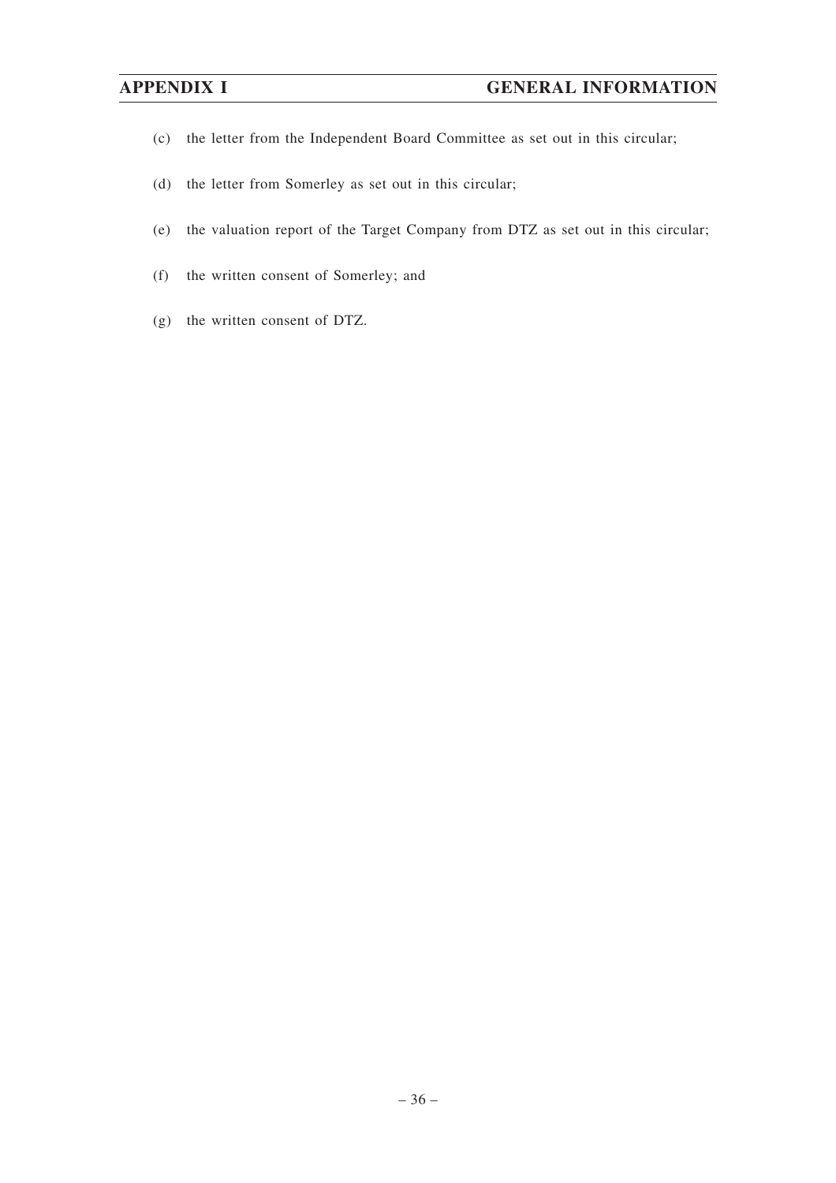(c) the letter from the Independent Board Committee as set out in this circular;

(d) the letter from Somerley as set out in this circular;

(e) the valuation report of the Target Company from DTZ as set out in this circular;

(f) the written consent of Somerley; and

(g) the written consent of DTZ.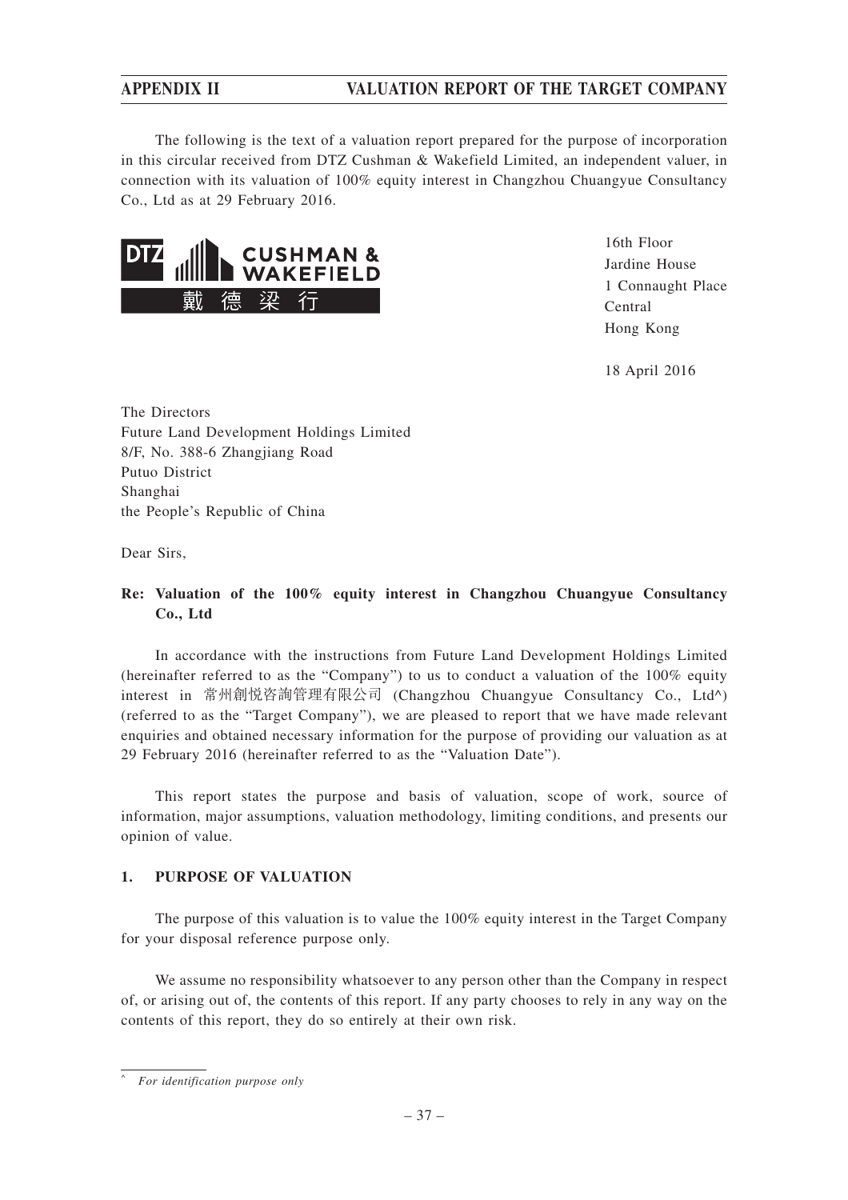The following is the text of a valuation report prepared for the purpose of incorporation in this circular received from DTZ Cushman & Wakefield Limited, an independent valuer, in connection with its valuation of 100% equity interest in Changzhou Chuangyue Consultancy Co., Ltd as at 29 February 2016.

16th Floor
Jardine House
1 Connaught Place
Central
Hong Kong

18 April 2016

The Directors
Future Land Development Holdings Limited
8/F, No. 388-6 Zhangjiang Road
Putuo District
Shanghai
the People's Republic of China

Dear Sirs,

**Re: Valuation of the 100% equity interest in Changzhou Chuangyue Consultancy Co., Ltd**

In accordance with the instructions from Future Land Development Holdings Limited (hereinafter referred to as the "Company") to us to conduct a valuation of the 100% equity interest in 常州創悦咨詢管理有限公司 (Changzhou Chuangyue Consultancy Co., Ltd^) (referred to as the "Target Company"), we are pleased to report that we have made relevant enquiries and obtained necessary information for the purpose of providing our valuation as at 29 February 2016 (hereinafter referred to as the "Valuation Date").

This report states the purpose and basis of valuation, scope of work, source of information, major assumptions, valuation methodology, limiting conditions, and presents our opinion of value.

## 1. PURPOSE OF VALUATION

The purpose of this valuation is to value the 100% equity interest in the Target Company for your disposal reference purpose only.

We assume no responsibility whatsoever to any person other than the Company in respect of, or arising out of, the contents of this report. If any party chooses to rely in any way on the contents of this report, they do so entirely at their own risk.

^ *For identification purpose only*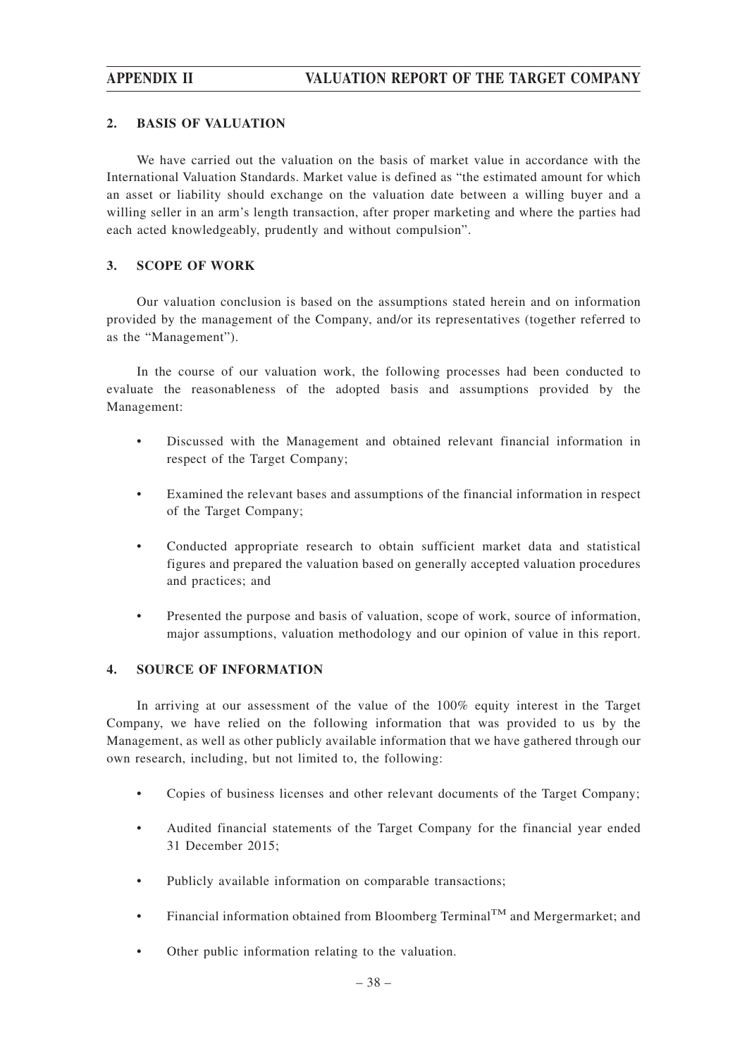## 2. BASIS OF VALUATION

We have carried out the valuation on the basis of market value in accordance with the International Valuation Standards. Market value is defined as "the estimated amount for which an asset or liability should exchange on the valuation date between a willing buyer and a willing seller in an arm's length transaction, after proper marketing and where the parties had each acted knowledgeably, prudently and without compulsion".

## 3. SCOPE OF WORK

Our valuation conclusion is based on the assumptions stated herein and on information provided by the management of the Company, and/or its representatives (together referred to as the "Management").

In the course of our valuation work, the following processes had been conducted to evaluate the reasonableness of the adopted basis and assumptions provided by the Management:

- Discussed with the Management and obtained relevant financial information in respect of the Target Company;
- Examined the relevant bases and assumptions of the financial information in respect of the Target Company;
- Conducted appropriate research to obtain sufficient market data and statistical figures and prepared the valuation based on generally accepted valuation procedures and practices; and
- Presented the purpose and basis of valuation, scope of work, source of information, major assumptions, valuation methodology and our opinion of value in this report.

## 4. SOURCE OF INFORMATION

In arriving at our assessment of the value of the 100% equity interest in the Target Company, we have relied on the following information that was provided to us by the Management, as well as other publicly available information that we have gathered through our own research, including, but not limited to, the following:

- Copies of business licenses and other relevant documents of the Target Company;
- Audited financial statements of the Target Company for the financial year ended 31 December 2015;
- Publicly available information on comparable transactions;
- Financial information obtained from Bloomberg Terminal™ and Mergermarket; and
- Other public information relating to the valuation.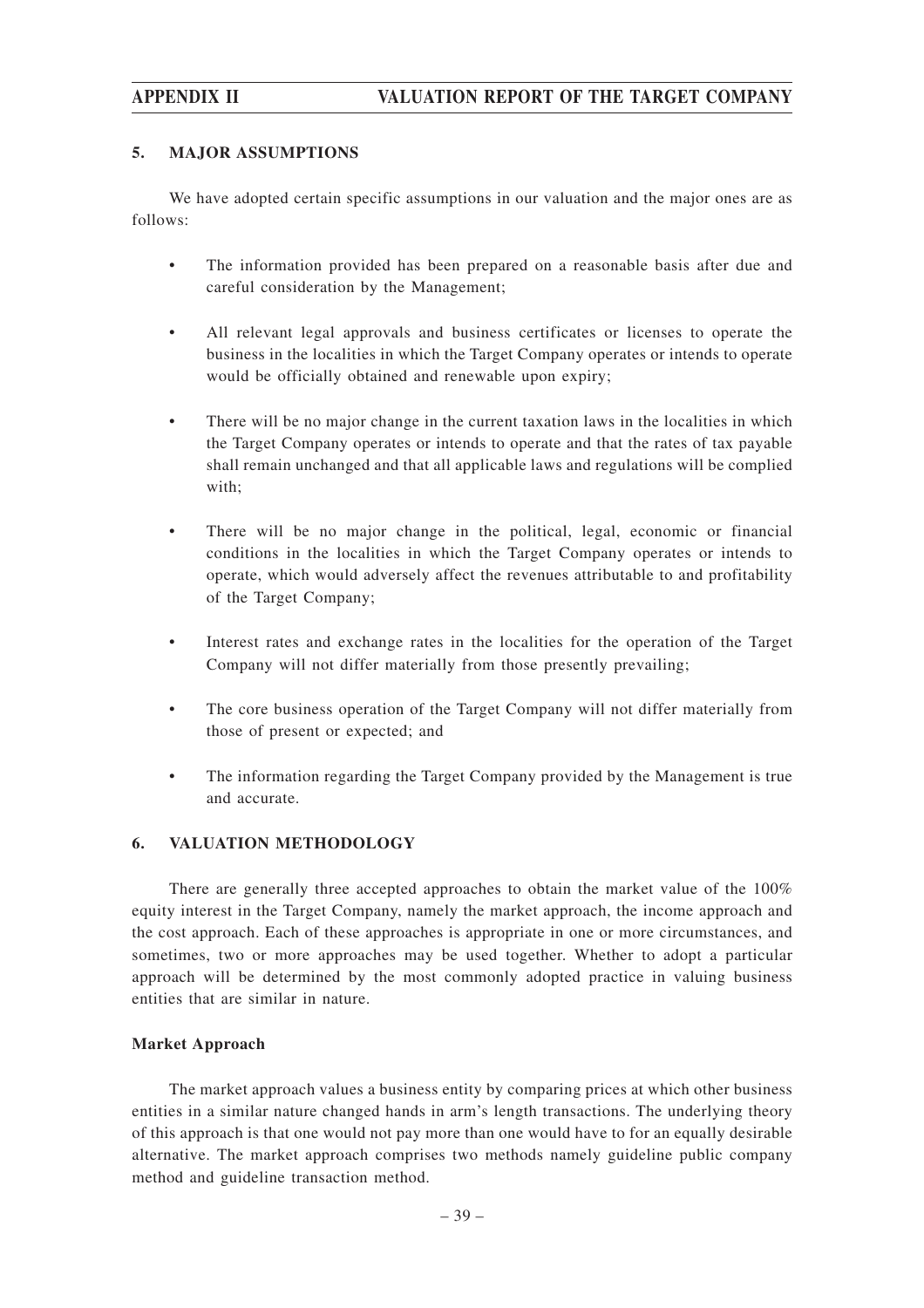## 5. MAJOR ASSUMPTIONS

We have adopted certain specific assumptions in our valuation and the major ones are as follows:

- The information provided has been prepared on a reasonable basis after due and careful consideration by the Management;
- All relevant legal approvals and business certificates or licenses to operate the business in the localities in which the Target Company operates or intends to operate would be officially obtained and renewable upon expiry;
- There will be no major change in the current taxation laws in the localities in which the Target Company operates or intends to operate and that the rates of tax payable shall remain unchanged and that all applicable laws and regulations will be complied with;
- There will be no major change in the political, legal, economic or financial conditions in the localities in which the Target Company operates or intends to operate, which would adversely affect the revenues attributable to and profitability of the Target Company;
- Interest rates and exchange rates in the localities for the operation of the Target Company will not differ materially from those presently prevailing;
- The core business operation of the Target Company will not differ materially from those of present or expected; and
- The information regarding the Target Company provided by the Management is true and accurate.

## 6. VALUATION METHODOLOGY

There are generally three accepted approaches to obtain the market value of the 100% equity interest in the Target Company, namely the market approach, the income approach and the cost approach. Each of these approaches is appropriate in one or more circumstances, and sometimes, two or more approaches may be used together. Whether to adopt a particular approach will be determined by the most commonly adopted practice in valuing business entities that are similar in nature.

### Market Approach

The market approach values a business entity by comparing prices at which other business entities in a similar nature changed hands in arm's length transactions. The underlying theory of this approach is that one would not pay more than one would have to for an equally desirable alternative. The market approach comprises two methods namely guideline public company method and guideline transaction method.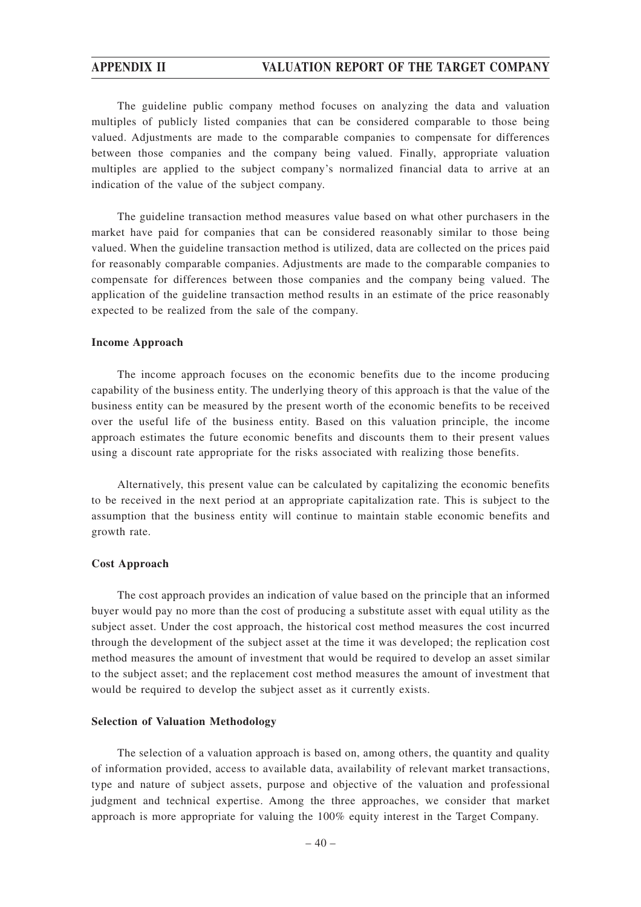The guideline public company method focuses on analyzing the data and valuation multiples of publicly listed companies that can be considered comparable to those being valued. Adjustments are made to the comparable companies to compensate for differences between those companies and the company being valued. Finally, appropriate valuation multiples are applied to the subject company's normalized financial data to arrive at an indication of the value of the subject company.

The guideline transaction method measures value based on what other purchasers in the market have paid for companies that can be considered reasonably similar to those being valued. When the guideline transaction method is utilized, data are collected on the prices paid for reasonably comparable companies. Adjustments are made to the comparable companies to compensate for differences between those companies and the company being valued. The application of the guideline transaction method results in an estimate of the price reasonably expected to be realized from the sale of the company.

**Income Approach**

The income approach focuses on the economic benefits due to the income producing capability of the business entity. The underlying theory of this approach is that the value of the business entity can be measured by the present worth of the economic benefits to be received over the useful life of the business entity. Based on this valuation principle, the income approach estimates the future economic benefits and discounts them to their present values using a discount rate appropriate for the risks associated with realizing those benefits.

Alternatively, this present value can be calculated by capitalizing the economic benefits to be received in the next period at an appropriate capitalization rate. This is subject to the assumption that the business entity will continue to maintain stable economic benefits and growth rate.

**Cost Approach**

The cost approach provides an indication of value based on the principle that an informed buyer would pay no more than the cost of producing a substitute asset with equal utility as the subject asset. Under the cost approach, the historical cost method measures the cost incurred through the development of the subject asset at the time it was developed; the replication cost method measures the amount of investment that would be required to develop an asset similar to the subject asset; and the replacement cost method measures the amount of investment that would be required to develop the subject asset as it currently exists.

**Selection of Valuation Methodology**

The selection of a valuation approach is based on, among others, the quantity and quality of information provided, access to available data, availability of relevant market transactions, type and nature of subject assets, purpose and objective of the valuation and professional judgment and technical expertise. Among the three approaches, we consider that market approach is more appropriate for valuing the 100% equity interest in the Target Company.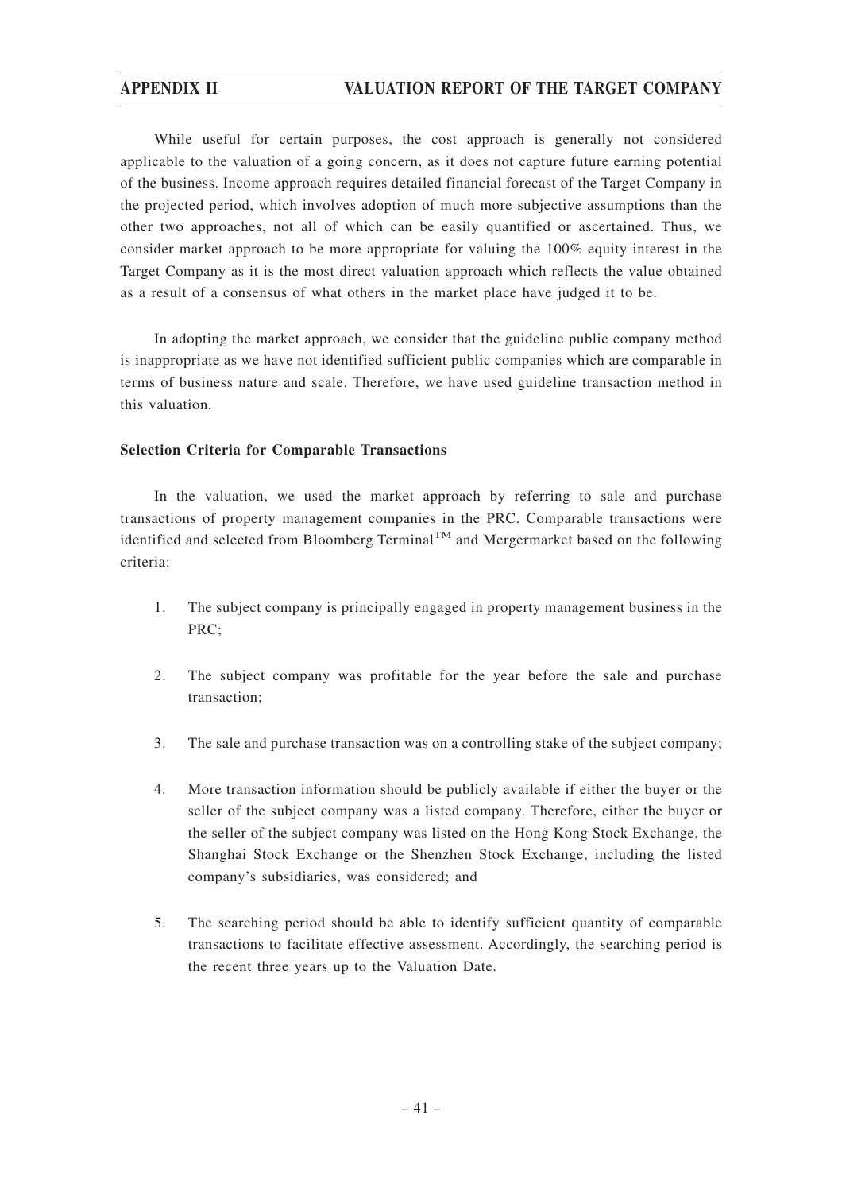While useful for certain purposes, the cost approach is generally not considered applicable to the valuation of a going concern, as it does not capture future earning potential of the business. Income approach requires detailed financial forecast of the Target Company in the projected period, which involves adoption of much more subjective assumptions than the other two approaches, not all of which can be easily quantified or ascertained. Thus, we consider market approach to be more appropriate for valuing the 100% equity interest in the Target Company as it is the most direct valuation approach which reflects the value obtained as a result of a consensus of what others in the market place have judged it to be.

In adopting the market approach, we consider that the guideline public company method is inappropriate as we have not identified sufficient public companies which are comparable in terms of business nature and scale. Therefore, we have used guideline transaction method in this valuation.

**Selection Criteria for Comparable Transactions**

In the valuation, we used the market approach by referring to sale and purchase transactions of property management companies in the PRC. Comparable transactions were identified and selected from Bloomberg Terminal™ and Mergermarket based on the following criteria:

1. The subject company is principally engaged in property management business in the PRC;

2. The subject company was profitable for the year before the sale and purchase transaction;

3. The sale and purchase transaction was on a controlling stake of the subject company;

4. More transaction information should be publicly available if either the buyer or the seller of the subject company was a listed company. Therefore, either the buyer or the seller of the subject company was listed on the Hong Kong Stock Exchange, the Shanghai Stock Exchange or the Shenzhen Stock Exchange, including the listed company's subsidiaries, was considered; and

5. The searching period should be able to identify sufficient quantity of comparable transactions to facilitate effective assessment. Accordingly, the searching period is the recent three years up to the Valuation Date.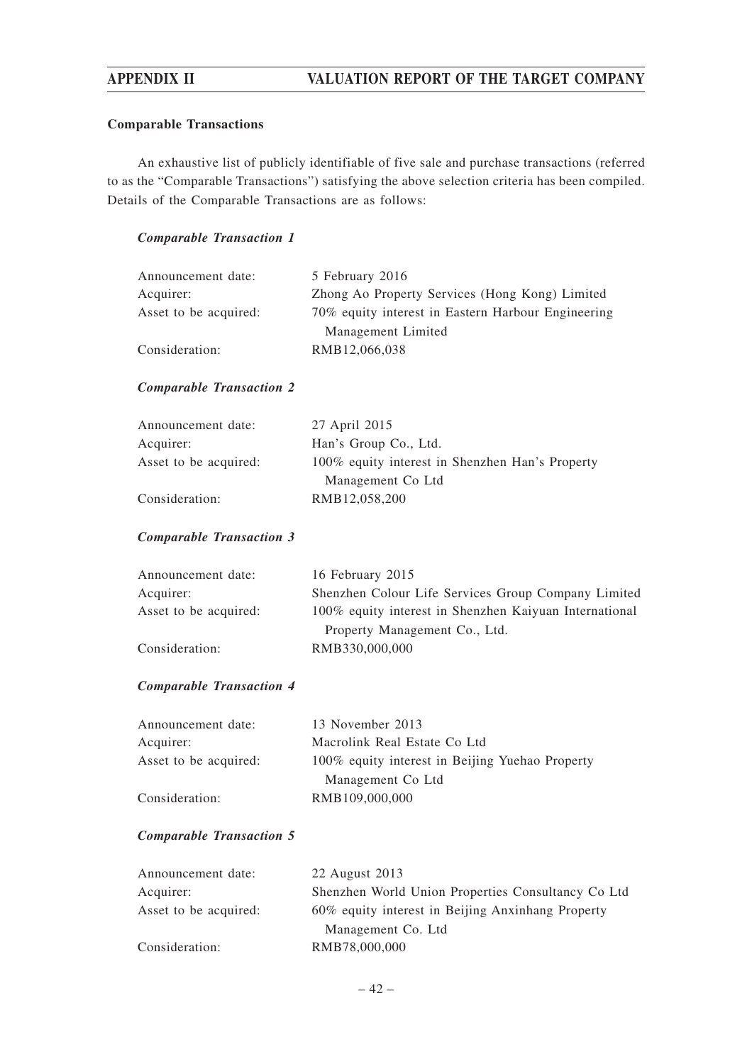### Comparable Transactions

An exhaustive list of publicly identifiable of five sale and purchase transactions (referred to as the "Comparable Transactions") satisfying the above selection criteria has been compiled. Details of the Comparable Transactions are as follows:

#### *Comparable Transaction 1*

| | |
|---|---|
| Announcement date: | 5 February 2016 |
| Acquirer: | Zhong Ao Property Services (Hong Kong) Limited |
| Asset to be acquired: | 70% equity interest in Eastern Harbour Engineering Management Limited |
| Consideration: | RMB12,066,038 |

#### *Comparable Transaction 2*

| | |
|---|---|
| Announcement date: | 27 April 2015 |
| Acquirer: | Han's Group Co., Ltd. |
| Asset to be acquired: | 100% equity interest in Shenzhen Han's Property Management Co Ltd |
| Consideration: | RMB12,058,200 |

#### *Comparable Transaction 3*

| | |
|---|---|
| Announcement date: | 16 February 2015 |
| Acquirer: | Shenzhen Colour Life Services Group Company Limited |
| Asset to be acquired: | 100% equity interest in Shenzhen Kaiyuan International Property Management Co., Ltd. |
| Consideration: | RMB330,000,000 |

#### *Comparable Transaction 4*

| | |
|---|---|
| Announcement date: | 13 November 2013 |
| Acquirer: | Macrolink Real Estate Co Ltd |
| Asset to be acquired: | 100% equity interest in Beijing Yuehao Property Management Co Ltd |
| Consideration: | RMB109,000,000 |

#### *Comparable Transaction 5*

| | |
|---|---|
| Announcement date: | 22 August 2013 |
| Acquirer: | Shenzhen World Union Properties Consultancy Co Ltd |
| Asset to be acquired: | 60% equity interest in Beijing Anxinhang Property Management Co. Ltd |
| Consideration: | RMB78,000,000 |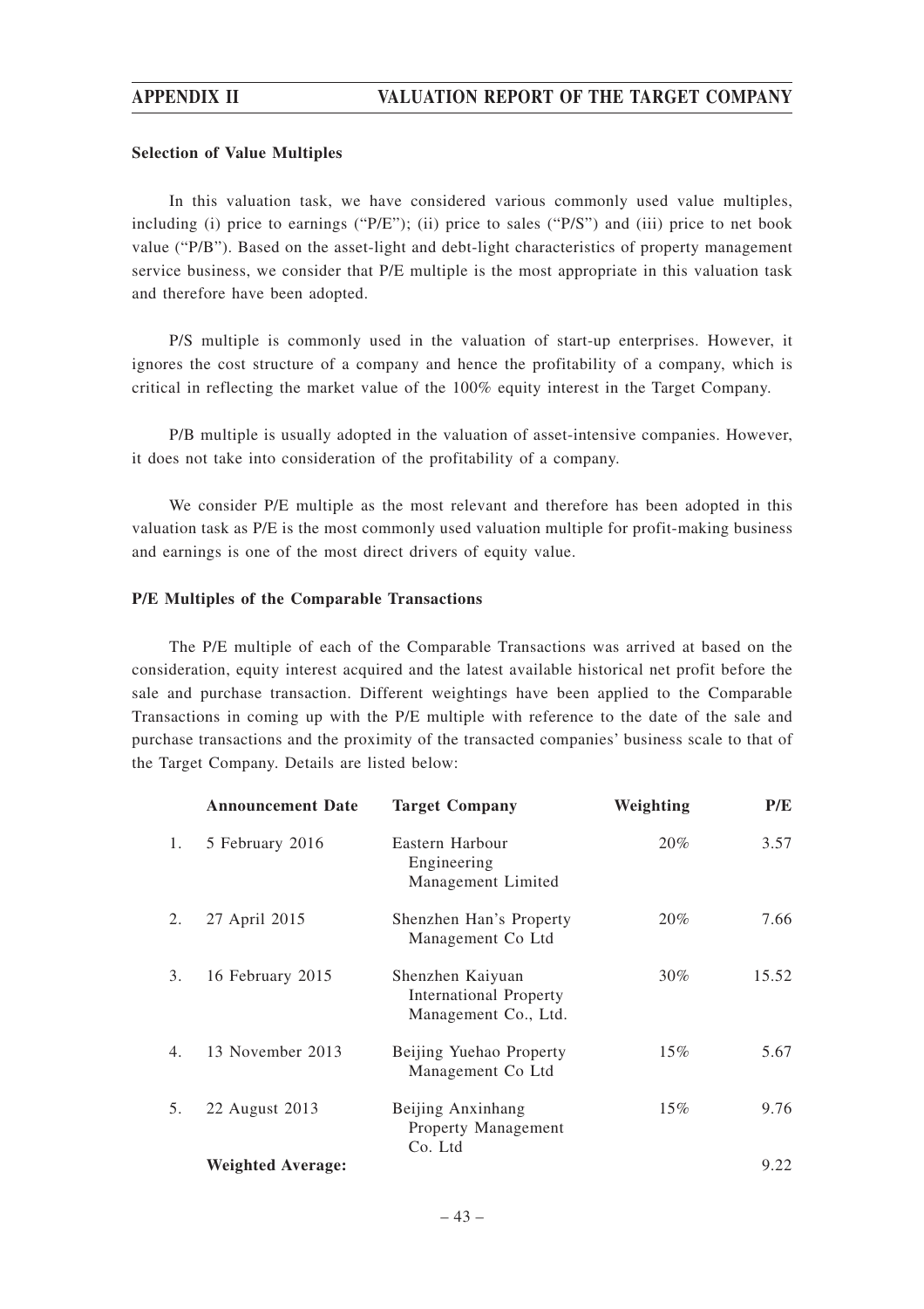**Selection of Value Multiples**

In this valuation task, we have considered various commonly used value multiples, including (i) price to earnings ("P/E"); (ii) price to sales ("P/S") and (iii) price to net book value ("P/B"). Based on the asset-light and debt-light characteristics of property management service business, we consider that P/E multiple is the most appropriate in this valuation task and therefore have been adopted.

P/S multiple is commonly used in the valuation of start-up enterprises. However, it ignores the cost structure of a company and hence the profitability of a company, which is critical in reflecting the market value of the 100% equity interest in the Target Company.

P/B multiple is usually adopted in the valuation of asset-intensive companies. However, it does not take into consideration of the profitability of a company.

We consider P/E multiple as the most relevant and therefore has been adopted in this valuation task as P/E is the most commonly used valuation multiple for profit-making business and earnings is one of the most direct drivers of equity value.

**P/E Multiples of the Comparable Transactions**

The P/E multiple of each of the Comparable Transactions was arrived at based on the consideration, equity interest acquired and the latest available historical net profit before the sale and purchase transaction. Different weightings have been applied to the Comparable Transactions in coming up with the P/E multiple with reference to the date of the sale and purchase transactions and the proximity of the transacted companies' business scale to that of the Target Company. Details are listed below:

| | Announcement Date | Target Company | Weighting | P/E |
|---|---|---|---|---|
| 1. | 5 February 2016 | Eastern Harbour Engineering Management Limited | 20% | 3.57 |
| 2. | 27 April 2015 | Shenzhen Han's Property Management Co Ltd | 20% | 7.66 |
| 3. | 16 February 2015 | Shenzhen Kaiyuan International Property Management Co., Ltd. | 30% | 15.52 |
| 4. | 13 November 2013 | Beijing Yuehao Property Management Co Ltd | 15% | 5.67 |
| 5. | 22 August 2013 | Beijing Anxinhang Property Management Co. Ltd | 15% | 9.76 |
| | **Weighted Average:** | | | 9.22 |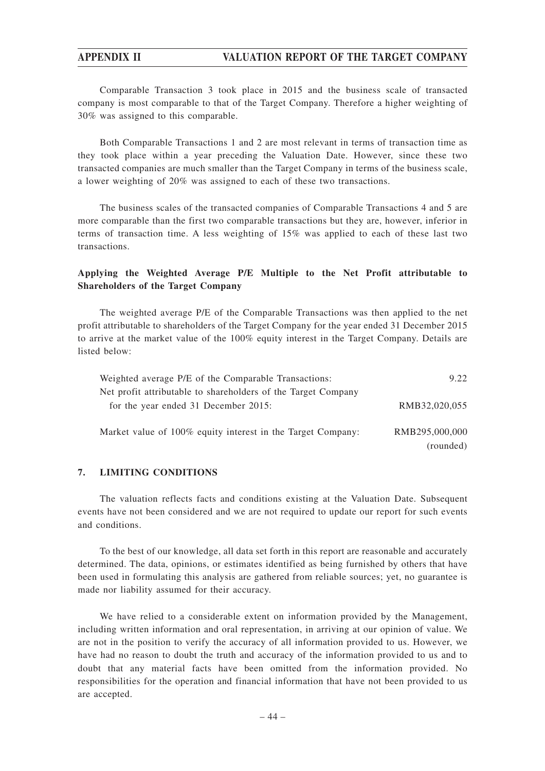Comparable Transaction 3 took place in 2015 and the business scale of transacted company is most comparable to that of the Target Company. Therefore a higher weighting of 30% was assigned to this comparable.

Both Comparable Transactions 1 and 2 are most relevant in terms of transaction time as they took place within a year preceding the Valuation Date. However, since these two transacted companies are much smaller than the Target Company in terms of the business scale, a lower weighting of 20% was assigned to each of these two transactions.

The business scales of the transacted companies of Comparable Transactions 4 and 5 are more comparable than the first two comparable transactions but they are, however, inferior in terms of transaction time. A less weighting of 15% was applied to each of these last two transactions.

**Applying the Weighted Average P/E Multiple to the Net Profit attributable to Shareholders of the Target Company**

The weighted average P/E of the Comparable Transactions was then applied to the net profit attributable to shareholders of the Target Company for the year ended 31 December 2015 to arrive at the market value of the 100% equity interest in the Target Company. Details are listed below:

| | |
|---|---|
| Weighted average P/E of the Comparable Transactions: | 9.22 |
| Net profit attributable to shareholders of the Target Company for the year ended 31 December 2015: | RMB32,020,055 |
| Market value of 100% equity interest in the Target Company: | RMB295,000,000 (rounded) |

## 7. LIMITING CONDITIONS

The valuation reflects facts and conditions existing at the Valuation Date. Subsequent events have not been considered and we are not required to update our report for such events and conditions.

To the best of our knowledge, all data set forth in this report are reasonable and accurately determined. The data, opinions, or estimates identified as being furnished by others that have been used in formulating this analysis are gathered from reliable sources; yet, no guarantee is made nor liability assumed for their accuracy.

We have relied to a considerable extent on information provided by the Management, including written information and oral representation, in arriving at our opinion of value. We are not in the position to verify the accuracy of all information provided to us. However, we have had no reason to doubt the truth and accuracy of the information provided to us and to doubt that any material facts have been omitted from the information provided. No responsibilities for the operation and financial information that have not been provided to us are accepted.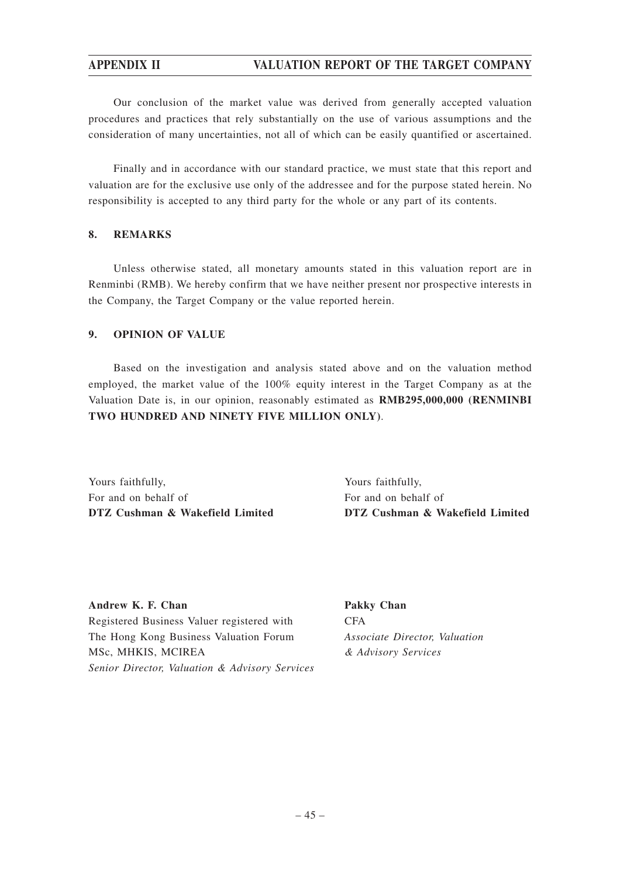Our conclusion of the market value was derived from generally accepted valuation procedures and practices that rely substantially on the use of various assumptions and the consideration of many uncertainties, not all of which can be easily quantified or ascertained.

Finally and in accordance with our standard practice, we must state that this report and valuation are for the exclusive use only of the addressee and for the purpose stated herein. No responsibility is accepted to any third party for the whole or any part of its contents.

## 8. REMARKS

Unless otherwise stated, all monetary amounts stated in this valuation report are in Renminbi (RMB). We hereby confirm that we have neither present nor prospective interests in the Company, the Target Company or the value reported herein.

## 9. OPINION OF VALUE

Based on the investigation and analysis stated above and on the valuation method employed, the market value of the 100% equity interest in the Target Company as at the Valuation Date is, in our opinion, reasonably estimated as **RMB295,000,000 (RENMINBI TWO HUNDRED AND NINETY FIVE MILLION ONLY)**.

Yours faithfully,
For and on behalf of
**DTZ Cushman & Wakefield Limited**

**Andrew K. F. Chan**
Registered Business Valuer registered with The Hong Kong Business Valuation Forum
MSc, MHKIS, MCIREA
*Senior Director, Valuation & Advisory Services*

Yours faithfully,
For and on behalf of
**DTZ Cushman & Wakefield Limited**

**Pakky Chan**
CFA
*Associate Director, Valuation & Advisory Services*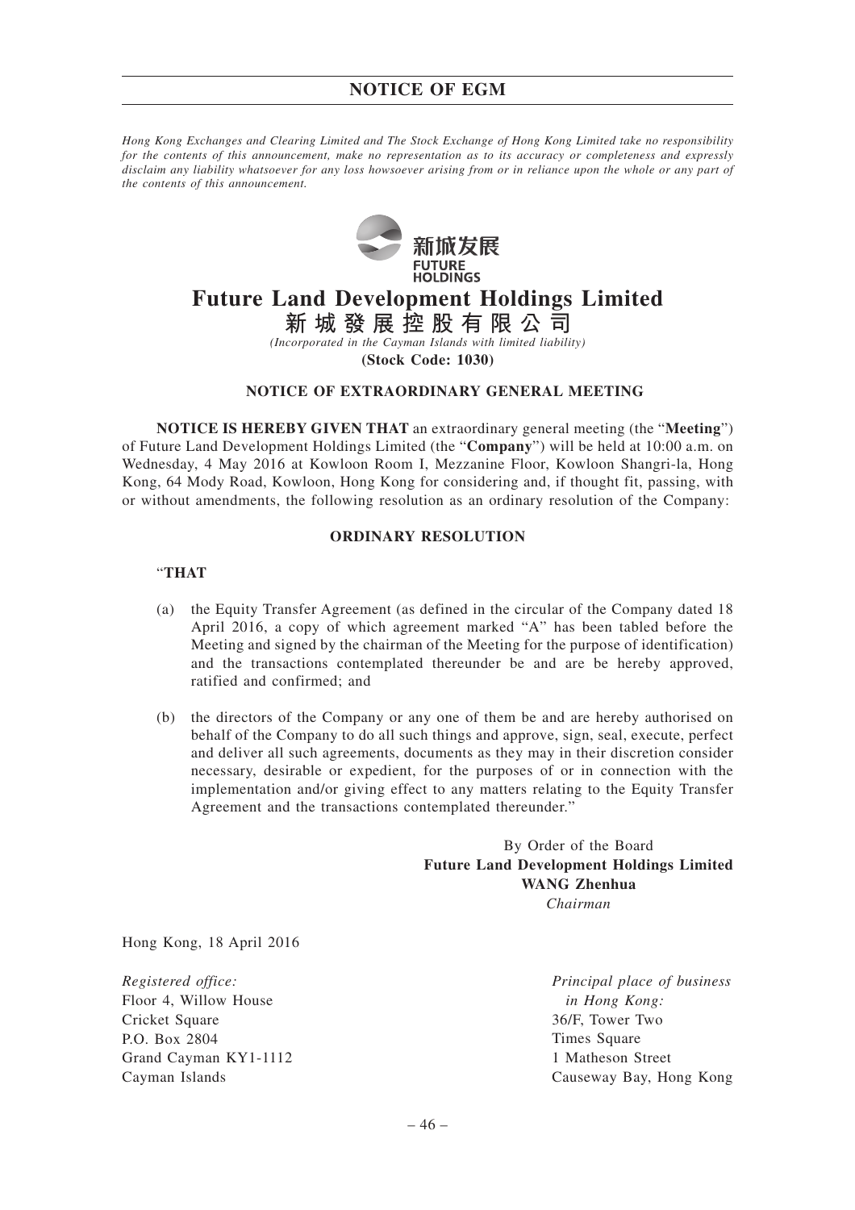*Hong Kong Exchanges and Clearing Limited and The Stock Exchange of Hong Kong Limited take no responsibility for the contents of this announcement, make no representation as to its accuracy or completeness and expressly disclaim any liability whatsoever for any loss howsoever arising from or in reliance upon the whole or any part of the contents of this announcement.*

新城发展
FUTURE HOLDINGS

# Future Land Development Holdings Limited
# 新城發展控股有限公司

*(Incorporated in the Cayman Islands with limited liability)*

**(Stock Code: 1030)**

## NOTICE OF EXTRAORDINARY GENERAL MEETING

**NOTICE IS HEREBY GIVEN THAT** an extraordinary general meeting (the "**Meeting**") of Future Land Development Holdings Limited (the "**Company**") will be held at 10:00 a.m. on Wednesday, 4 May 2016 at Kowloon Room I, Mezzanine Floor, Kowloon Shangri-la, Hong Kong, 64 Mody Road, Kowloon, Hong Kong for considering and, if thought fit, passing, with or without amendments, the following resolution as an ordinary resolution of the Company:

### ORDINARY RESOLUTION

"**THAT**

(a) the Equity Transfer Agreement (as defined in the circular of the Company dated 18 April 2016, a copy of which agreement marked "A" has been tabled before the Meeting and signed by the chairman of the Meeting for the purpose of identification) and the transactions contemplated thereunder be and are be hereby approved, ratified and confirmed; and

(b) the directors of the Company or any one of them be and are hereby authorised on behalf of the Company to do all such things and approve, sign, seal, execute, perfect and deliver all such agreements, documents as they may in their discretion consider necessary, desirable or expedient, for the purposes of or in connection with the implementation and/or giving effect to any matters relating to the Equity Transfer Agreement and the transactions contemplated thereunder."

By Order of the Board
**Future Land Development Holdings Limited**
**WANG Zhenhua**
*Chairman*

Hong Kong, 18 April 2016

*Registered office:*
Floor 4, Willow House
Cricket Square
P.O. Box 2804
Grand Cayman KY1-1112
Cayman Islands

*Principal place of business in Hong Kong:*
36/F, Tower Two
Times Square
1 Matheson Street
Causeway Bay, Hong Kong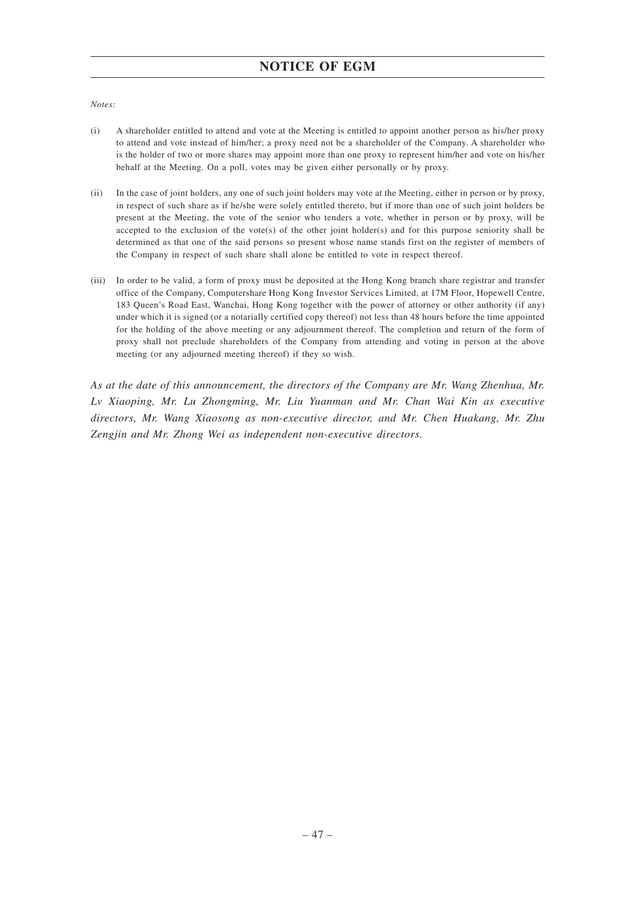*Notes:*

(i) A shareholder entitled to attend and vote at the Meeting is entitled to appoint another person as his/her proxy to attend and vote instead of him/her; a proxy need not be a shareholder of the Company. A shareholder who is the holder of two or more shares may appoint more than one proxy to represent him/her and vote on his/her behalf at the Meeting. On a poll, votes may be given either personally or by proxy.

(ii) In the case of joint holders, any one of such joint holders may vote at the Meeting, either in person or by proxy, in respect of such share as if he/she were solely entitled thereto, but if more than one of such joint holders be present at the Meeting, the vote of the senior who tenders a vote, whether in person or by proxy, will be accepted to the exclusion of the vote(s) of the other joint holder(s) and for this purpose seniority shall be determined as that one of the said persons so present whose name stands first on the register of members of the Company in respect of such share shall alone be entitled to vote in respect thereof.

(iii) In order to be valid, a form of proxy must be deposited at the Hong Kong branch share registrar and transfer office of the Company, Computershare Hong Kong Investor Services Limited, at 17M Floor, Hopewell Centre, 183 Queen's Road East, Wanchai, Hong Kong together with the power of attorney or other authority (if any) under which it is signed (or a notarially certified copy thereof) not less than 48 hours before the time appointed for the holding of the above meeting or any adjournment thereof. The completion and return of the form of proxy shall not preclude shareholders of the Company from attending and voting in person at the above meeting (or any adjourned meeting thereof) if they so wish.

*As at the date of this announcement, the directors of the Company are Mr. Wang Zhenhua, Mr. Lv Xiaoping, Mr. Lu Zhongming, Mr. Liu Yuanman and Mr. Chan Wai Kin as executive directors, Mr. Wang Xiaosong as non-executive director, and Mr. Chen Huakang, Mr. Zhu Zengjin and Mr. Zhong Wei as independent non-executive directors.*